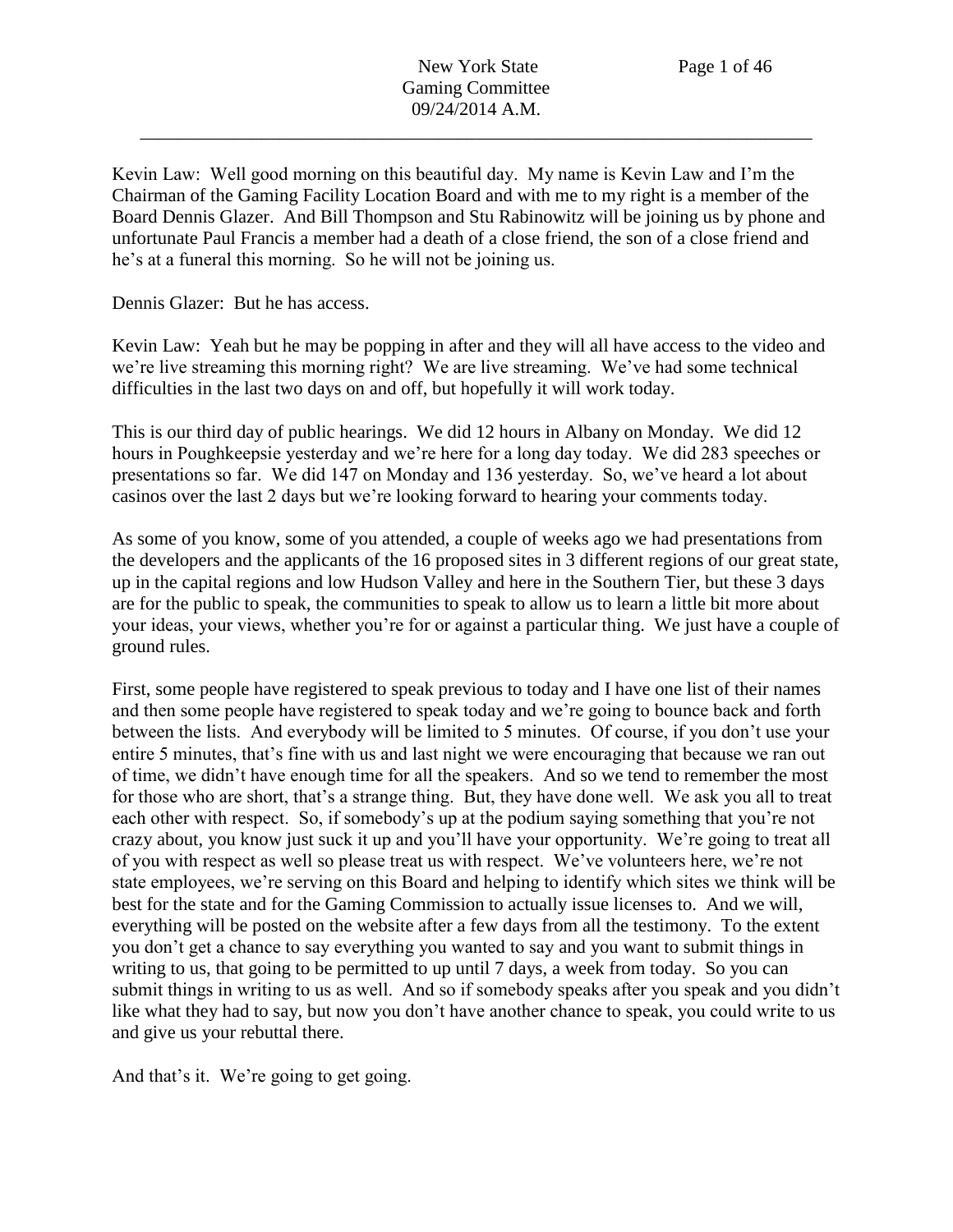Kevin Law: Well good morning on this beautiful day. My name is Kevin Law and I'm the Chairman of the Gaming Facility Location Board and with me to my right is a member of the Board Dennis Glazer. And Bill Thompson and Stu Rabinowitz will be joining us by phone and unfortunate Paul Francis a member had a death of a close friend, the son of a close friend and he's at a funeral this morning. So he will not be joining us.

Dennis Glazer: But he has access.

Kevin Law: Yeah but he may be popping in after and they will all have access to the video and we're live streaming this morning right? We are live streaming. We've had some technical difficulties in the last two days on and off, but hopefully it will work today.

This is our third day of public hearings. We did 12 hours in Albany on Monday. We did 12 hours in Poughkeepsie yesterday and we're here for a long day today. We did 283 speeches or presentations so far. We did 147 on Monday and 136 yesterday. So, we've heard a lot about casinos over the last 2 days but we're looking forward to hearing your comments today.

As some of you know, some of you attended, a couple of weeks ago we had presentations from the developers and the applicants of the 16 proposed sites in 3 different regions of our great state, up in the capital regions and low Hudson Valley and here in the Southern Tier, but these 3 days are for the public to speak, the communities to speak to allow us to learn a little bit more about your ideas, your views, whether you're for or against a particular thing. We just have a couple of ground rules.

First, some people have registered to speak previous to today and I have one list of their names and then some people have registered to speak today and we're going to bounce back and forth between the lists. And everybody will be limited to 5 minutes. Of course, if you don't use your entire 5 minutes, that's fine with us and last night we were encouraging that because we ran out of time, we didn't have enough time for all the speakers. And so we tend to remember the most for those who are short, that's a strange thing. But, they have done well. We ask you all to treat each other with respect. So, if somebody's up at the podium saying something that you're not crazy about, you know just suck it up and you'll have your opportunity. We're going to treat all of you with respect as well so please treat us with respect. We've volunteers here, we're not state employees, we're serving on this Board and helping to identify which sites we think will be best for the state and for the Gaming Commission to actually issue licenses to. And we will, everything will be posted on the website after a few days from all the testimony. To the extent you don't get a chance to say everything you wanted to say and you want to submit things in writing to us, that going to be permitted to up until 7 days, a week from today. So you can submit things in writing to us as well. And so if somebody speaks after you speak and you didn't like what they had to say, but now you don't have another chance to speak, you could write to us and give us your rebuttal there.

And that's it. We're going to get going.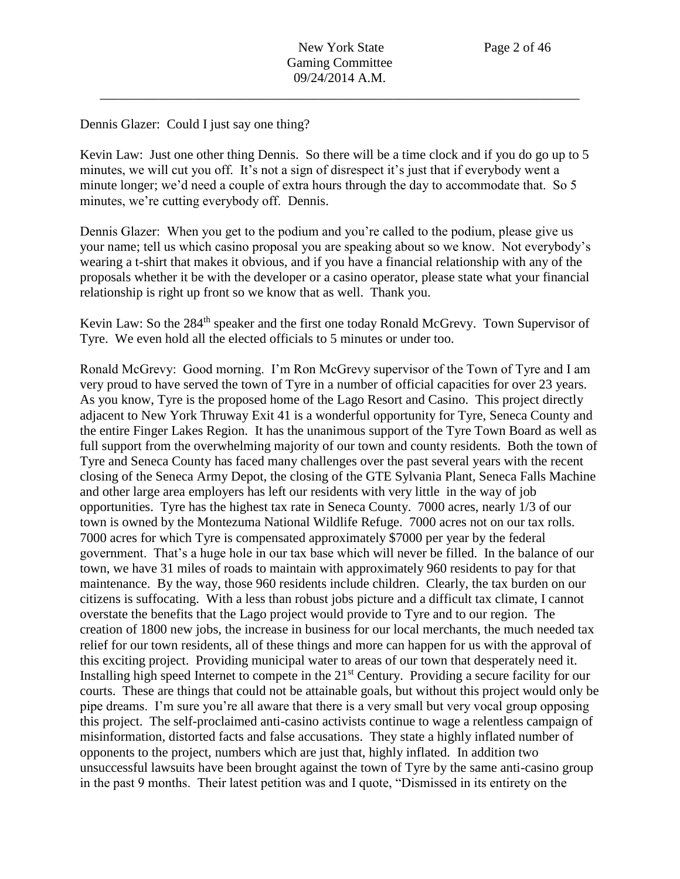Dennis Glazer: Could I just say one thing?

Kevin Law: Just one other thing Dennis. So there will be a time clock and if you do go up to 5 minutes, we will cut you off. It's not a sign of disrespect it's just that if everybody went a minute longer; we'd need a couple of extra hours through the day to accommodate that. So 5 minutes, we're cutting everybody off. Dennis.

Dennis Glazer: When you get to the podium and you're called to the podium, please give us your name; tell us which casino proposal you are speaking about so we know. Not everybody's wearing a t-shirt that makes it obvious, and if you have a financial relationship with any of the proposals whether it be with the developer or a casino operator, please state what your financial relationship is right up front so we know that as well. Thank you.

Kevin Law: So the 284th speaker and the first one today Ronald McGrevy. Town Supervisor of Tyre. We even hold all the elected officials to 5 minutes or under too.

Ronald McGrevy: Good morning. I'm Ron McGrevy supervisor of the Town of Tyre and I am very proud to have served the town of Tyre in a number of official capacities for over 23 years. As you know, Tyre is the proposed home of the Lago Resort and Casino. This project directly adjacent to New York Thruway Exit 41 is a wonderful opportunity for Tyre, Seneca County and the entire Finger Lakes Region. It has the unanimous support of the Tyre Town Board as well as full support from the overwhelming majority of our town and county residents. Both the town of Tyre and Seneca County has faced many challenges over the past several years with the recent closing of the Seneca Army Depot, the closing of the GTE Sylvania Plant, Seneca Falls Machine and other large area employers has left our residents with very little in the way of job opportunities. Tyre has the highest tax rate in Seneca County. 7000 acres, nearly 1/3 of our town is owned by the Montezuma National Wildlife Refuge. 7000 acres not on our tax rolls. 7000 acres for which Tyre is compensated approximately $7000 per year by the federal government. That's a huge hole in our tax base which will never be filled. In the balance of our town, we have 31 miles of roads to maintain with approximately 960 residents to pay for that maintenance. By the way, those 960 residents include children. Clearly, the tax burden on our citizens is suffocating. With a less than robust jobs picture and a difficult tax climate, I cannot overstate the benefits that the Lago project would provide to Tyre and to our region. The creation of 1800 new jobs, the increase in business for our local merchants, the much needed tax relief for our town residents, all of these things and more can happen for us with the approval of this exciting project. Providing municipal water to areas of our town that desperately need it. Installing high speed Internet to compete in the 21st Century. Providing a secure facility for our courts. These are things that could not be attainable goals, but without this project would only be pipe dreams. I'm sure you're all aware that there is a very small but very vocal group opposing this project. The self-proclaimed anti-casino activists continue to wage a relentless campaign of misinformation, distorted facts and false accusations. They state a highly inflated number of opponents to the project, numbers which are just that, highly inflated. In addition two unsuccessful lawsuits have been brought against the town of Tyre by the same anti-casino group in the past 9 months. Their latest petition was and I quote, "Dismissed in its entirety on the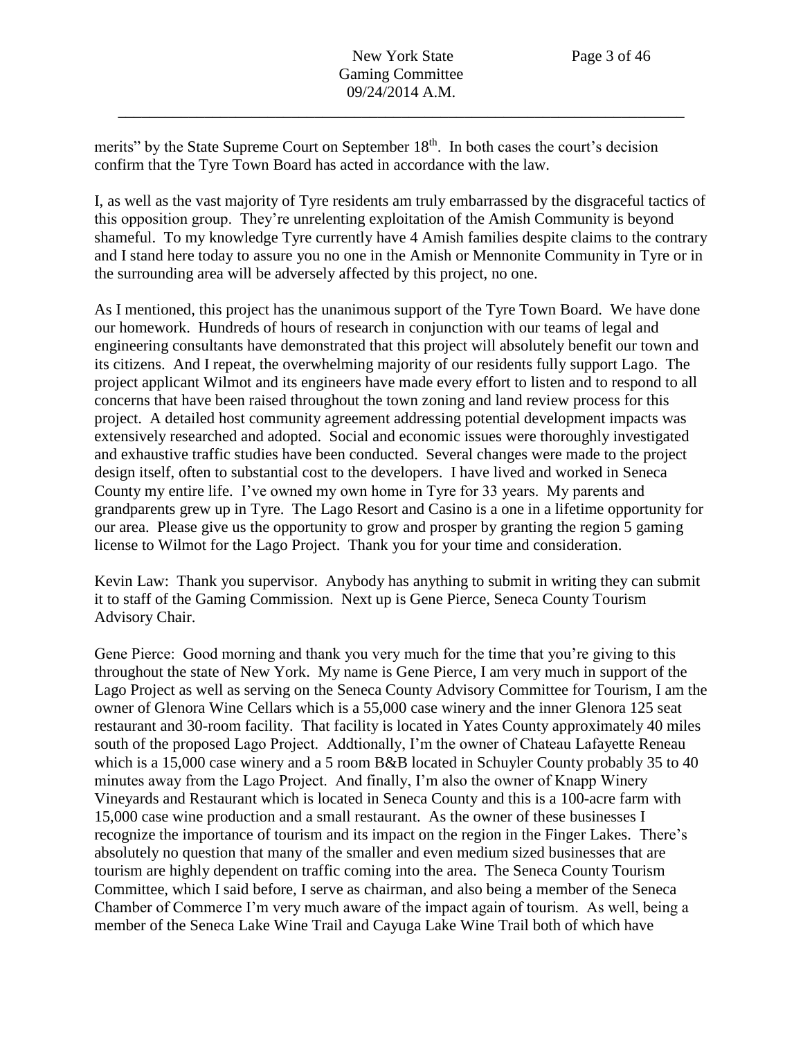merits" by the State Supreme Court on September 18th. In both cases the court's decision confirm that the Tyre Town Board has acted in accordance with the law.

I, as well as the vast majority of Tyre residents am truly embarrassed by the disgraceful tactics of this opposition group. They're unrelenting exploitation of the Amish Community is beyond shameful. To my knowledge Tyre currently have 4 Amish families despite claims to the contrary and I stand here today to assure you no one in the Amish or Mennonite Community in Tyre or in the surrounding area will be adversely affected by this project, no one.

As I mentioned, this project has the unanimous support of the Tyre Town Board. We have done our homework. Hundreds of hours of research in conjunction with our teams of legal and engineering consultants have demonstrated that this project will absolutely benefit our town and its citizens. And I repeat, the overwhelming majority of our residents fully support Lago. The project applicant Wilmot and its engineers have made every effort to listen and to respond to all concerns that have been raised throughout the town zoning and land review process for this project. A detailed host community agreement addressing potential development impacts was extensively researched and adopted. Social and economic issues were thoroughly investigated and exhaustive traffic studies have been conducted. Several changes were made to the project design itself, often to substantial cost to the developers. I have lived and worked in Seneca County my entire life. I've owned my own home in Tyre for 33 years. My parents and grandparents grew up in Tyre. The Lago Resort and Casino is a one in a lifetime opportunity for our area. Please give us the opportunity to grow and prosper by granting the region 5 gaming license to Wilmot for the Lago Project. Thank you for your time and consideration.

Kevin Law: Thank you supervisor. Anybody has anything to submit in writing they can submit it to staff of the Gaming Commission. Next up is Gene Pierce, Seneca County Tourism Advisory Chair.

Gene Pierce: Good morning and thank you very much for the time that you're giving to this throughout the state of New York. My name is Gene Pierce, I am very much in support of the Lago Project as well as serving on the Seneca County Advisory Committee for Tourism, I am the owner of Glenora Wine Cellars which is a 55,000 case winery and the inner Glenora 125 seat restaurant and 30-room facility. That facility is located in Yates County approximately 40 miles south of the proposed Lago Project. Addtionally, I'm the owner of Chateau Lafayette Reneau which is a 15,000 case winery and a 5 room B&B located in Schuyler County probably 35 to 40 minutes away from the Lago Project. And finally, I'm also the owner of Knapp Winery Vineyards and Restaurant which is located in Seneca County and this is a 100-acre farm with 15,000 case wine production and a small restaurant. As the owner of these businesses I recognize the importance of tourism and its impact on the region in the Finger Lakes. There's absolutely no question that many of the smaller and even medium sized businesses that are tourism are highly dependent on traffic coming into the area. The Seneca County Tourism Committee, which I said before, I serve as chairman, and also being a member of the Seneca Chamber of Commerce I'm very much aware of the impact again of tourism. As well, being a member of the Seneca Lake Wine Trail and Cayuga Lake Wine Trail both of which have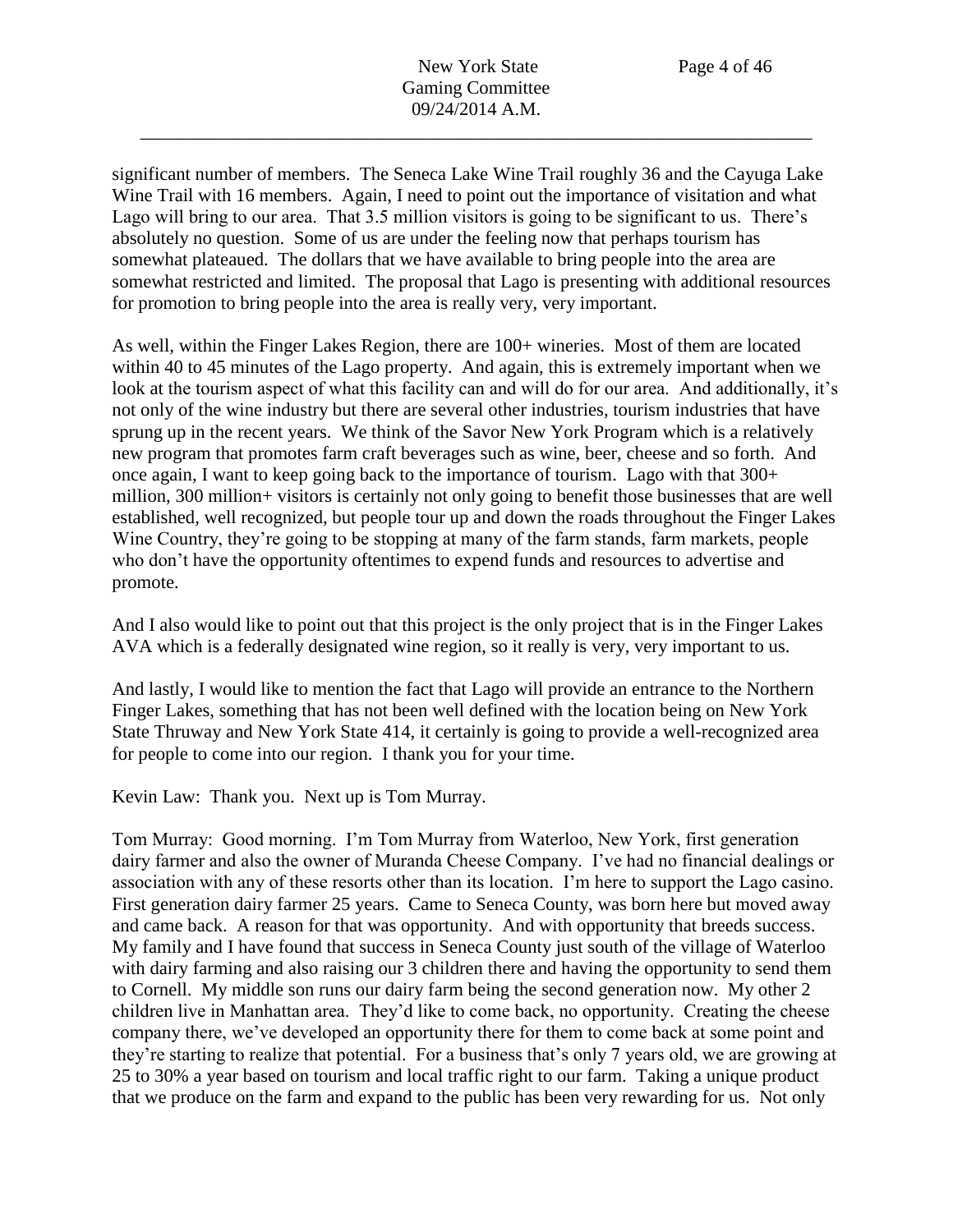significant number of members. The Seneca Lake Wine Trail roughly 36 and the Cayuga Lake Wine Trail with 16 members. Again, I need to point out the importance of visitation and what Lago will bring to our area. That 3.5 million visitors is going to be significant to us. There's absolutely no question. Some of us are under the feeling now that perhaps tourism has somewhat plateaued. The dollars that we have available to bring people into the area are somewhat restricted and limited. The proposal that Lago is presenting with additional resources for promotion to bring people into the area is really very, very important.

As well, within the Finger Lakes Region, there are 100+ wineries. Most of them are located within 40 to 45 minutes of the Lago property. And again, this is extremely important when we look at the tourism aspect of what this facility can and will do for our area. And additionally, it's not only of the wine industry but there are several other industries, tourism industries that have sprung up in the recent years. We think of the Savor New York Program which is a relatively new program that promotes farm craft beverages such as wine, beer, cheese and so forth. And once again, I want to keep going back to the importance of tourism. Lago with that 300+ million, 300 million+ visitors is certainly not only going to benefit those businesses that are well established, well recognized, but people tour up and down the roads throughout the Finger Lakes Wine Country, they're going to be stopping at many of the farm stands, farm markets, people who don't have the opportunity oftentimes to expend funds and resources to advertise and promote.

And I also would like to point out that this project is the only project that is in the Finger Lakes AVA which is a federally designated wine region, so it really is very, very important to us.

And lastly, I would like to mention the fact that Lago will provide an entrance to the Northern Finger Lakes, something that has not been well defined with the location being on New York State Thruway and New York State 414, it certainly is going to provide a well-recognized area for people to come into our region. I thank you for your time.

Kevin Law: Thank you. Next up is Tom Murray.

Tom Murray: Good morning. I'm Tom Murray from Waterloo, New York, first generation dairy farmer and also the owner of Muranda Cheese Company. I've had no financial dealings or association with any of these resorts other than its location. I'm here to support the Lago casino. First generation dairy farmer 25 years. Came to Seneca County, was born here but moved away and came back. A reason for that was opportunity. And with opportunity that breeds success. My family and I have found that success in Seneca County just south of the village of Waterloo with dairy farming and also raising our 3 children there and having the opportunity to send them to Cornell. My middle son runs our dairy farm being the second generation now. My other 2 children live in Manhattan area. They'd like to come back, no opportunity. Creating the cheese company there, we've developed an opportunity there for them to come back at some point and they're starting to realize that potential. For a business that's only 7 years old, we are growing at 25 to 30% a year based on tourism and local traffic right to our farm. Taking a unique product that we produce on the farm and expand to the public has been very rewarding for us. Not only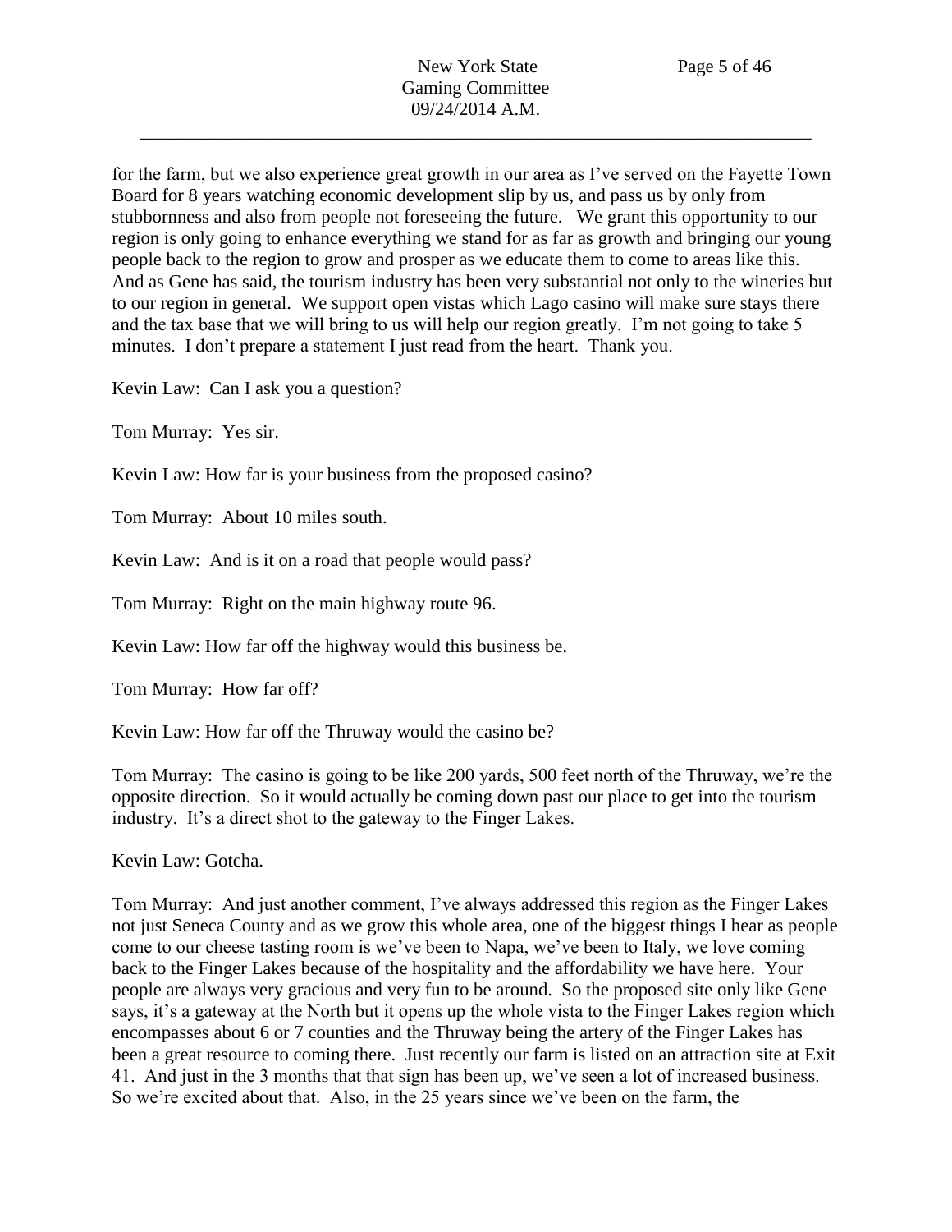for the farm, but we also experience great growth in our area as I've served on the Fayette Town Board for 8 years watching economic development slip by us, and pass us by only from stubbornness and also from people not foreseeing the future. We grant this opportunity to our region is only going to enhance everything we stand for as far as growth and bringing our young people back to the region to grow and prosper as we educate them to come to areas like this. And as Gene has said, the tourism industry has been very substantial not only to the wineries but to our region in general. We support open vistas which Lago casino will make sure stays there and the tax base that we will bring to us will help our region greatly. I'm not going to take 5 minutes. I don't prepare a statement I just read from the heart. Thank you.

Kevin Law: Can I ask you a question?

Tom Murray: Yes sir.

Kevin Law: How far is your business from the proposed casino?

Tom Murray: About 10 miles south.

Kevin Law: And is it on a road that people would pass?

Tom Murray: Right on the main highway route 96.

Kevin Law: How far off the highway would this business be.

Tom Murray: How far off?

Kevin Law: How far off the Thruway would the casino be?

Tom Murray: The casino is going to be like 200 yards, 500 feet north of the Thruway, we're the opposite direction. So it would actually be coming down past our place to get into the tourism industry. It's a direct shot to the gateway to the Finger Lakes.

Kevin Law: Gotcha.

Tom Murray: And just another comment, I've always addressed this region as the Finger Lakes not just Seneca County and as we grow this whole area, one of the biggest things I hear as people come to our cheese tasting room is we've been to Napa, we've been to Italy, we love coming back to the Finger Lakes because of the hospitality and the affordability we have here. Your people are always very gracious and very fun to be around. So the proposed site only like Gene says, it's a gateway at the North but it opens up the whole vista to the Finger Lakes region which encompasses about 6 or 7 counties and the Thruway being the artery of the Finger Lakes has been a great resource to coming there. Just recently our farm is listed on an attraction site at Exit 41. And just in the 3 months that that sign has been up, we've seen a lot of increased business. So we're excited about that. Also, in the 25 years since we've been on the farm, the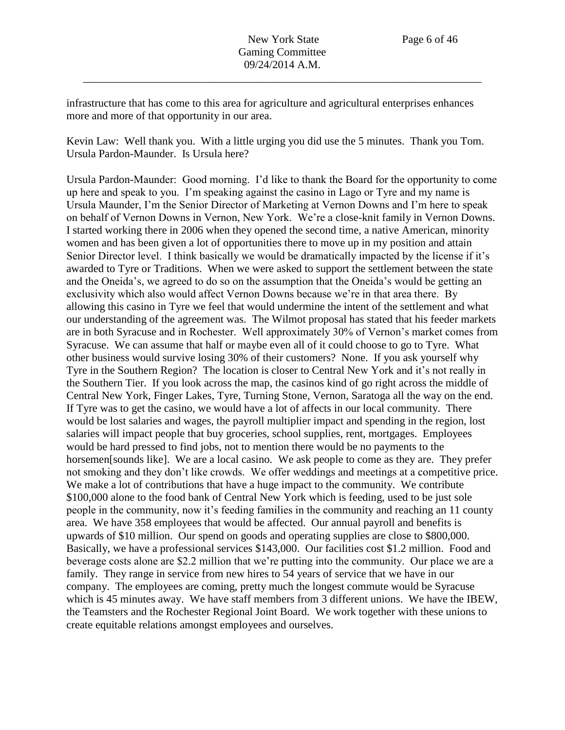infrastructure that has come to this area for agriculture and agricultural enterprises enhances more and more of that opportunity in our area.

Kevin Law: Well thank you. With a little urging you did use the 5 minutes. Thank you Tom. Ursula Pardon-Maunder. Is Ursula here?

Ursula Pardon-Maunder: Good morning. I'd like to thank the Board for the opportunity to come up here and speak to you. I'm speaking against the casino in Lago or Tyre and my name is Ursula Maunder, I'm the Senior Director of Marketing at Vernon Downs and I'm here to speak on behalf of Vernon Downs in Vernon, New York. We're a close-knit family in Vernon Downs. I started working there in 2006 when they opened the second time, a native American, minority women and has been given a lot of opportunities there to move up in my position and attain Senior Director level. I think basically we would be dramatically impacted by the license if it's awarded to Tyre or Traditions. When we were asked to support the settlement between the state and the Oneida's, we agreed to do so on the assumption that the Oneida's would be getting an exclusivity which also would affect Vernon Downs because we're in that area there. By allowing this casino in Tyre we feel that would undermine the intent of the settlement and what our understanding of the agreement was. The Wilmot proposal has stated that his feeder markets are in both Syracuse and in Rochester. Well approximately 30% of Vernon's market comes from Syracuse. We can assume that half or maybe even all of it could choose to go to Tyre. What other business would survive losing 30% of their customers? None. If you ask yourself why Tyre in the Southern Region? The location is closer to Central New York and it's not really in the Southern Tier. If you look across the map, the casinos kind of go right across the middle of Central New York, Finger Lakes, Tyre, Turning Stone, Vernon, Saratoga all the way on the end. If Tyre was to get the casino, we would have a lot of affects in our local community. There would be lost salaries and wages, the payroll multiplier impact and spending in the region, lost salaries will impact people that buy groceries, school supplies, rent, mortgages. Employees would be hard pressed to find jobs, not to mention there would be no payments to the horsemen[sounds like]. We are a local casino. We ask people to come as they are. They prefer not smoking and they don't like crowds. We offer weddings and meetings at a competitive price. We make a lot of contributions that have a huge impact to the community. We contribute $100,000 alone to the food bank of Central New York which is feeding, used to be just sole people in the community, now it's feeding families in the community and reaching an 11 county area. We have 358 employees that would be affected. Our annual payroll and benefits is upwards of $10 million. Our spend on goods and operating supplies are close to $800,000. Basically, we have a professional services $143,000. Our facilities cost $1.2 million. Food and beverage costs alone are $2.2 million that we're putting into the community. Our place we are a family. They range in service from new hires to 54 years of service that we have in our company. The employees are coming, pretty much the longest commute would be Syracuse which is 45 minutes away. We have staff members from 3 different unions. We have the IBEW, the Teamsters and the Rochester Regional Joint Board. We work together with these unions to create equitable relations amongst employees and ourselves.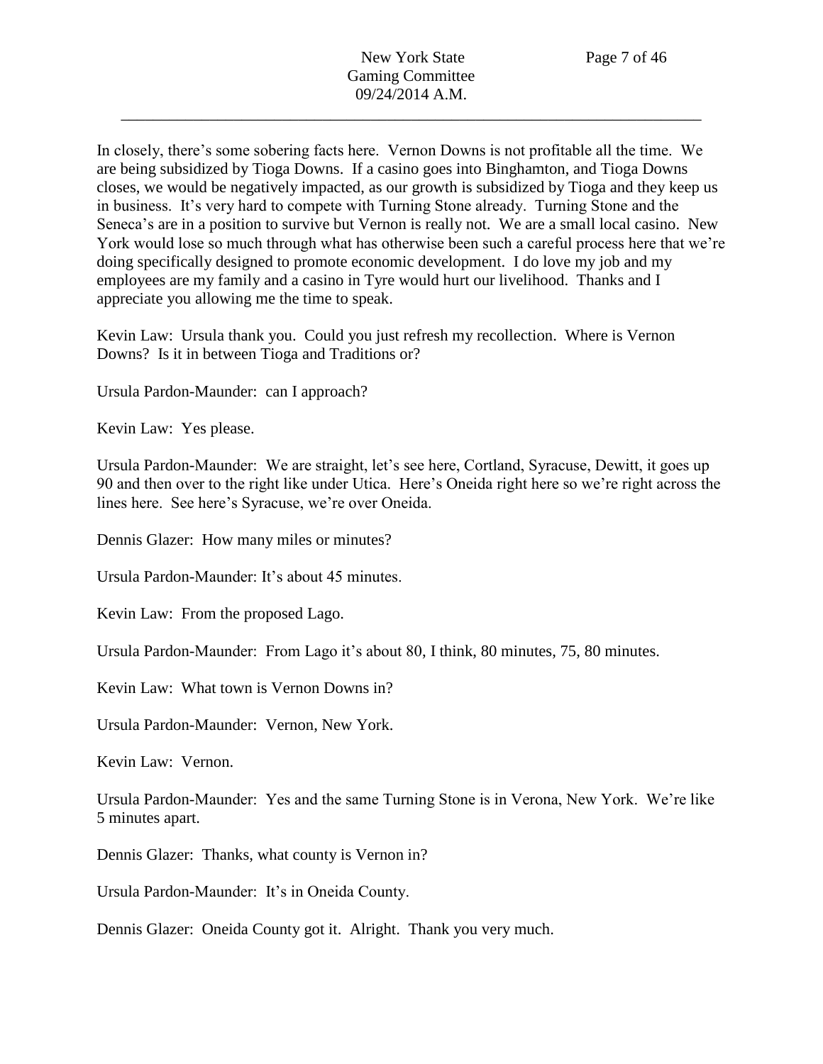In closely, there's some sobering facts here. Vernon Downs is not profitable all the time. We are being subsidized by Tioga Downs. If a casino goes into Binghamton, and Tioga Downs closes, we would be negatively impacted, as our growth is subsidized by Tioga and they keep us in business. It's very hard to compete with Turning Stone already. Turning Stone and the Seneca's are in a position to survive but Vernon is really not. We are a small local casino. New York would lose so much through what has otherwise been such a careful process here that we're doing specifically designed to promote economic development. I do love my job and my employees are my family and a casino in Tyre would hurt our livelihood. Thanks and I appreciate you allowing me the time to speak.

Kevin Law: Ursula thank you. Could you just refresh my recollection. Where is Vernon Downs? Is it in between Tioga and Traditions or?

Ursula Pardon-Maunder: can I approach?

Kevin Law: Yes please.

Ursula Pardon-Maunder: We are straight, let's see here, Cortland, Syracuse, Dewitt, it goes up 90 and then over to the right like under Utica. Here's Oneida right here so we're right across the lines here. See here's Syracuse, we're over Oneida.

Dennis Glazer: How many miles or minutes?

Ursula Pardon-Maunder: It's about 45 minutes.

Kevin Law: From the proposed Lago.

Ursula Pardon-Maunder: From Lago it's about 80, I think, 80 minutes, 75, 80 minutes.

Kevin Law: What town is Vernon Downs in?

Ursula Pardon-Maunder: Vernon, New York.

Kevin Law: Vernon.

Ursula Pardon-Maunder: Yes and the same Turning Stone is in Verona, New York. We're like 5 minutes apart.

Dennis Glazer: Thanks, what county is Vernon in?

Ursula Pardon-Maunder: It's in Oneida County.

Dennis Glazer: Oneida County got it. Alright. Thank you very much.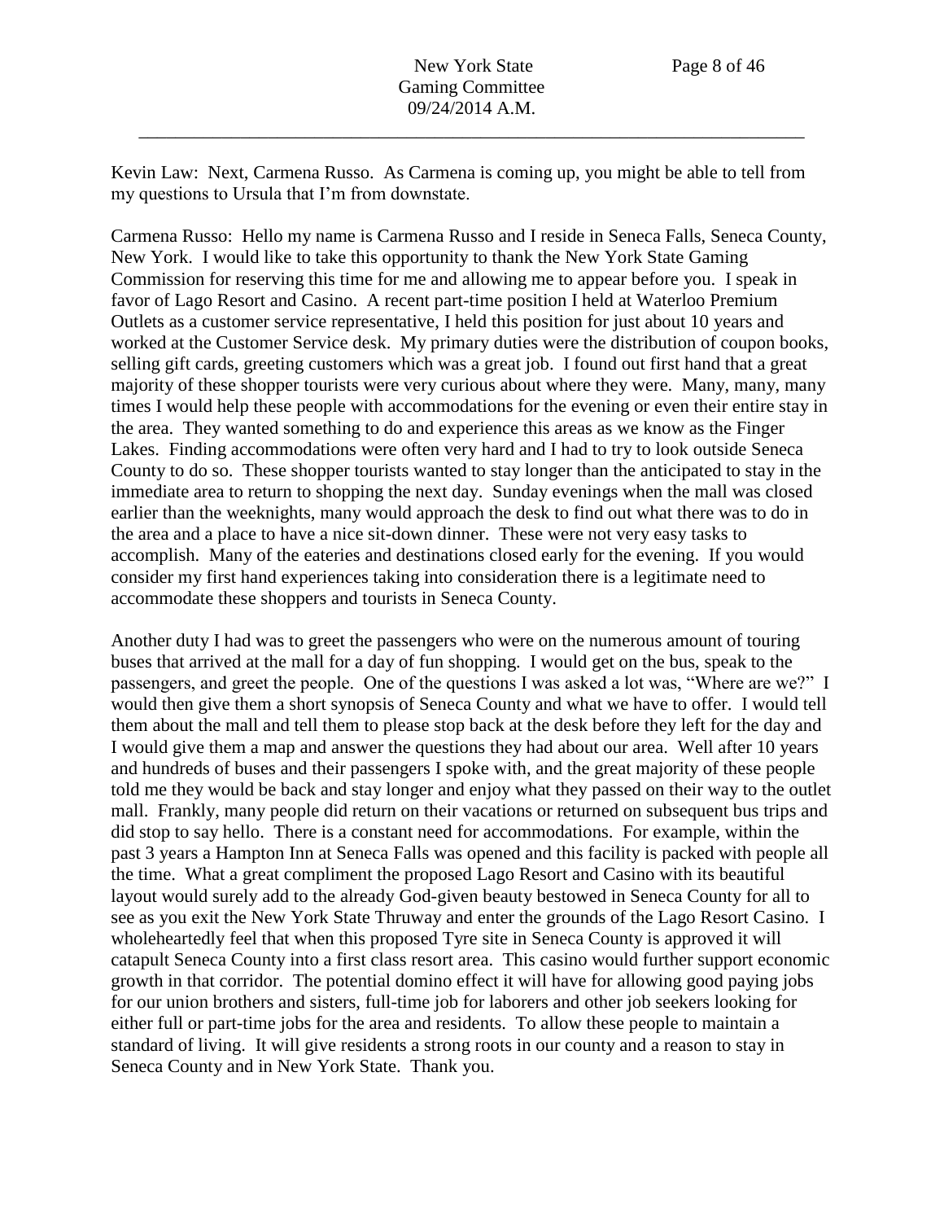Kevin Law: Next, Carmena Russo. As Carmena is coming up, you might be able to tell from my questions to Ursula that I'm from downstate.

Carmena Russo: Hello my name is Carmena Russo and I reside in Seneca Falls, Seneca County, New York. I would like to take this opportunity to thank the New York State Gaming Commission for reserving this time for me and allowing me to appear before you. I speak in favor of Lago Resort and Casino. A recent part-time position I held at Waterloo Premium Outlets as a customer service representative, I held this position for just about 10 years and worked at the Customer Service desk. My primary duties were the distribution of coupon books, selling gift cards, greeting customers which was a great job. I found out first hand that a great majority of these shopper tourists were very curious about where they were. Many, many, many times I would help these people with accommodations for the evening or even their entire stay in the area. They wanted something to do and experience this areas as we know as the Finger Lakes. Finding accommodations were often very hard and I had to try to look outside Seneca County to do so. These shopper tourists wanted to stay longer than the anticipated to stay in the immediate area to return to shopping the next day. Sunday evenings when the mall was closed earlier than the weeknights, many would approach the desk to find out what there was to do in the area and a place to have a nice sit-down dinner. These were not very easy tasks to accomplish. Many of the eateries and destinations closed early for the evening. If you would consider my first hand experiences taking into consideration there is a legitimate need to accommodate these shoppers and tourists in Seneca County.

Another duty I had was to greet the passengers who were on the numerous amount of touring buses that arrived at the mall for a day of fun shopping. I would get on the bus, speak to the passengers, and greet the people. One of the questions I was asked a lot was, "Where are we?" I would then give them a short synopsis of Seneca County and what we have to offer. I would tell them about the mall and tell them to please stop back at the desk before they left for the day and I would give them a map and answer the questions they had about our area. Well after 10 years and hundreds of buses and their passengers I spoke with, and the great majority of these people told me they would be back and stay longer and enjoy what they passed on their way to the outlet mall. Frankly, many people did return on their vacations or returned on subsequent bus trips and did stop to say hello. There is a constant need for accommodations. For example, within the past 3 years a Hampton Inn at Seneca Falls was opened and this facility is packed with people all the time. What a great compliment the proposed Lago Resort and Casino with its beautiful layout would surely add to the already God-given beauty bestowed in Seneca County for all to see as you exit the New York State Thruway and enter the grounds of the Lago Resort Casino. I wholeheartedly feel that when this proposed Tyre site in Seneca County is approved it will catapult Seneca County into a first class resort area. This casino would further support economic growth in that corridor. The potential domino effect it will have for allowing good paying jobs for our union brothers and sisters, full-time job for laborers and other job seekers looking for either full or part-time jobs for the area and residents. To allow these people to maintain a standard of living. It will give residents a strong roots in our county and a reason to stay in Seneca County and in New York State. Thank you.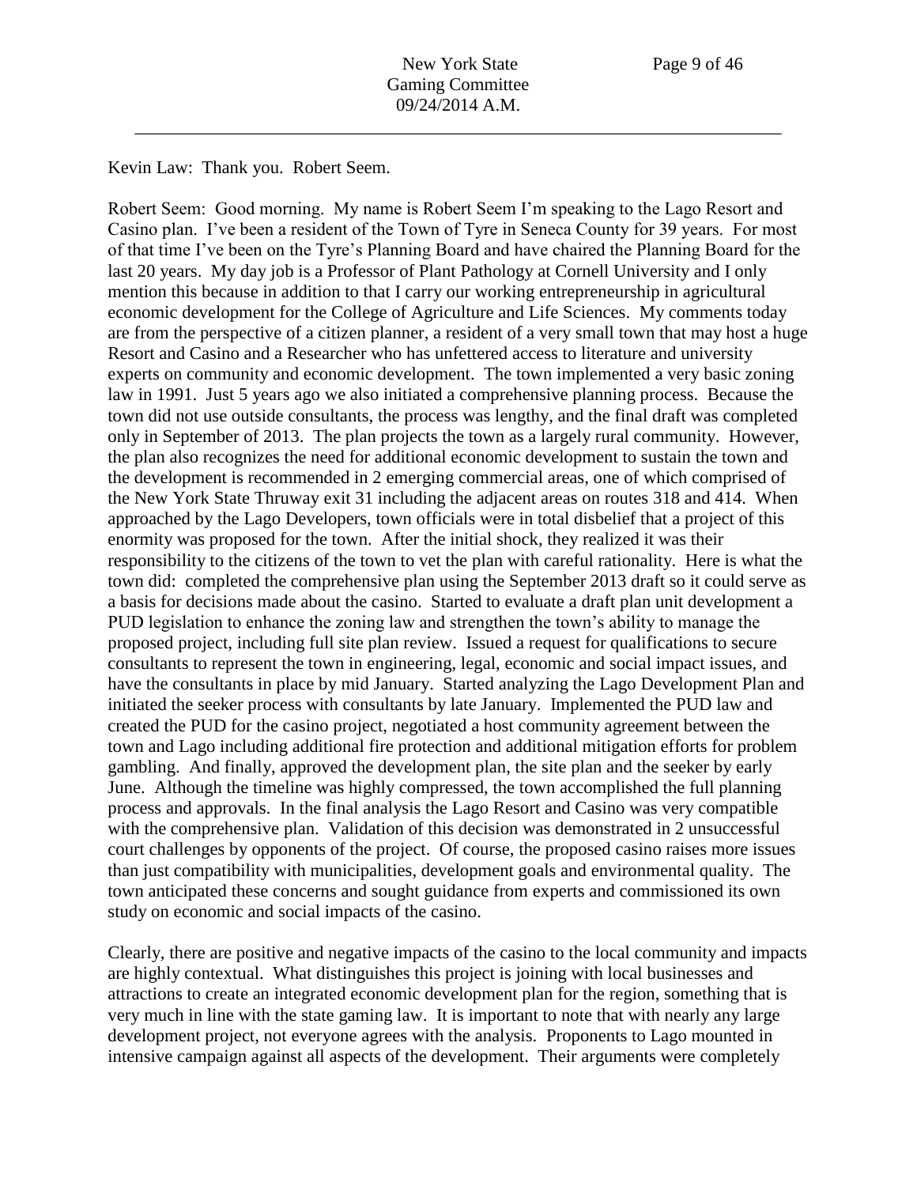Kevin Law: Thank you. Robert Seem.

Robert Seem: Good morning. My name is Robert Seem I'm speaking to the Lago Resort and Casino plan. I've been a resident of the Town of Tyre in Seneca County for 39 years. For most of that time I've been on the Tyre's Planning Board and have chaired the Planning Board for the last 20 years. My day job is a Professor of Plant Pathology at Cornell University and I only mention this because in addition to that I carry our working entrepreneurship in agricultural economic development for the College of Agriculture and Life Sciences. My comments today are from the perspective of a citizen planner, a resident of a very small town that may host a huge Resort and Casino and a Researcher who has unfettered access to literature and university experts on community and economic development. The town implemented a very basic zoning law in 1991. Just 5 years ago we also initiated a comprehensive planning process. Because the town did not use outside consultants, the process was lengthy, and the final draft was completed only in September of 2013. The plan projects the town as a largely rural community. However, the plan also recognizes the need for additional economic development to sustain the town and the development is recommended in 2 emerging commercial areas, one of which comprised of the New York State Thruway exit 31 including the adjacent areas on routes 318 and 414. When approached by the Lago Developers, town officials were in total disbelief that a project of this enormity was proposed for the town. After the initial shock, they realized it was their responsibility to the citizens of the town to vet the plan with careful rationality. Here is what the town did: completed the comprehensive plan using the September 2013 draft so it could serve as a basis for decisions made about the casino. Started to evaluate a draft plan unit development a PUD legislation to enhance the zoning law and strengthen the town's ability to manage the proposed project, including full site plan review. Issued a request for qualifications to secure consultants to represent the town in engineering, legal, economic and social impact issues, and have the consultants in place by mid January. Started analyzing the Lago Development Plan and initiated the seeker process with consultants by late January. Implemented the PUD law and created the PUD for the casino project, negotiated a host community agreement between the town and Lago including additional fire protection and additional mitigation efforts for problem gambling. And finally, approved the development plan, the site plan and the seeker by early June. Although the timeline was highly compressed, the town accomplished the full planning process and approvals. In the final analysis the Lago Resort and Casino was very compatible with the comprehensive plan. Validation of this decision was demonstrated in 2 unsuccessful court challenges by opponents of the project. Of course, the proposed casino raises more issues than just compatibility with municipalities, development goals and environmental quality. The town anticipated these concerns and sought guidance from experts and commissioned its own study on economic and social impacts of the casino.

Clearly, there are positive and negative impacts of the casino to the local community and impacts are highly contextual. What distinguishes this project is joining with local businesses and attractions to create an integrated economic development plan for the region, something that is very much in line with the state gaming law. It is important to note that with nearly any large development project, not everyone agrees with the analysis. Proponents to Lago mounted in intensive campaign against all aspects of the development. Their arguments were completely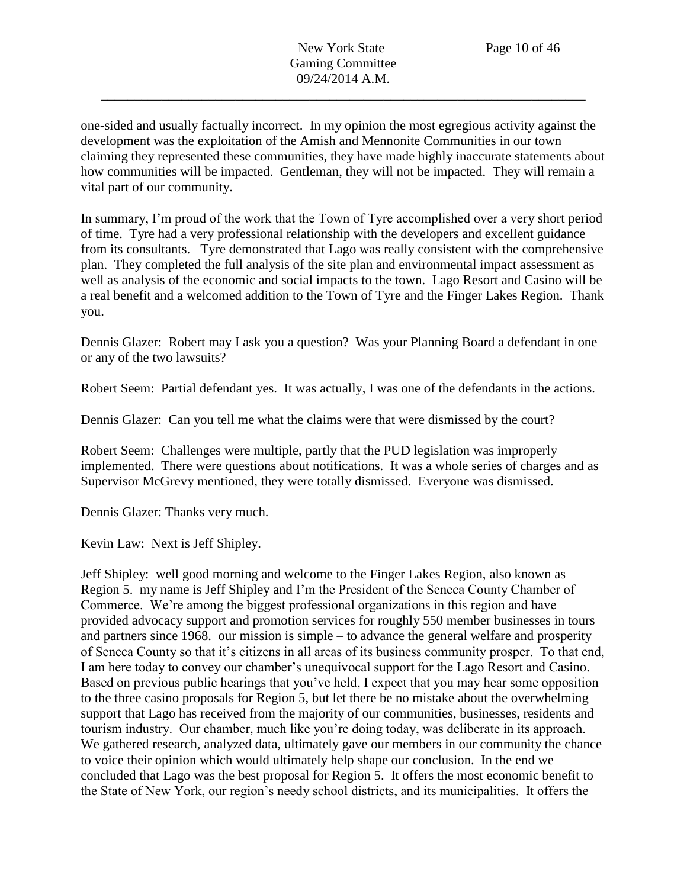one-sided and usually factually incorrect. In my opinion the most egregious activity against the development was the exploitation of the Amish and Mennonite Communities in our town claiming they represented these communities, they have made highly inaccurate statements about how communities will be impacted. Gentleman, they will not be impacted. They will remain a vital part of our community.

In summary, I'm proud of the work that the Town of Tyre accomplished over a very short period of time. Tyre had a very professional relationship with the developers and excellent guidance from its consultants. Tyre demonstrated that Lago was really consistent with the comprehensive plan. They completed the full analysis of the site plan and environmental impact assessment as well as analysis of the economic and social impacts to the town. Lago Resort and Casino will be a real benefit and a welcomed addition to the Town of Tyre and the Finger Lakes Region. Thank you.

Dennis Glazer: Robert may I ask you a question? Was your Planning Board a defendant in one or any of the two lawsuits?

Robert Seem: Partial defendant yes. It was actually, I was one of the defendants in the actions.

Dennis Glazer: Can you tell me what the claims were that were dismissed by the court?

Robert Seem: Challenges were multiple, partly that the PUD legislation was improperly implemented. There were questions about notifications. It was a whole series of charges and as Supervisor McGrevy mentioned, they were totally dismissed. Everyone was dismissed.

Dennis Glazer: Thanks very much.

Kevin Law: Next is Jeff Shipley.

Jeff Shipley: well good morning and welcome to the Finger Lakes Region, also known as Region 5. my name is Jeff Shipley and I'm the President of the Seneca County Chamber of Commerce. We're among the biggest professional organizations in this region and have provided advocacy support and promotion services for roughly 550 member businesses in tours and partners since 1968. our mission is simple – to advance the general welfare and prosperity of Seneca County so that it's citizens in all areas of its business community prosper. To that end, I am here today to convey our chamber's unequivocal support for the Lago Resort and Casino. Based on previous public hearings that you've held, I expect that you may hear some opposition to the three casino proposals for Region 5, but let there be no mistake about the overwhelming support that Lago has received from the majority of our communities, businesses, residents and tourism industry. Our chamber, much like you're doing today, was deliberate in its approach. We gathered research, analyzed data, ultimately gave our members in our community the chance to voice their opinion which would ultimately help shape our conclusion. In the end we concluded that Lago was the best proposal for Region 5. It offers the most economic benefit to the State of New York, our region's needy school districts, and its municipalities. It offers the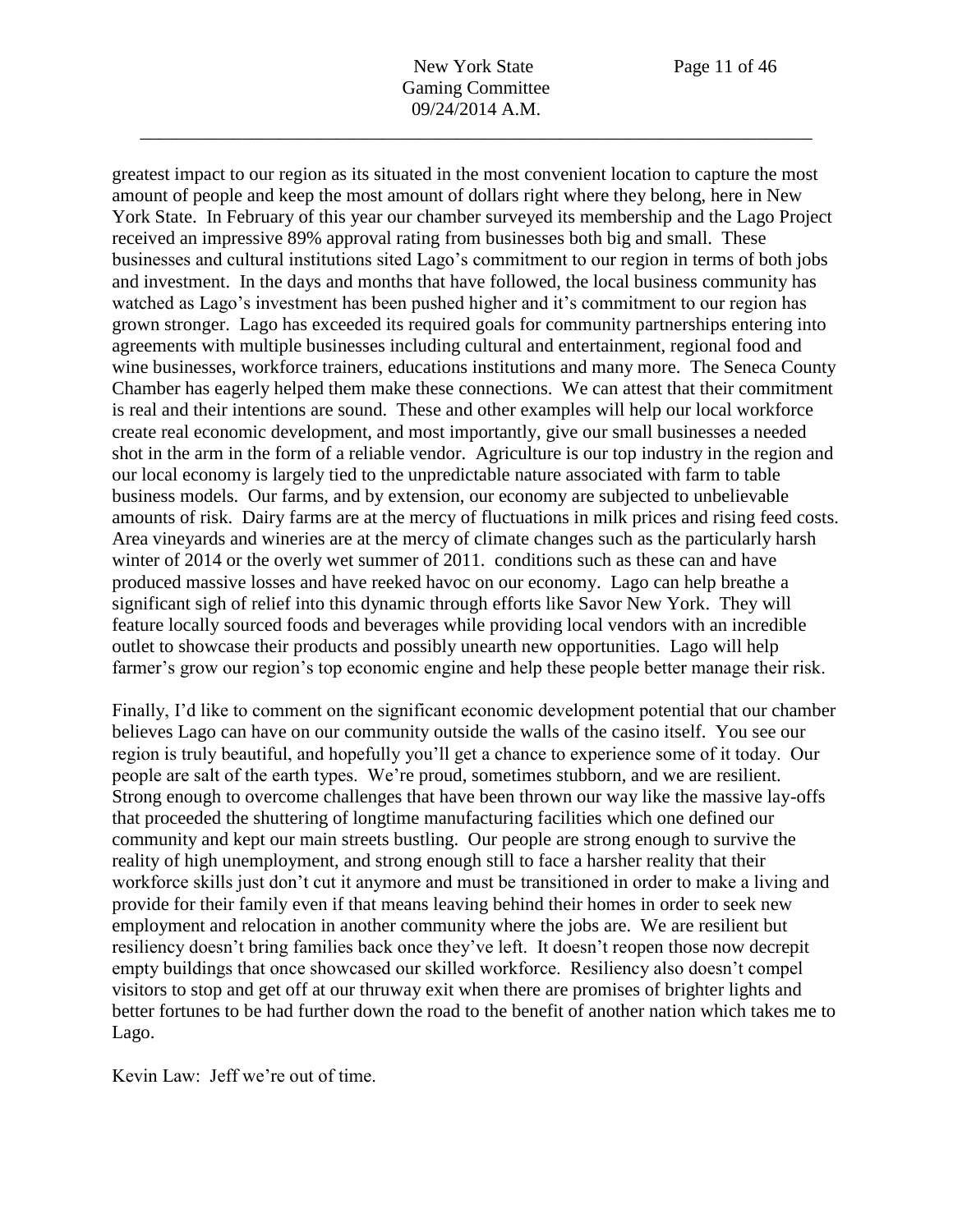greatest impact to our region as its situated in the most convenient location to capture the most amount of people and keep the most amount of dollars right where they belong, here in New York State. In February of this year our chamber surveyed its membership and the Lago Project received an impressive 89% approval rating from businesses both big and small. These businesses and cultural institutions sited Lago's commitment to our region in terms of both jobs and investment. In the days and months that have followed, the local business community has watched as Lago's investment has been pushed higher and it's commitment to our region has grown stronger. Lago has exceeded its required goals for community partnerships entering into agreements with multiple businesses including cultural and entertainment, regional food and wine businesses, workforce trainers, educations institutions and many more. The Seneca County Chamber has eagerly helped them make these connections. We can attest that their commitment is real and their intentions are sound. These and other examples will help our local workforce create real economic development, and most importantly, give our small businesses a needed shot in the arm in the form of a reliable vendor. Agriculture is our top industry in the region and our local economy is largely tied to the unpredictable nature associated with farm to table business models. Our farms, and by extension, our economy are subjected to unbelievable amounts of risk. Dairy farms are at the mercy of fluctuations in milk prices and rising feed costs. Area vineyards and wineries are at the mercy of climate changes such as the particularly harsh winter of 2014 or the overly wet summer of 2011. conditions such as these can and have produced massive losses and have reeked havoc on our economy. Lago can help breathe a significant sigh of relief into this dynamic through efforts like Savor New York. They will feature locally sourced foods and beverages while providing local vendors with an incredible outlet to showcase their products and possibly unearth new opportunities. Lago will help farmer's grow our region's top economic engine and help these people better manage their risk.

Finally, I'd like to comment on the significant economic development potential that our chamber believes Lago can have on our community outside the walls of the casino itself. You see our region is truly beautiful, and hopefully you'll get a chance to experience some of it today. Our people are salt of the earth types. We're proud, sometimes stubborn, and we are resilient. Strong enough to overcome challenges that have been thrown our way like the massive lay-offs that proceeded the shuttering of longtime manufacturing facilities which one defined our community and kept our main streets bustling. Our people are strong enough to survive the reality of high unemployment, and strong enough still to face a harsher reality that their workforce skills just don't cut it anymore and must be transitioned in order to make a living and provide for their family even if that means leaving behind their homes in order to seek new employment and relocation in another community where the jobs are. We are resilient but resiliency doesn't bring families back once they've left. It doesn't reopen those now decrepit empty buildings that once showcased our skilled workforce. Resiliency also doesn't compel visitors to stop and get off at our thruway exit when there are promises of brighter lights and better fortunes to be had further down the road to the benefit of another nation which takes me to Lago.

Kevin Law: Jeff we're out of time.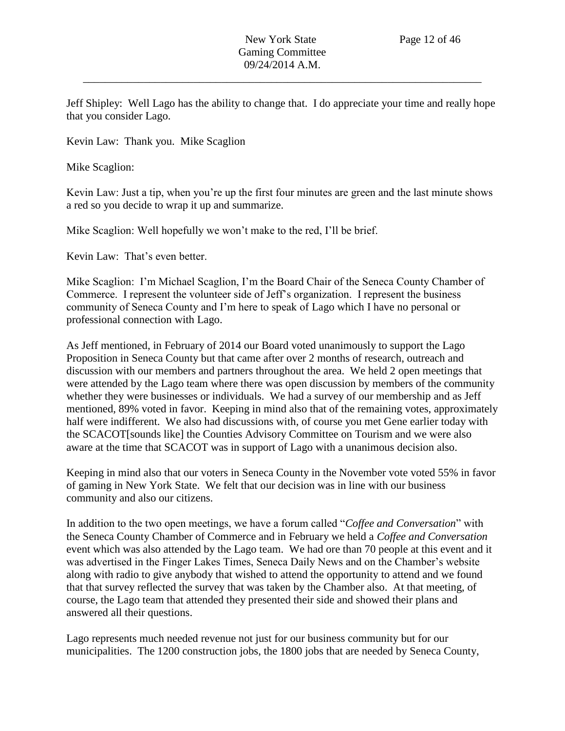Jeff Shipley: Well Lago has the ability to change that. I do appreciate your time and really hope that you consider Lago.

Kevin Law: Thank you. Mike Scaglion

Mike Scaglion:

Kevin Law: Just a tip, when you're up the first four minutes are green and the last minute shows a red so you decide to wrap it up and summarize.

Mike Scaglion: Well hopefully we won't make to the red, I'll be brief.

Kevin Law: That's even better.

Mike Scaglion: I'm Michael Scaglion, I'm the Board Chair of the Seneca County Chamber of Commerce. I represent the volunteer side of Jeff's organization. I represent the business community of Seneca County and I'm here to speak of Lago which I have no personal or professional connection with Lago.

As Jeff mentioned, in February of 2014 our Board voted unanimously to support the Lago Proposition in Seneca County but that came after over 2 months of research, outreach and discussion with our members and partners throughout the area. We held 2 open meetings that were attended by the Lago team where there was open discussion by members of the community whether they were businesses or individuals. We had a survey of our membership and as Jeff mentioned, 89% voted in favor. Keeping in mind also that of the remaining votes, approximately half were indifferent. We also had discussions with, of course you met Gene earlier today with the SCACOT[sounds like] the Counties Advisory Committee on Tourism and we were also aware at the time that SCACOT was in support of Lago with a unanimous decision also.

Keeping in mind also that our voters in Seneca County in the November vote voted 55% in favor of gaming in New York State. We felt that our decision was in line with our business community and also our citizens.

In addition to the two open meetings, we have a forum called "*Coffee and Conversation*" with the Seneca County Chamber of Commerce and in February we held a *Coffee and Conversation* event which was also attended by the Lago team. We had ore than 70 people at this event and it was advertised in the Finger Lakes Times, Seneca Daily News and on the Chamber's website along with radio to give anybody that wished to attend the opportunity to attend and we found that that survey reflected the survey that was taken by the Chamber also. At that meeting, of course, the Lago team that attended they presented their side and showed their plans and answered all their questions.

Lago represents much needed revenue not just for our business community but for our municipalities. The 1200 construction jobs, the 1800 jobs that are needed by Seneca County,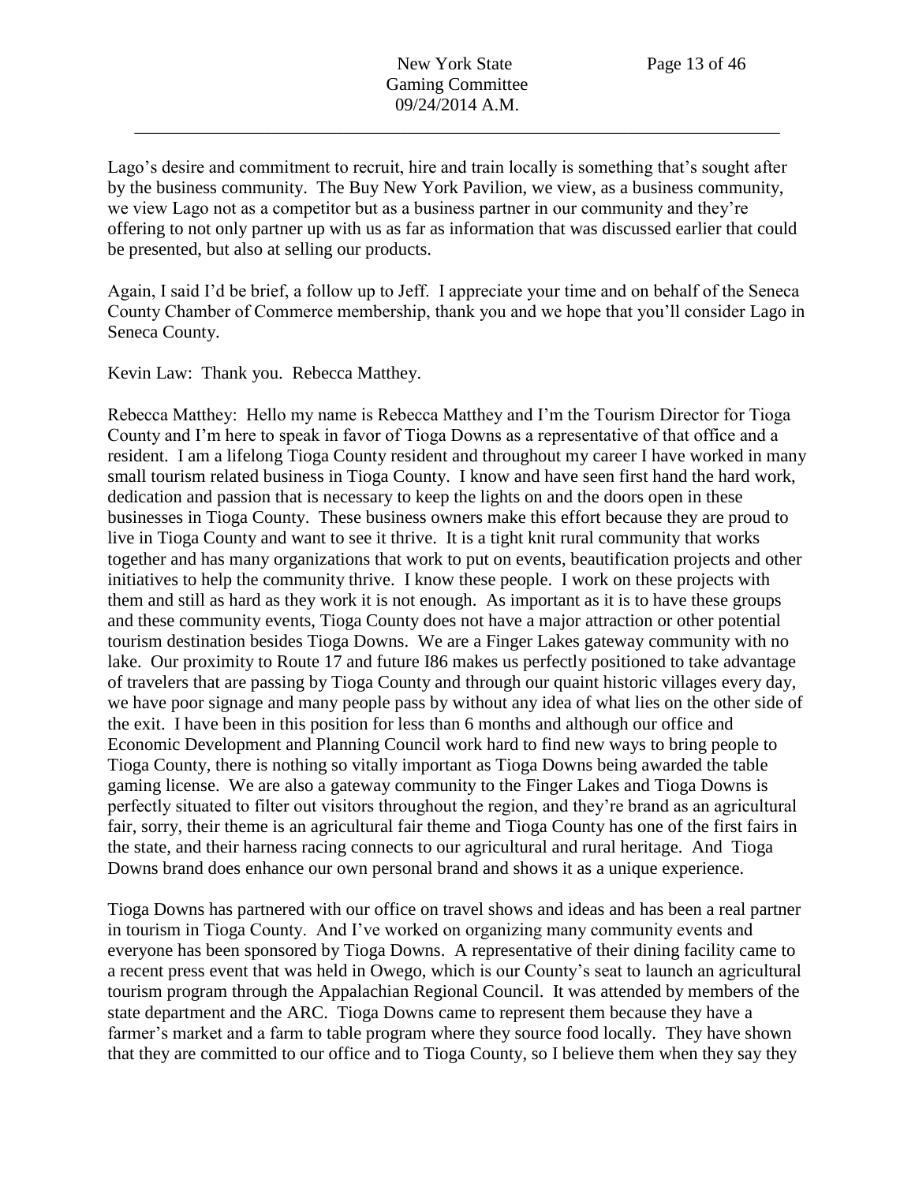Lago's desire and commitment to recruit, hire and train locally is something that's sought after by the business community. The Buy New York Pavilion, we view, as a business community, we view Lago not as a competitor but as a business partner in our community and they're offering to not only partner up with us as far as information that was discussed earlier that could be presented, but also at selling our products.

Again, I said I'd be brief, a follow up to Jeff. I appreciate your time and on behalf of the Seneca County Chamber of Commerce membership, thank you and we hope that you'll consider Lago in Seneca County.

Kevin Law: Thank you. Rebecca Matthey.

Rebecca Matthey: Hello my name is Rebecca Matthey and I'm the Tourism Director for Tioga County and I'm here to speak in favor of Tioga Downs as a representative of that office and a resident. I am a lifelong Tioga County resident and throughout my career I have worked in many small tourism related business in Tioga County. I know and have seen first hand the hard work, dedication and passion that is necessary to keep the lights on and the doors open in these businesses in Tioga County. These business owners make this effort because they are proud to live in Tioga County and want to see it thrive. It is a tight knit rural community that works together and has many organizations that work to put on events, beautification projects and other initiatives to help the community thrive. I know these people. I work on these projects with them and still as hard as they work it is not enough. As important as it is to have these groups and these community events, Tioga County does not have a major attraction or other potential tourism destination besides Tioga Downs. We are a Finger Lakes gateway community with no lake. Our proximity to Route 17 and future I86 makes us perfectly positioned to take advantage of travelers that are passing by Tioga County and through our quaint historic villages every day, we have poor signage and many people pass by without any idea of what lies on the other side of the exit. I have been in this position for less than 6 months and although our office and Economic Development and Planning Council work hard to find new ways to bring people to Tioga County, there is nothing so vitally important as Tioga Downs being awarded the table gaming license. We are also a gateway community to the Finger Lakes and Tioga Downs is perfectly situated to filter out visitors throughout the region, and they're brand as an agricultural fair, sorry, their theme is an agricultural fair theme and Tioga County has one of the first fairs in the state, and their harness racing connects to our agricultural and rural heritage. And Tioga Downs brand does enhance our own personal brand and shows it as a unique experience.

Tioga Downs has partnered with our office on travel shows and ideas and has been a real partner in tourism in Tioga County. And I've worked on organizing many community events and everyone has been sponsored by Tioga Downs. A representative of their dining facility came to a recent press event that was held in Owego, which is our County's seat to launch an agricultural tourism program through the Appalachian Regional Council. It was attended by members of the state department and the ARC. Tioga Downs came to represent them because they have a farmer's market and a farm to table program where they source food locally. They have shown that they are committed to our office and to Tioga County, so I believe them when they say they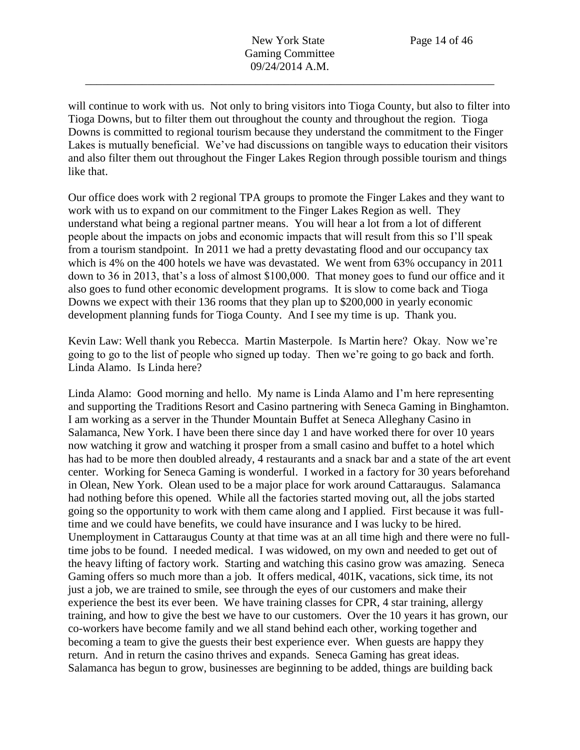will continue to work with us. Not only to bring visitors into Tioga County, but also to filter into Tioga Downs, but to filter them out throughout the county and throughout the region. Tioga Downs is committed to regional tourism because they understand the commitment to the Finger Lakes is mutually beneficial. We've had discussions on tangible ways to education their visitors and also filter them out throughout the Finger Lakes Region through possible tourism and things like that.

Our office does work with 2 regional TPA groups to promote the Finger Lakes and they want to work with us to expand on our commitment to the Finger Lakes Region as well. They understand what being a regional partner means. You will hear a lot from a lot of different people about the impacts on jobs and economic impacts that will result from this so I'll speak from a tourism standpoint. In 2011 we had a pretty devastating flood and our occupancy tax which is 4% on the 400 hotels we have was devastated. We went from 63% occupancy in 2011 down to 36 in 2013, that's a loss of almost $100,000. That money goes to fund our office and it also goes to fund other economic development programs. It is slow to come back and Tioga Downs we expect with their 136 rooms that they plan up to $200,000 in yearly economic development planning funds for Tioga County. And I see my time is up. Thank you.

Kevin Law: Well thank you Rebecca. Martin Masterpole. Is Martin here? Okay. Now we're going to go to the list of people who signed up today. Then we're going to go back and forth. Linda Alamo. Is Linda here?

Linda Alamo: Good morning and hello. My name is Linda Alamo and I'm here representing and supporting the Traditions Resort and Casino partnering with Seneca Gaming in Binghamton. I am working as a server in the Thunder Mountain Buffet at Seneca Alleghany Casino in Salamanca, New York. I have been there since day 1 and have worked there for over 10 years now watching it grow and watching it prosper from a small casino and buffet to a hotel which has had to be more then doubled already, 4 restaurants and a snack bar and a state of the art event center. Working for Seneca Gaming is wonderful. I worked in a factory for 30 years beforehand in Olean, New York. Olean used to be a major place for work around Cattaraugus. Salamanca had nothing before this opened. While all the factories started moving out, all the jobs started going so the opportunity to work with them came along and I applied. First because it was full-time and we could have benefits, we could have insurance and I was lucky to be hired. Unemployment in Cattaraugus County at that time was at an all time high and there were no full-time jobs to be found. I needed medical. I was widowed, on my own and needed to get out of the heavy lifting of factory work. Starting and watching this casino grow was amazing. Seneca Gaming offers so much more than a job. It offers medical, 401K, vacations, sick time, its not just a job, we are trained to smile, see through the eyes of our customers and make their experience the best its ever been. We have training classes for CPR, 4 star training, allergy training, and how to give the best we have to our customers. Over the 10 years it has grown, our co-workers have become family and we all stand behind each other, working together and becoming a team to give the guests their best experience ever. When guests are happy they return. And in return the casino thrives and expands. Seneca Gaming has great ideas. Salamanca has begun to grow, businesses are beginning to be added, things are building back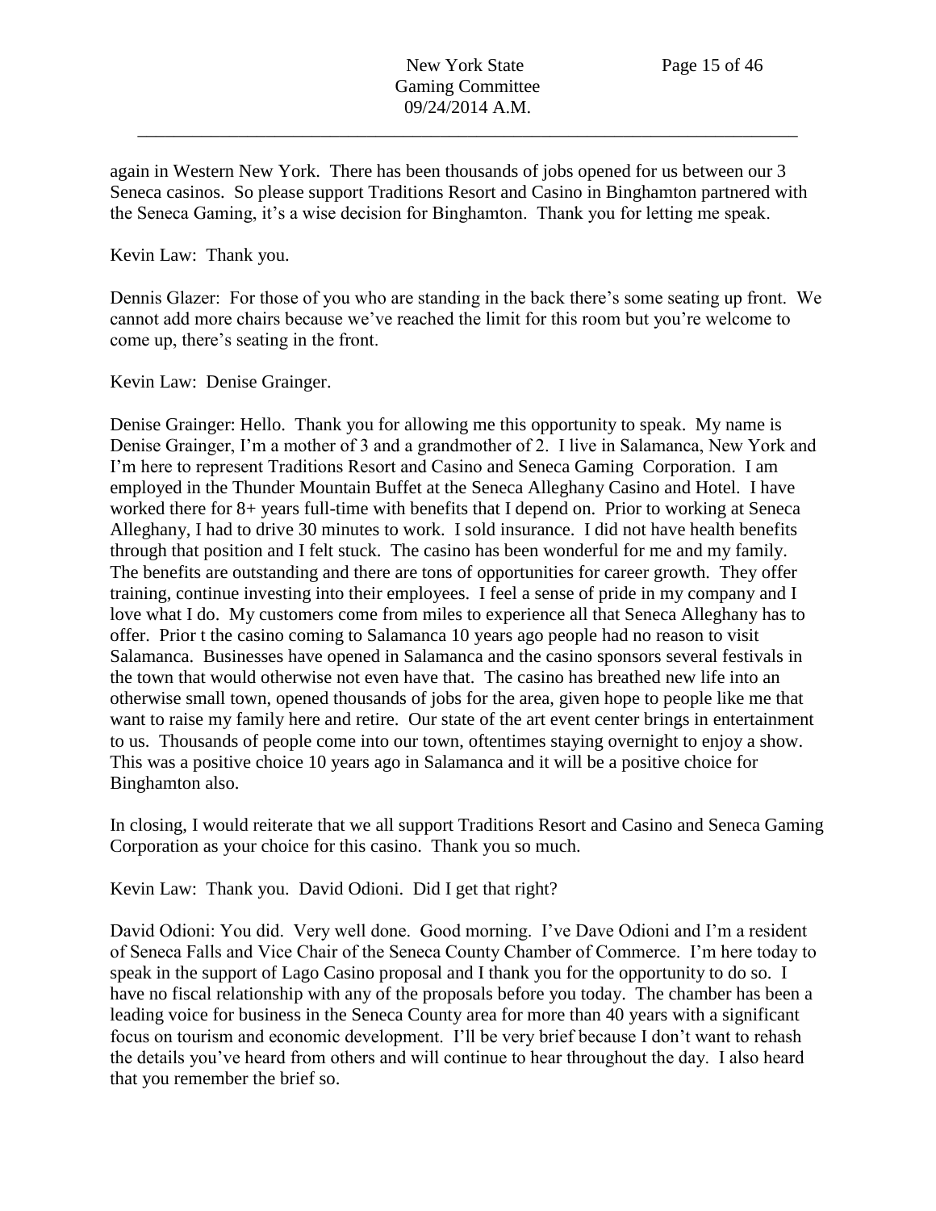again in Western New York. There has been thousands of jobs opened for us between our 3 Seneca casinos. So please support Traditions Resort and Casino in Binghamton partnered with the Seneca Gaming, it's a wise decision for Binghamton. Thank you for letting me speak.

Kevin Law: Thank you.

Dennis Glazer: For those of you who are standing in the back there's some seating up front. We cannot add more chairs because we've reached the limit for this room but you're welcome to come up, there's seating in the front.

Kevin Law: Denise Grainger.

Denise Grainger: Hello. Thank you for allowing me this opportunity to speak. My name is Denise Grainger, I'm a mother of 3 and a grandmother of 2. I live in Salamanca, New York and I'm here to represent Traditions Resort and Casino and Seneca Gaming Corporation. I am employed in the Thunder Mountain Buffet at the Seneca Alleghany Casino and Hotel. I have worked there for 8+ years full-time with benefits that I depend on. Prior to working at Seneca Alleghany, I had to drive 30 minutes to work. I sold insurance. I did not have health benefits through that position and I felt stuck. The casino has been wonderful for me and my family. The benefits are outstanding and there are tons of opportunities for career growth. They offer training, continue investing into their employees. I feel a sense of pride in my company and I love what I do. My customers come from miles to experience all that Seneca Alleghany has to offer. Prior t the casino coming to Salamanca 10 years ago people had no reason to visit Salamanca. Businesses have opened in Salamanca and the casino sponsors several festivals in the town that would otherwise not even have that. The casino has breathed new life into an otherwise small town, opened thousands of jobs for the area, given hope to people like me that want to raise my family here and retire. Our state of the art event center brings in entertainment to us. Thousands of people come into our town, oftentimes staying overnight to enjoy a show. This was a positive choice 10 years ago in Salamanca and it will be a positive choice for Binghamton also.

In closing, I would reiterate that we all support Traditions Resort and Casino and Seneca Gaming Corporation as your choice for this casino. Thank you so much.

Kevin Law: Thank you. David Odioni. Did I get that right?

David Odioni: You did. Very well done. Good morning. I've Dave Odioni and I'm a resident of Seneca Falls and Vice Chair of the Seneca County Chamber of Commerce. I'm here today to speak in the support of Lago Casino proposal and I thank you for the opportunity to do so. I have no fiscal relationship with any of the proposals before you today. The chamber has been a leading voice for business in the Seneca County area for more than 40 years with a significant focus on tourism and economic development. I'll be very brief because I don't want to rehash the details you've heard from others and will continue to hear throughout the day. I also heard that you remember the brief so.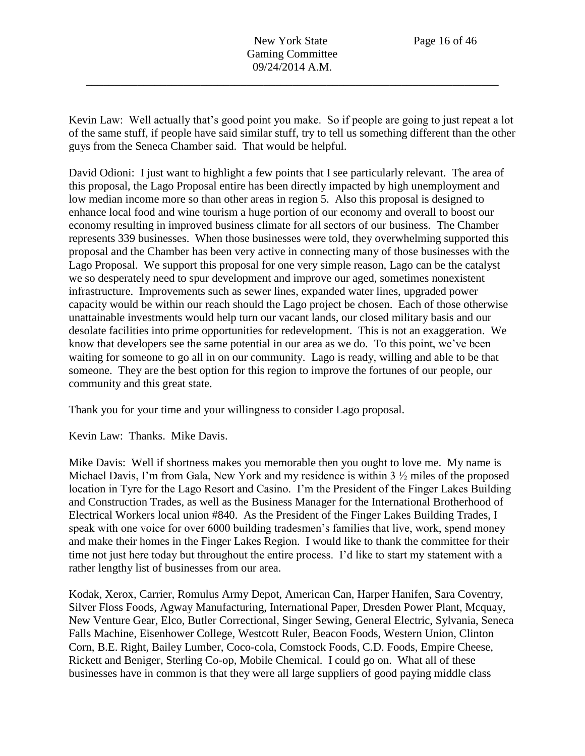Kevin Law: Well actually that's good point you make. So if people are going to just repeat a lot of the same stuff, if people have said similar stuff, try to tell us something different than the other guys from the Seneca Chamber said. That would be helpful.

David Odioni: I just want to highlight a few points that I see particularly relevant. The area of this proposal, the Lago Proposal entire has been directly impacted by high unemployment and low median income more so than other areas in region 5. Also this proposal is designed to enhance local food and wine tourism a huge portion of our economy and overall to boost our economy resulting in improved business climate for all sectors of our business. The Chamber represents 339 businesses. When those businesses were told, they overwhelming supported this proposal and the Chamber has been very active in connecting many of those businesses with the Lago Proposal. We support this proposal for one very simple reason, Lago can be the catalyst we so desperately need to spur development and improve our aged, sometimes nonexistent infrastructure. Improvements such as sewer lines, expanded water lines, upgraded power capacity would be within our reach should the Lago project be chosen. Each of those otherwise unattainable investments would help turn our vacant lands, our closed military basis and our desolate facilities into prime opportunities for redevelopment. This is not an exaggeration. We know that developers see the same potential in our area as we do. To this point, we've been waiting for someone to go all in on our community. Lago is ready, willing and able to be that someone. They are the best option for this region to improve the fortunes of our people, our community and this great state.

Thank you for your time and your willingness to consider Lago proposal.

Kevin Law: Thanks. Mike Davis.

Mike Davis: Well if shortness makes you memorable then you ought to love me. My name is Michael Davis, I'm from Gala, New York and my residence is within 3 ½ miles of the proposed location in Tyre for the Lago Resort and Casino. I'm the President of the Finger Lakes Building and Construction Trades, as well as the Business Manager for the International Brotherhood of Electrical Workers local union #840. As the President of the Finger Lakes Building Trades, I speak with one voice for over 6000 building tradesmen's families that live, work, spend money and make their homes in the Finger Lakes Region. I would like to thank the committee for their time not just here today but throughout the entire process. I'd like to start my statement with a rather lengthy list of businesses from our area.

Kodak, Xerox, Carrier, Romulus Army Depot, American Can, Harper Hanifen, Sara Coventry, Silver Floss Foods, Agway Manufacturing, International Paper, Dresden Power Plant, Mcquay, New Venture Gear, Elco, Butler Correctional, Singer Sewing, General Electric, Sylvania, Seneca Falls Machine, Eisenhower College, Westcott Ruler, Beacon Foods, Western Union, Clinton Corn, B.E. Right, Bailey Lumber, Coco-cola, Comstock Foods, C.D. Foods, Empire Cheese, Rickett and Beniger, Sterling Co-op, Mobile Chemical. I could go on. What all of these businesses have in common is that they were all large suppliers of good paying middle class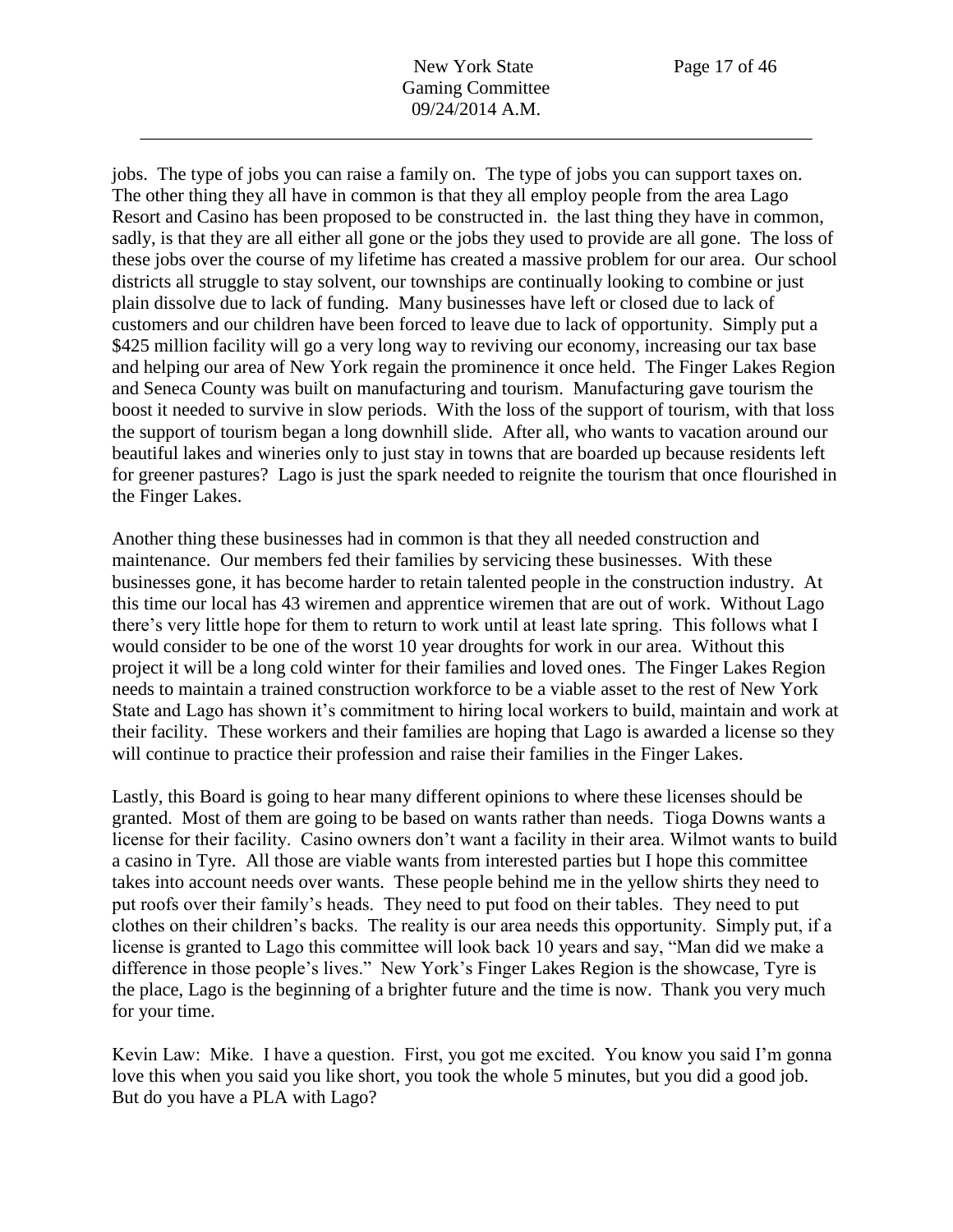jobs. The type of jobs you can raise a family on. The type of jobs you can support taxes on. The other thing they all have in common is that they all employ people from the area Lago Resort and Casino has been proposed to be constructed in. the last thing they have in common, sadly, is that they are all either all gone or the jobs they used to provide are all gone. The loss of these jobs over the course of my lifetime has created a massive problem for our area. Our school districts all struggle to stay solvent, our townships are continually looking to combine or just plain dissolve due to lack of funding. Many businesses have left or closed due to lack of customers and our children have been forced to leave due to lack of opportunity. Simply put a $425 million facility will go a very long way to reviving our economy, increasing our tax base and helping our area of New York regain the prominence it once held. The Finger Lakes Region and Seneca County was built on manufacturing and tourism. Manufacturing gave tourism the boost it needed to survive in slow periods. With the loss of the support of tourism, with that loss the support of tourism began a long downhill slide. After all, who wants to vacation around our beautiful lakes and wineries only to just stay in towns that are boarded up because residents left for greener pastures? Lago is just the spark needed to reignite the tourism that once flourished in the Finger Lakes.

Another thing these businesses had in common is that they all needed construction and maintenance. Our members fed their families by servicing these businesses. With these businesses gone, it has become harder to retain talented people in the construction industry. At this time our local has 43 wiremen and apprentice wiremen that are out of work. Without Lago there's very little hope for them to return to work until at least late spring. This follows what I would consider to be one of the worst 10 year droughts for work in our area. Without this project it will be a long cold winter for their families and loved ones. The Finger Lakes Region needs to maintain a trained construction workforce to be a viable asset to the rest of New York State and Lago has shown it's commitment to hiring local workers to build, maintain and work at their facility. These workers and their families are hoping that Lago is awarded a license so they will continue to practice their profession and raise their families in the Finger Lakes.

Lastly, this Board is going to hear many different opinions to where these licenses should be granted. Most of them are going to be based on wants rather than needs. Tioga Downs wants a license for their facility. Casino owners don't want a facility in their area. Wilmot wants to build a casino in Tyre. All those are viable wants from interested parties but I hope this committee takes into account needs over wants. These people behind me in the yellow shirts they need to put roofs over their family's heads. They need to put food on their tables. They need to put clothes on their children's backs. The reality is our area needs this opportunity. Simply put, if a license is granted to Lago this committee will look back 10 years and say, "Man did we make a difference in those people's lives." New York's Finger Lakes Region is the showcase, Tyre is the place, Lago is the beginning of a brighter future and the time is now. Thank you very much for your time.

Kevin Law: Mike. I have a question. First, you got me excited. You know you said I'm gonna love this when you said you like short, you took the whole 5 minutes, but you did a good job. But do you have a PLA with Lago?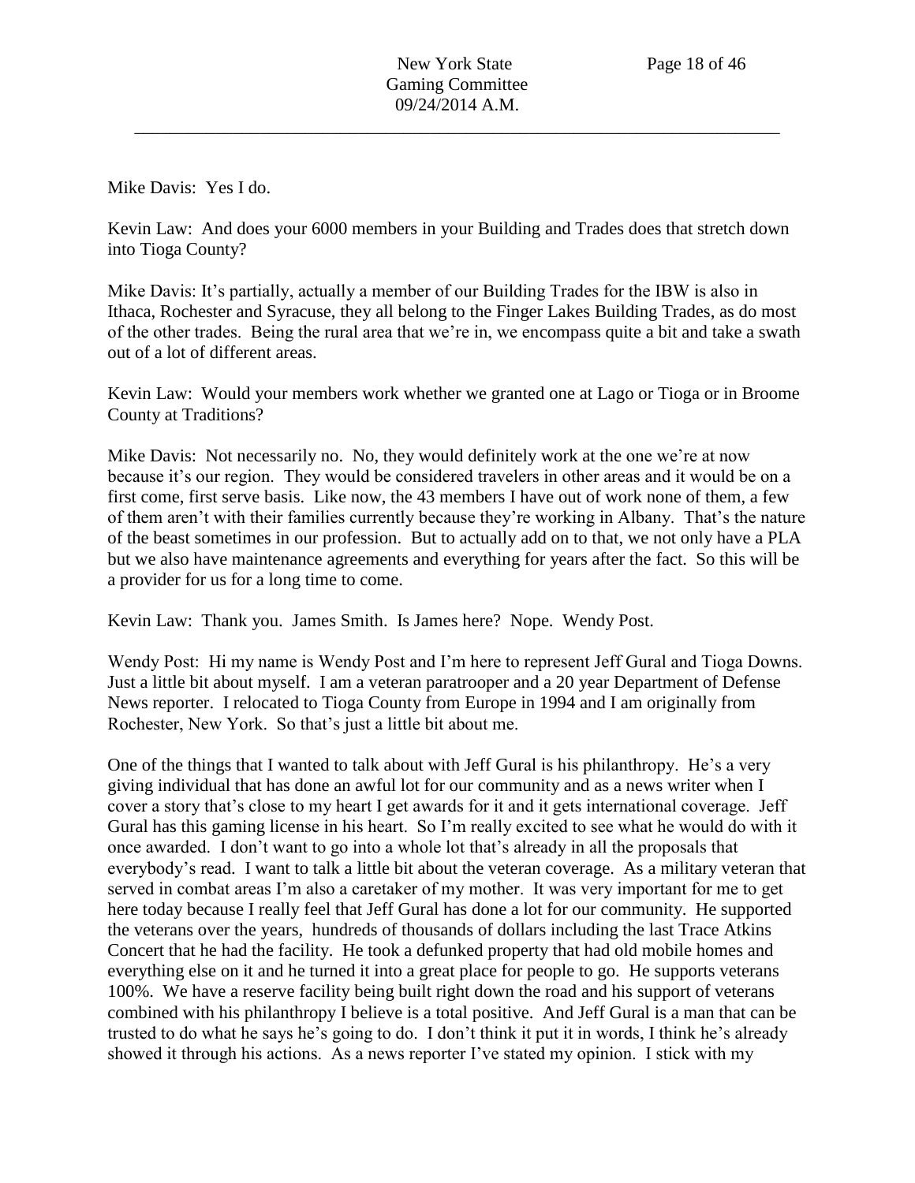Mike Davis: Yes I do.

Kevin Law: And does your 6000 members in your Building and Trades does that stretch down into Tioga County?

Mike Davis: It's partially, actually a member of our Building Trades for the IBW is also in Ithaca, Rochester and Syracuse, they all belong to the Finger Lakes Building Trades, as do most of the other trades. Being the rural area that we're in, we encompass quite a bit and take a swath out of a lot of different areas.

Kevin Law: Would your members work whether we granted one at Lago or Tioga or in Broome County at Traditions?

Mike Davis: Not necessarily no. No, they would definitely work at the one we're at now because it's our region. They would be considered travelers in other areas and it would be on a first come, first serve basis. Like now, the 43 members I have out of work none of them, a few of them aren't with their families currently because they're working in Albany. That's the nature of the beast sometimes in our profession. But to actually add on to that, we not only have a PLA but we also have maintenance agreements and everything for years after the fact. So this will be a provider for us for a long time to come.

Kevin Law: Thank you. James Smith. Is James here? Nope. Wendy Post.

Wendy Post: Hi my name is Wendy Post and I'm here to represent Jeff Gural and Tioga Downs. Just a little bit about myself. I am a veteran paratrooper and a 20 year Department of Defense News reporter. I relocated to Tioga County from Europe in 1994 and I am originally from Rochester, New York. So that's just a little bit about me.

One of the things that I wanted to talk about with Jeff Gural is his philanthropy. He's a very giving individual that has done an awful lot for our community and as a news writer when I cover a story that's close to my heart I get awards for it and it gets international coverage. Jeff Gural has this gaming license in his heart. So I'm really excited to see what he would do with it once awarded. I don't want to go into a whole lot that's already in all the proposals that everybody's read. I want to talk a little bit about the veteran coverage. As a military veteran that served in combat areas I'm also a caretaker of my mother. It was very important for me to get here today because I really feel that Jeff Gural has done a lot for our community. He supported the veterans over the years, hundreds of thousands of dollars including the last Trace Atkins Concert that he had the facility. He took a defunked property that had old mobile homes and everything else on it and he turned it into a great place for people to go. He supports veterans 100%. We have a reserve facility being built right down the road and his support of veterans combined with his philanthropy I believe is a total positive. And Jeff Gural is a man that can be trusted to do what he says he's going to do. I don't think it put it in words, I think he's already showed it through his actions. As a news reporter I've stated my opinion. I stick with my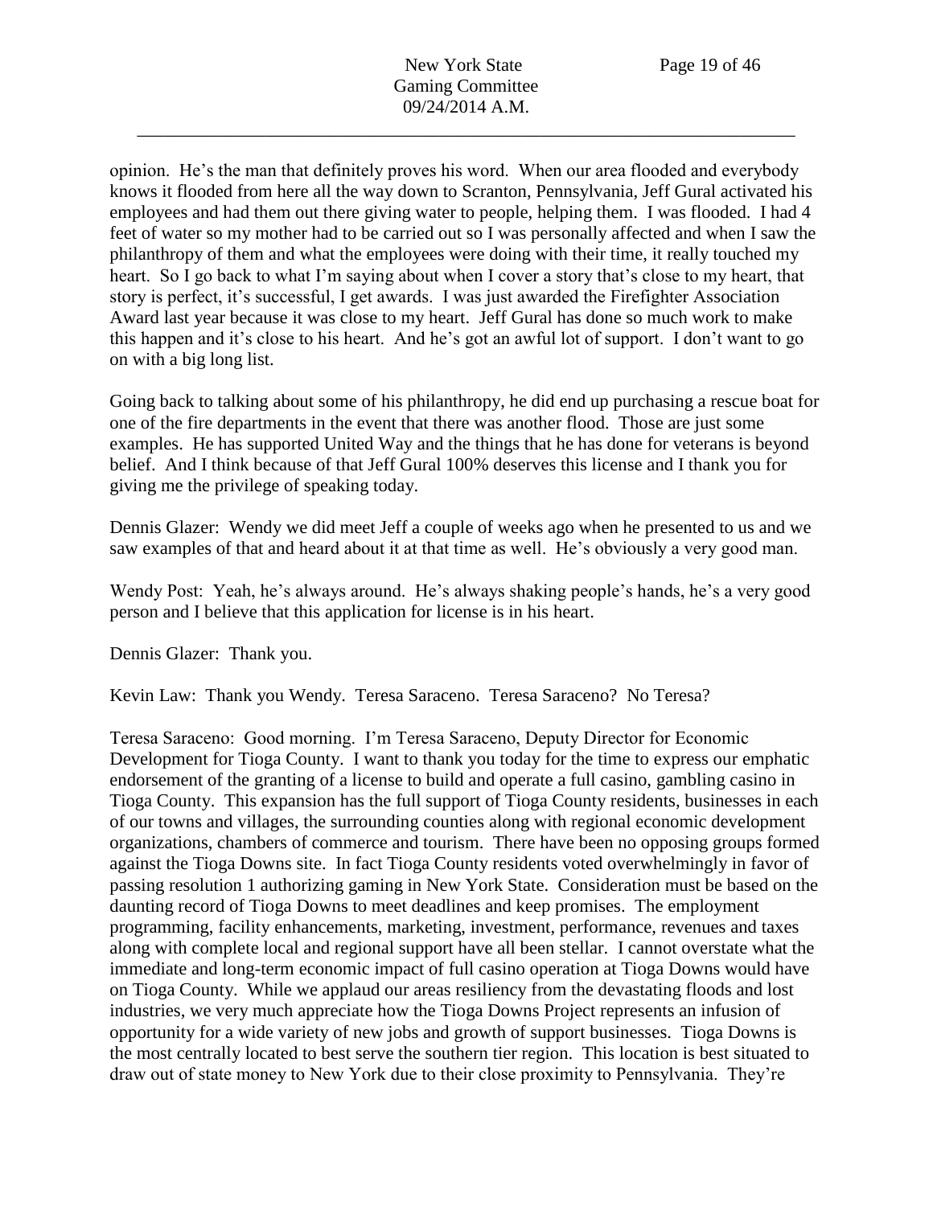opinion. He's the man that definitely proves his word. When our area flooded and everybody knows it flooded from here all the way down to Scranton, Pennsylvania, Jeff Gural activated his employees and had them out there giving water to people, helping them. I was flooded. I had 4 feet of water so my mother had to be carried out so I was personally affected and when I saw the philanthropy of them and what the employees were doing with their time, it really touched my heart. So I go back to what I'm saying about when I cover a story that's close to my heart, that story is perfect, it's successful, I get awards. I was just awarded the Firefighter Association Award last year because it was close to my heart. Jeff Gural has done so much work to make this happen and it's close to his heart. And he's got an awful lot of support. I don't want to go on with a big long list.

Going back to talking about some of his philanthropy, he did end up purchasing a rescue boat for one of the fire departments in the event that there was another flood. Those are just some examples. He has supported United Way and the things that he has done for veterans is beyond belief. And I think because of that Jeff Gural 100% deserves this license and I thank you for giving me the privilege of speaking today.

Dennis Glazer: Wendy we did meet Jeff a couple of weeks ago when he presented to us and we saw examples of that and heard about it at that time as well. He's obviously a very good man.

Wendy Post: Yeah, he's always around. He's always shaking people's hands, he's a very good person and I believe that this application for license is in his heart.

Dennis Glazer: Thank you.

Kevin Law: Thank you Wendy. Teresa Saraceno. Teresa Saraceno? No Teresa?

Teresa Saraceno: Good morning. I'm Teresa Saraceno, Deputy Director for Economic Development for Tioga County. I want to thank you today for the time to express our emphatic endorsement of the granting of a license to build and operate a full casino, gambling casino in Tioga County. This expansion has the full support of Tioga County residents, businesses in each of our towns and villages, the surrounding counties along with regional economic development organizations, chambers of commerce and tourism. There have been no opposing groups formed against the Tioga Downs site. In fact Tioga County residents voted overwhelmingly in favor of passing resolution 1 authorizing gaming in New York State. Consideration must be based on the daunting record of Tioga Downs to meet deadlines and keep promises. The employment programming, facility enhancements, marketing, investment, performance, revenues and taxes along with complete local and regional support have all been stellar. I cannot overstate what the immediate and long-term economic impact of full casino operation at Tioga Downs would have on Tioga County. While we applaud our areas resiliency from the devastating floods and lost industries, we very much appreciate how the Tioga Downs Project represents an infusion of opportunity for a wide variety of new jobs and growth of support businesses. Tioga Downs is the most centrally located to best serve the southern tier region. This location is best situated to draw out of state money to New York due to their close proximity to Pennsylvania. They're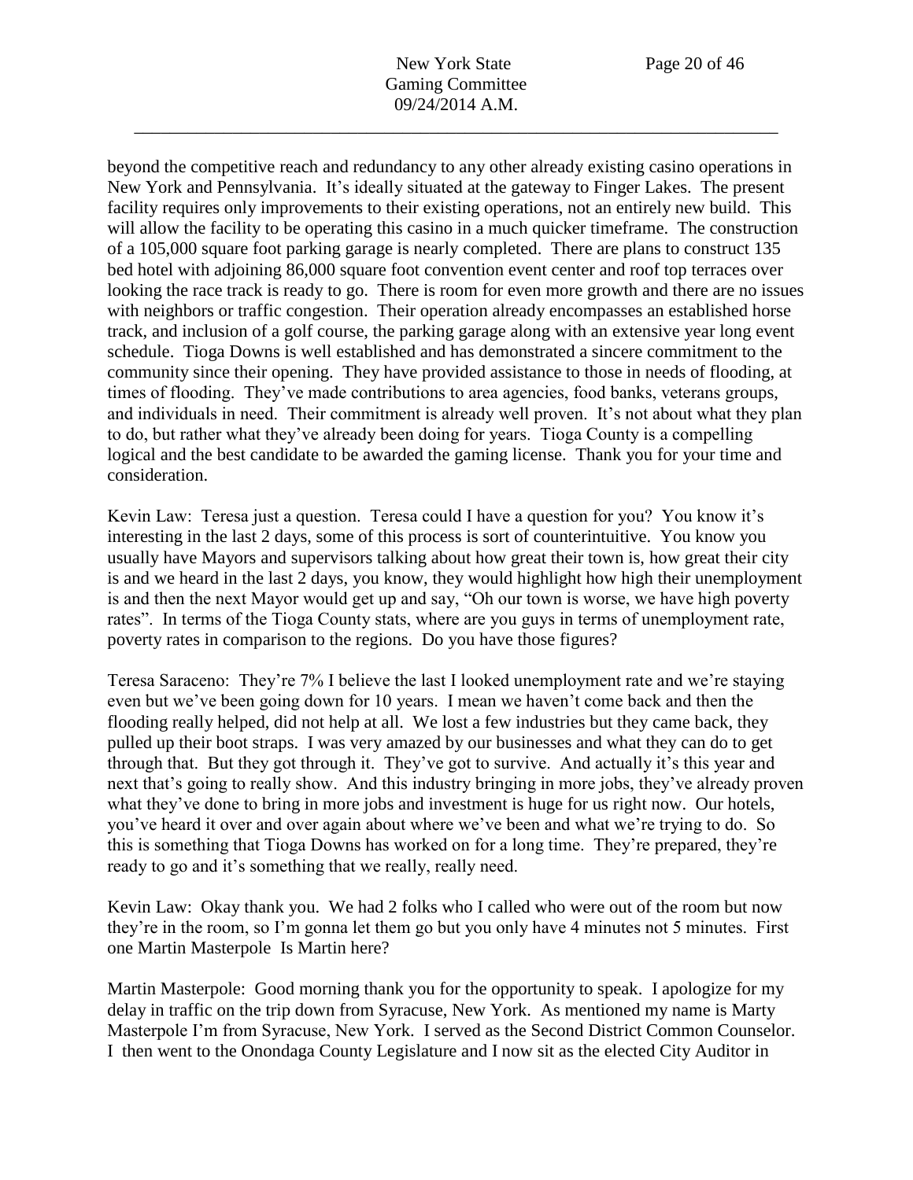beyond the competitive reach and redundancy to any other already existing casino operations in New York and Pennsylvania. It's ideally situated at the gateway to Finger Lakes. The present facility requires only improvements to their existing operations, not an entirely new build. This will allow the facility to be operating this casino in a much quicker timeframe. The construction of a 105,000 square foot parking garage is nearly completed. There are plans to construct 135 bed hotel with adjoining 86,000 square foot convention event center and roof top terraces over looking the race track is ready to go. There is room for even more growth and there are no issues with neighbors or traffic congestion. Their operation already encompasses an established horse track, and inclusion of a golf course, the parking garage along with an extensive year long event schedule. Tioga Downs is well established and has demonstrated a sincere commitment to the community since their opening. They have provided assistance to those in needs of flooding, at times of flooding. They've made contributions to area agencies, food banks, veterans groups, and individuals in need. Their commitment is already well proven. It's not about what they plan to do, but rather what they've already been doing for years. Tioga County is a compelling logical and the best candidate to be awarded the gaming license. Thank you for your time and consideration.

Kevin Law: Teresa just a question. Teresa could I have a question for you? You know it's interesting in the last 2 days, some of this process is sort of counterintuitive. You know you usually have Mayors and supervisors talking about how great their town is, how great their city is and we heard in the last 2 days, you know, they would highlight how high their unemployment is and then the next Mayor would get up and say, "Oh our town is worse, we have high poverty rates". In terms of the Tioga County stats, where are you guys in terms of unemployment rate, poverty rates in comparison to the regions. Do you have those figures?

Teresa Saraceno: They're 7% I believe the last I looked unemployment rate and we're staying even but we've been going down for 10 years. I mean we haven't come back and then the flooding really helped, did not help at all. We lost a few industries but they came back, they pulled up their boot straps. I was very amazed by our businesses and what they can do to get through that. But they got through it. They've got to survive. And actually it's this year and next that's going to really show. And this industry bringing in more jobs, they've already proven what they've done to bring in more jobs and investment is huge for us right now. Our hotels, you've heard it over and over again about where we've been and what we're trying to do. So this is something that Tioga Downs has worked on for a long time. They're prepared, they're ready to go and it's something that we really, really need.

Kevin Law: Okay thank you. We had 2 folks who I called who were out of the room but now they're in the room, so I'm gonna let them go but you only have 4 minutes not 5 minutes. First one Martin Masterpole Is Martin here?

Martin Masterpole: Good morning thank you for the opportunity to speak. I apologize for my delay in traffic on the trip down from Syracuse, New York. As mentioned my name is Marty Masterpole I'm from Syracuse, New York. I served as the Second District Common Counselor. I then went to the Onondaga County Legislature and I now sit as the elected City Auditor in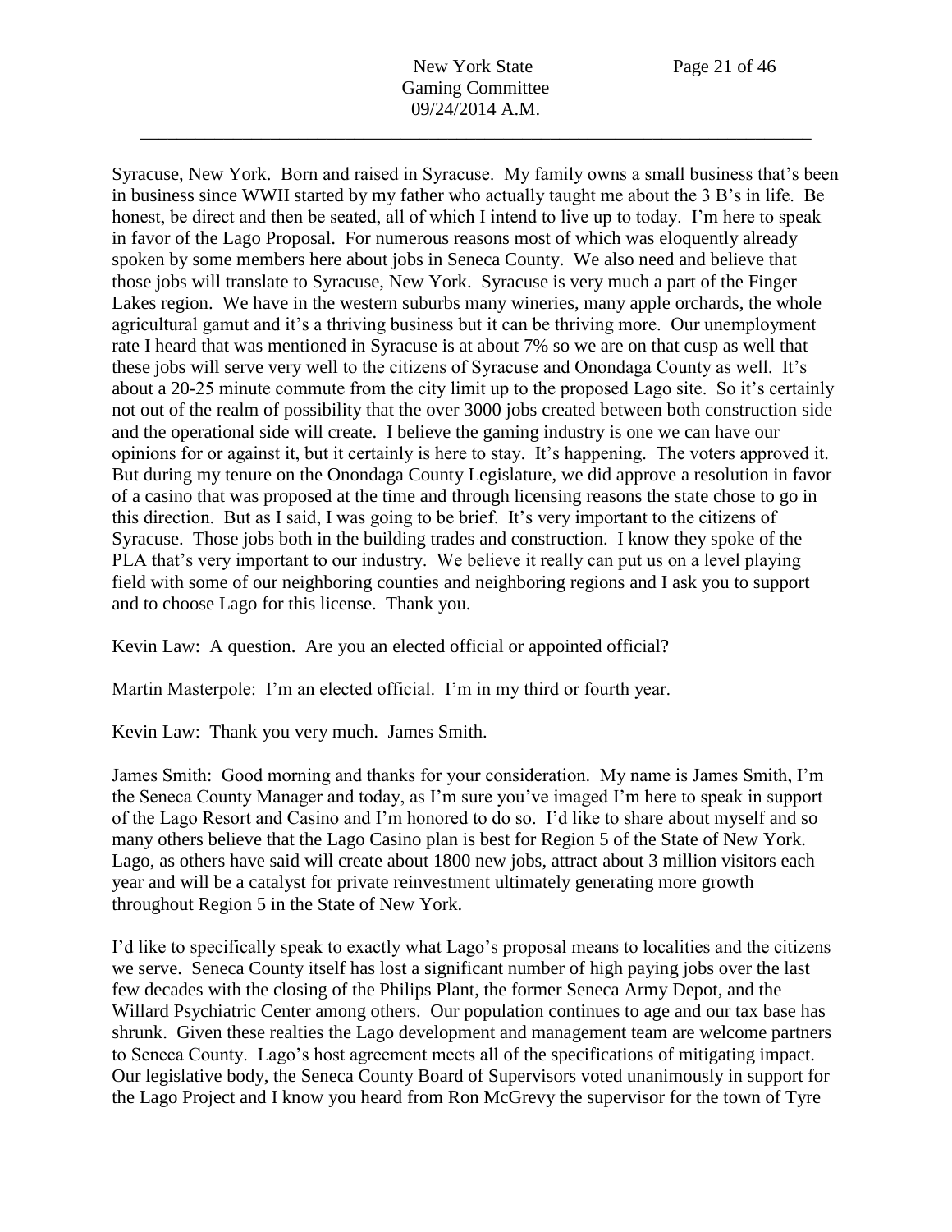Syracuse, New York. Born and raised in Syracuse. My family owns a small business that's been in business since WWII started by my father who actually taught me about the 3 B's in life. Be honest, be direct and then be seated, all of which I intend to live up to today. I'm here to speak in favor of the Lago Proposal. For numerous reasons most of which was eloquently already spoken by some members here about jobs in Seneca County. We also need and believe that those jobs will translate to Syracuse, New York. Syracuse is very much a part of the Finger Lakes region. We have in the western suburbs many wineries, many apple orchards, the whole agricultural gamut and it's a thriving business but it can be thriving more. Our unemployment rate I heard that was mentioned in Syracuse is at about 7% so we are on that cusp as well that these jobs will serve very well to the citizens of Syracuse and Onondaga County as well. It's about a 20-25 minute commute from the city limit up to the proposed Lago site. So it's certainly not out of the realm of possibility that the over 3000 jobs created between both construction side and the operational side will create. I believe the gaming industry is one we can have our opinions for or against it, but it certainly is here to stay. It's happening. The voters approved it. But during my tenure on the Onondaga County Legislature, we did approve a resolution in favor of a casino that was proposed at the time and through licensing reasons the state chose to go in this direction. But as I said, I was going to be brief. It's very important to the citizens of Syracuse. Those jobs both in the building trades and construction. I know they spoke of the PLA that's very important to our industry. We believe it really can put us on a level playing field with some of our neighboring counties and neighboring regions and I ask you to support and to choose Lago for this license. Thank you.

Kevin Law: A question. Are you an elected official or appointed official?

Martin Masterpole: I'm an elected official. I'm in my third or fourth year.

Kevin Law: Thank you very much. James Smith.

James Smith: Good morning and thanks for your consideration. My name is James Smith, I'm the Seneca County Manager and today, as I'm sure you've imaged I'm here to speak in support of the Lago Resort and Casino and I'm honored to do so. I'd like to share about myself and so many others believe that the Lago Casino plan is best for Region 5 of the State of New York. Lago, as others have said will create about 1800 new jobs, attract about 3 million visitors each year and will be a catalyst for private reinvestment ultimately generating more growth throughout Region 5 in the State of New York.

I'd like to specifically speak to exactly what Lago's proposal means to localities and the citizens we serve. Seneca County itself has lost a significant number of high paying jobs over the last few decades with the closing of the Philips Plant, the former Seneca Army Depot, and the Willard Psychiatric Center among others. Our population continues to age and our tax base has shrunk. Given these realties the Lago development and management team are welcome partners to Seneca County. Lago's host agreement meets all of the specifications of mitigating impact. Our legislative body, the Seneca County Board of Supervisors voted unanimously in support for the Lago Project and I know you heard from Ron McGrevy the supervisor for the town of Tyre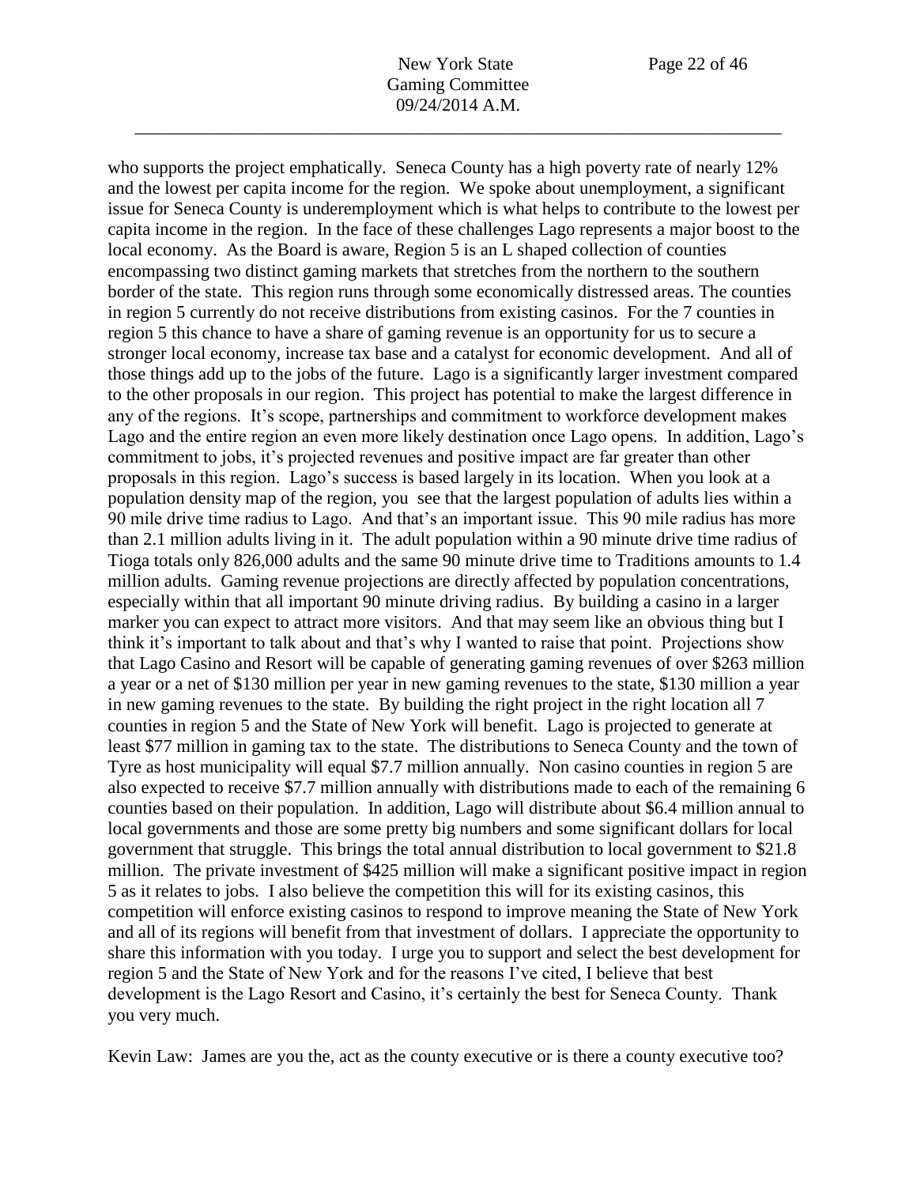who supports the project emphatically. Seneca County has a high poverty rate of nearly 12% and the lowest per capita income for the region. We spoke about unemployment, a significant issue for Seneca County is underemployment which is what helps to contribute to the lowest per capita income in the region. In the face of these challenges Lago represents a major boost to the local economy. As the Board is aware, Region 5 is an L shaped collection of counties encompassing two distinct gaming markets that stretches from the northern to the southern border of the state. This region runs through some economically distressed areas. The counties in region 5 currently do not receive distributions from existing casinos. For the 7 counties in region 5 this chance to have a share of gaming revenue is an opportunity for us to secure a stronger local economy, increase tax base and a catalyst for economic development. And all of those things add up to the jobs of the future. Lago is a significantly larger investment compared to the other proposals in our region. This project has potential to make the largest difference in any of the regions. It's scope, partnerships and commitment to workforce development makes Lago and the entire region an even more likely destination once Lago opens. In addition, Lago's commitment to jobs, it's projected revenues and positive impact are far greater than other proposals in this region. Lago's success is based largely in its location. When you look at a population density map of the region, you see that the largest population of adults lies within a 90 mile drive time radius to Lago. And that's an important issue. This 90 mile radius has more than 2.1 million adults living in it. The adult population within a 90 minute drive time radius of Tioga totals only 826,000 adults and the same 90 minute drive time to Traditions amounts to 1.4 million adults. Gaming revenue projections are directly affected by population concentrations, especially within that all important 90 minute driving radius. By building a casino in a larger marker you can expect to attract more visitors. And that may seem like an obvious thing but I think it's important to talk about and that's why I wanted to raise that point. Projections show that Lago Casino and Resort will be capable of generating gaming revenues of over $263 million a year or a net of $130 million per year in new gaming revenues to the state, $130 million a year in new gaming revenues to the state. By building the right project in the right location all 7 counties in region 5 and the State of New York will benefit. Lago is projected to generate at least $77 million in gaming tax to the state. The distributions to Seneca County and the town of Tyre as host municipality will equal $7.7 million annually. Non casino counties in region 5 are also expected to receive $7.7 million annually with distributions made to each of the remaining 6 counties based on their population. In addition, Lago will distribute about $6.4 million annual to local governments and those are some pretty big numbers and some significant dollars for local government that struggle. This brings the total annual distribution to local government to $21.8 million. The private investment of $425 million will make a significant positive impact in region 5 as it relates to jobs. I also believe the competition this will for its existing casinos, this competition will enforce existing casinos to respond to improve meaning the State of New York and all of its regions will benefit from that investment of dollars. I appreciate the opportunity to share this information with you today. I urge you to support and select the best development for region 5 and the State of New York and for the reasons I've cited, I believe that best development is the Lago Resort and Casino, it's certainly the best for Seneca County. Thank you very much.

Kevin Law: James are you the, act as the county executive or is there a county executive too?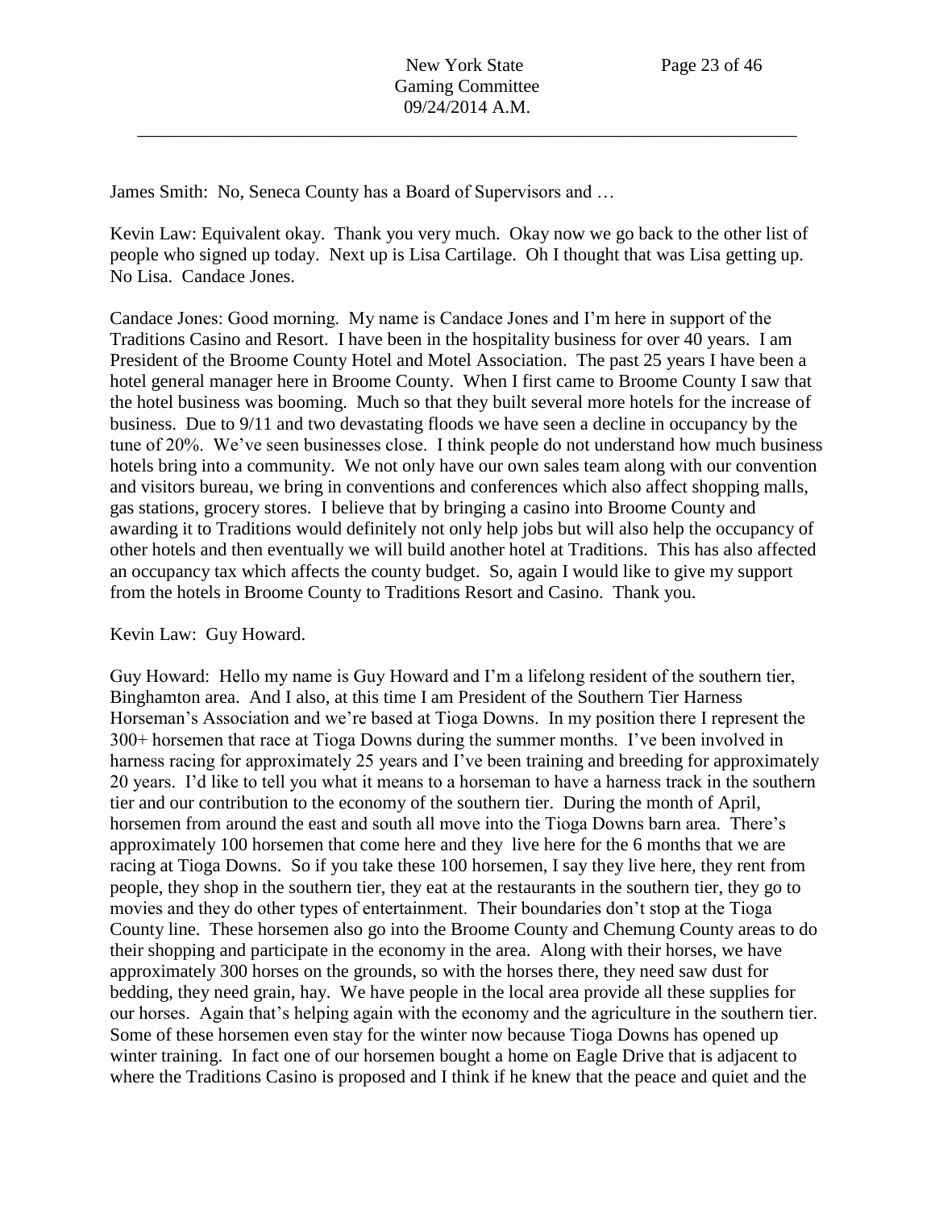James Smith: No, Seneca County has a Board of Supervisors and …

Kevin Law: Equivalent okay. Thank you very much. Okay now we go back to the other list of people who signed up today. Next up is Lisa Cartilage. Oh I thought that was Lisa getting up. No Lisa. Candace Jones.

Candace Jones: Good morning. My name is Candace Jones and I'm here in support of the Traditions Casino and Resort. I have been in the hospitality business for over 40 years. I am President of the Broome County Hotel and Motel Association. The past 25 years I have been a hotel general manager here in Broome County. When I first came to Broome County I saw that the hotel business was booming. Much so that they built several more hotels for the increase of business. Due to 9/11 and two devastating floods we have seen a decline in occupancy by the tune of 20%. We've seen businesses close. I think people do not understand how much business hotels bring into a community. We not only have our own sales team along with our convention and visitors bureau, we bring in conventions and conferences which also affect shopping malls, gas stations, grocery stores. I believe that by bringing a casino into Broome County and awarding it to Traditions would definitely not only help jobs but will also help the occupancy of other hotels and then eventually we will build another hotel at Traditions. This has also affected an occupancy tax which affects the county budget. So, again I would like to give my support from the hotels in Broome County to Traditions Resort and Casino. Thank you.

Kevin Law: Guy Howard.

Guy Howard: Hello my name is Guy Howard and I'm a lifelong resident of the southern tier, Binghamton area. And I also, at this time I am President of the Southern Tier Harness Horseman's Association and we're based at Tioga Downs. In my position there I represent the 300+ horsemen that race at Tioga Downs during the summer months. I've been involved in harness racing for approximately 25 years and I've been training and breeding for approximately 20 years. I'd like to tell you what it means to a horseman to have a harness track in the southern tier and our contribution to the economy of the southern tier. During the month of April, horsemen from around the east and south all move into the Tioga Downs barn area. There's approximately 100 horsemen that come here and they live here for the 6 months that we are racing at Tioga Downs. So if you take these 100 horsemen, I say they live here, they rent from people, they shop in the southern tier, they eat at the restaurants in the southern tier, they go to movies and they do other types of entertainment. Their boundaries don't stop at the Tioga County line. These horsemen also go into the Broome County and Chemung County areas to do their shopping and participate in the economy in the area. Along with their horses, we have approximately 300 horses on the grounds, so with the horses there, they need saw dust for bedding, they need grain, hay. We have people in the local area provide all these supplies for our horses. Again that's helping again with the economy and the agriculture in the southern tier. Some of these horsemen even stay for the winter now because Tioga Downs has opened up winter training. In fact one of our horsemen bought a home on Eagle Drive that is adjacent to where the Traditions Casino is proposed and I think if he knew that the peace and quiet and the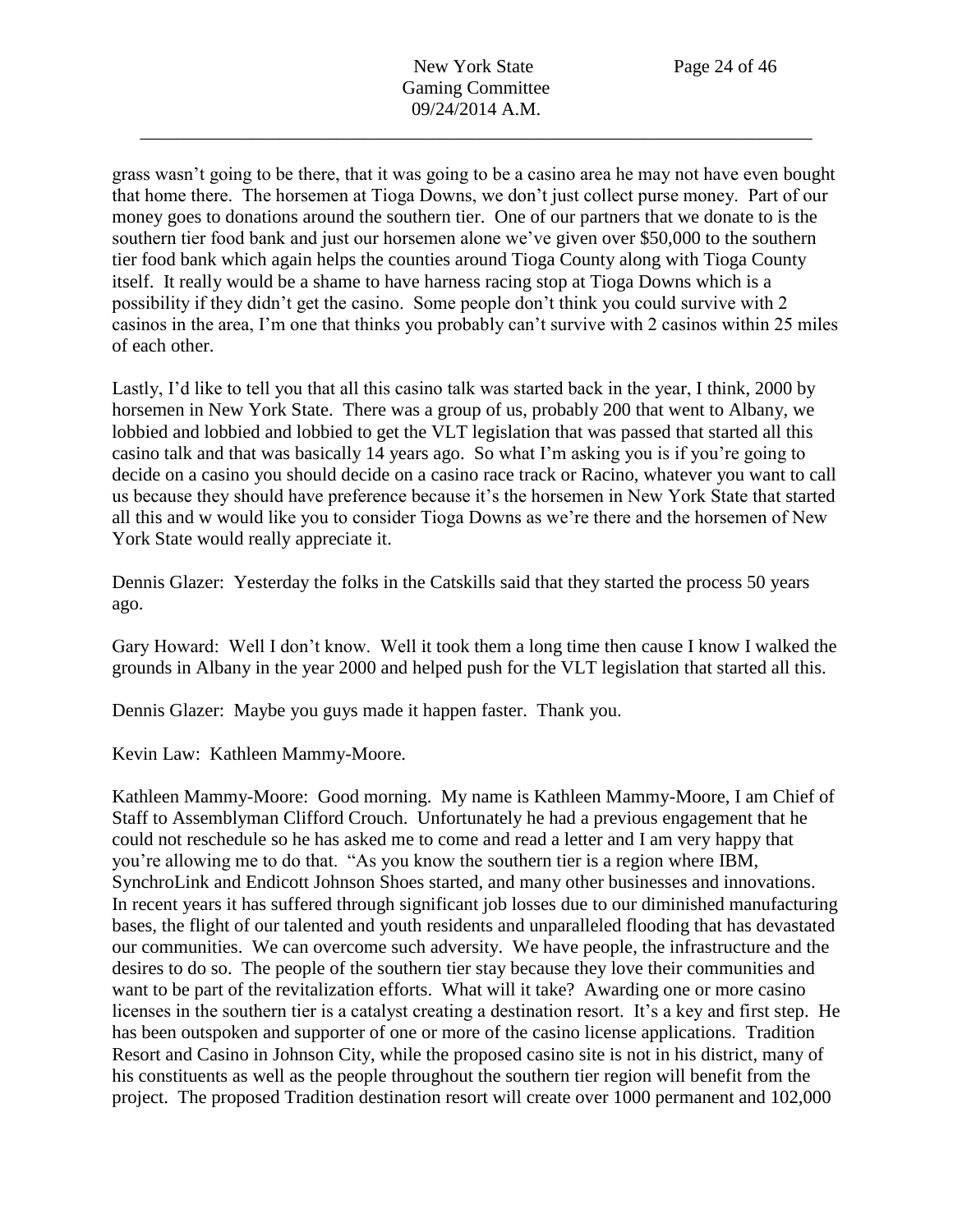grass wasn't going to be there, that it was going to be a casino area he may not have even bought that home there. The horsemen at Tioga Downs, we don't just collect purse money. Part of our money goes to donations around the southern tier. One of our partners that we donate to is the southern tier food bank and just our horsemen alone we've given over $50,000 to the southern tier food bank which again helps the counties around Tioga County along with Tioga County itself. It really would be a shame to have harness racing stop at Tioga Downs which is a possibility if they didn't get the casino. Some people don't think you could survive with 2 casinos in the area, I'm one that thinks you probably can't survive with 2 casinos within 25 miles of each other.

Lastly, I'd like to tell you that all this casino talk was started back in the year, I think, 2000 by horsemen in New York State. There was a group of us, probably 200 that went to Albany, we lobbied and lobbied and lobbied to get the VLT legislation that was passed that started all this casino talk and that was basically 14 years ago. So what I'm asking you is if you're going to decide on a casino you should decide on a casino race track or Racino, whatever you want to call us because they should have preference because it's the horsemen in New York State that started all this and w would like you to consider Tioga Downs as we're there and the horsemen of New York State would really appreciate it.

Dennis Glazer: Yesterday the folks in the Catskills said that they started the process 50 years ago.

Gary Howard: Well I don't know. Well it took them a long time then cause I know I walked the grounds in Albany in the year 2000 and helped push for the VLT legislation that started all this.

Dennis Glazer: Maybe you guys made it happen faster. Thank you.

Kevin Law: Kathleen Mammy-Moore.

Kathleen Mammy-Moore: Good morning. My name is Kathleen Mammy-Moore, I am Chief of Staff to Assemblyman Clifford Crouch. Unfortunately he had a previous engagement that he could not reschedule so he has asked me to come and read a letter and I am very happy that you're allowing me to do that. "As you know the southern tier is a region where IBM, SynchroLink and Endicott Johnson Shoes started, and many other businesses and innovations. In recent years it has suffered through significant job losses due to our diminished manufacturing bases, the flight of our talented and youth residents and unparalleled flooding that has devastated our communities. We can overcome such adversity. We have people, the infrastructure and the desires to do so. The people of the southern tier stay because they love their communities and want to be part of the revitalization efforts. What will it take? Awarding one or more casino licenses in the southern tier is a catalyst creating a destination resort. It's a key and first step. He has been outspoken and supporter of one or more of the casino license applications. Tradition Resort and Casino in Johnson City, while the proposed casino site is not in his district, many of his constituents as well as the people throughout the southern tier region will benefit from the project. The proposed Tradition destination resort will create over 1000 permanent and 102,000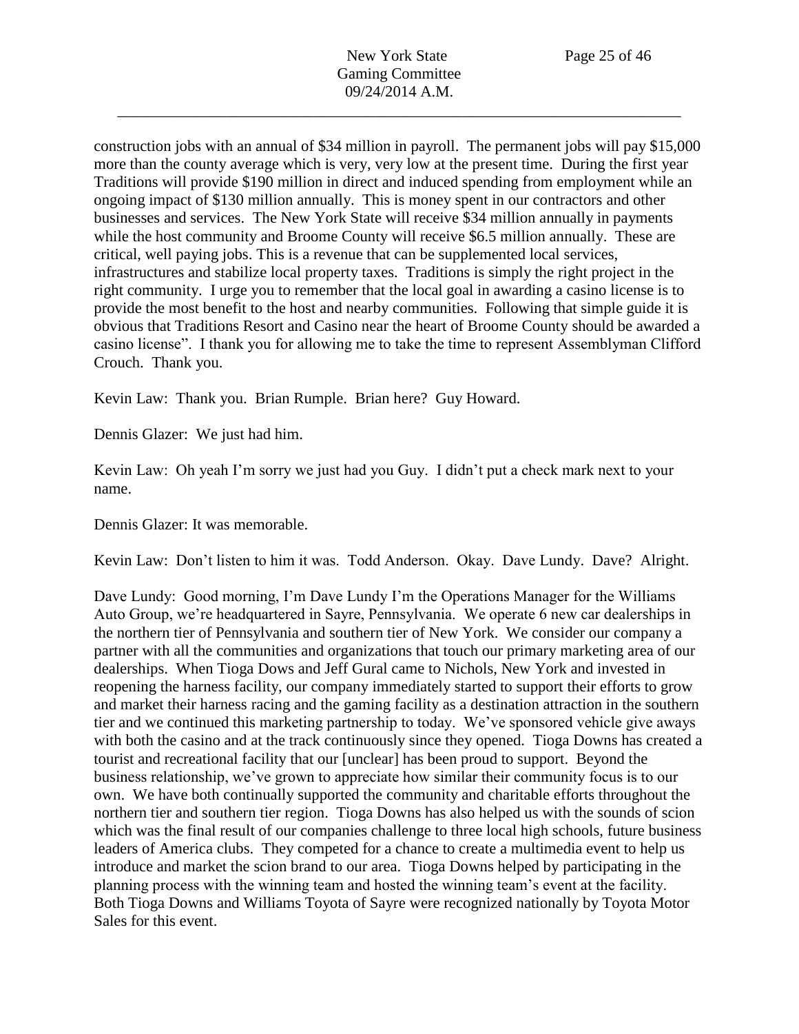construction jobs with an annual of $34 million in payroll. The permanent jobs will pay $15,000 more than the county average which is very, very low at the present time. During the first year Traditions will provide $190 million in direct and induced spending from employment while an ongoing impact of $130 million annually. This is money spent in our contractors and other businesses and services. The New York State will receive $34 million annually in payments while the host community and Broome County will receive $6.5 million annually. These are critical, well paying jobs. This is a revenue that can be supplemented local services, infrastructures and stabilize local property taxes. Traditions is simply the right project in the right community. I urge you to remember that the local goal in awarding a casino license is to provide the most benefit to the host and nearby communities. Following that simple guide it is obvious that Traditions Resort and Casino near the heart of Broome County should be awarded a casino license". I thank you for allowing me to take the time to represent Assemblyman Clifford Crouch. Thank you.

Kevin Law: Thank you. Brian Rumple. Brian here? Guy Howard.

Dennis Glazer: We just had him.

Kevin Law: Oh yeah I'm sorry we just had you Guy. I didn't put a check mark next to your name.

Dennis Glazer: It was memorable.

Kevin Law: Don't listen to him it was. Todd Anderson. Okay. Dave Lundy. Dave? Alright.

Dave Lundy: Good morning, I'm Dave Lundy I'm the Operations Manager for the Williams Auto Group, we're headquartered in Sayre, Pennsylvania. We operate 6 new car dealerships in the northern tier of Pennsylvania and southern tier of New York. We consider our company a partner with all the communities and organizations that touch our primary marketing area of our dealerships. When Tioga Dows and Jeff Gural came to Nichols, New York and invested in reopening the harness facility, our company immediately started to support their efforts to grow and market their harness racing and the gaming facility as a destination attraction in the southern tier and we continued this marketing partnership to today. We've sponsored vehicle give aways with both the casino and at the track continuously since they opened. Tioga Downs has created a tourist and recreational facility that our [unclear] has been proud to support. Beyond the business relationship, we've grown to appreciate how similar their community focus is to our own. We have both continually supported the community and charitable efforts throughout the northern tier and southern tier region. Tioga Downs has also helped us with the sounds of scion which was the final result of our companies challenge to three local high schools, future business leaders of America clubs. They competed for a chance to create a multimedia event to help us introduce and market the scion brand to our area. Tioga Downs helped by participating in the planning process with the winning team and hosted the winning team's event at the facility. Both Tioga Downs and Williams Toyota of Sayre were recognized nationally by Toyota Motor Sales for this event.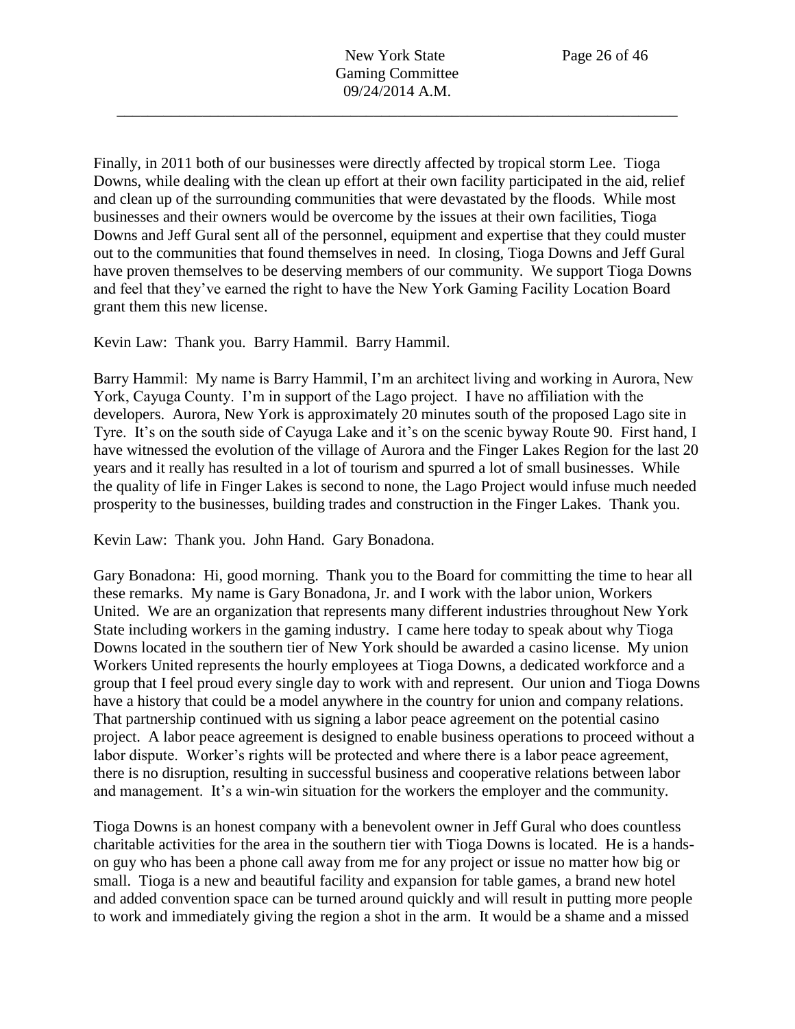Finally, in 2011 both of our businesses were directly affected by tropical storm Lee. Tioga Downs, while dealing with the clean up effort at their own facility participated in the aid, relief and clean up of the surrounding communities that were devastated by the floods. While most businesses and their owners would be overcome by the issues at their own facilities, Tioga Downs and Jeff Gural sent all of the personnel, equipment and expertise that they could muster out to the communities that found themselves in need. In closing, Tioga Downs and Jeff Gural have proven themselves to be deserving members of our community. We support Tioga Downs and feel that they've earned the right to have the New York Gaming Facility Location Board grant them this new license.

Kevin Law: Thank you. Barry Hammil. Barry Hammil.

Barry Hammil: My name is Barry Hammil, I'm an architect living and working in Aurora, New York, Cayuga County. I'm in support of the Lago project. I have no affiliation with the developers. Aurora, New York is approximately 20 minutes south of the proposed Lago site in Tyre. It's on the south side of Cayuga Lake and it's on the scenic byway Route 90. First hand, I have witnessed the evolution of the village of Aurora and the Finger Lakes Region for the last 20 years and it really has resulted in a lot of tourism and spurred a lot of small businesses. While the quality of life in Finger Lakes is second to none, the Lago Project would infuse much needed prosperity to the businesses, building trades and construction in the Finger Lakes. Thank you.

Kevin Law: Thank you. John Hand. Gary Bonadona.

Gary Bonadona: Hi, good morning. Thank you to the Board for committing the time to hear all these remarks. My name is Gary Bonadona, Jr. and I work with the labor union, Workers United. We are an organization that represents many different industries throughout New York State including workers in the gaming industry. I came here today to speak about why Tioga Downs located in the southern tier of New York should be awarded a casino license. My union Workers United represents the hourly employees at Tioga Downs, a dedicated workforce and a group that I feel proud every single day to work with and represent. Our union and Tioga Downs have a history that could be a model anywhere in the country for union and company relations. That partnership continued with us signing a labor peace agreement on the potential casino project. A labor peace agreement is designed to enable business operations to proceed without a labor dispute. Worker's rights will be protected and where there is a labor peace agreement, there is no disruption, resulting in successful business and cooperative relations between labor and management. It's a win-win situation for the workers the employer and the community.

Tioga Downs is an honest company with a benevolent owner in Jeff Gural who does countless charitable activities for the area in the southern tier with Tioga Downs is located. He is a hands-on guy who has been a phone call away from me for any project or issue no matter how big or small. Tioga is a new and beautiful facility and expansion for table games, a brand new hotel and added convention space can be turned around quickly and will result in putting more people to work and immediately giving the region a shot in the arm. It would be a shame and a missed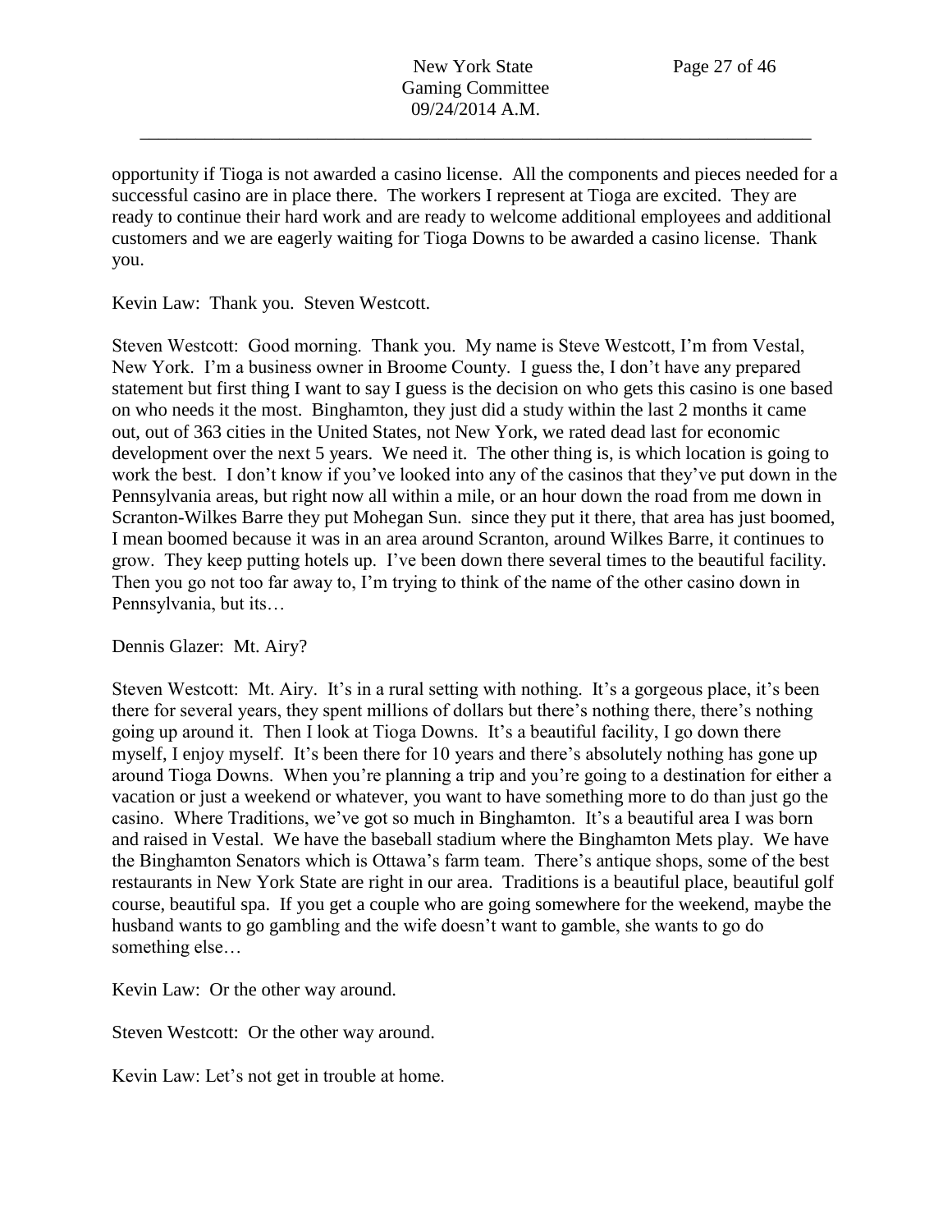opportunity if Tioga is not awarded a casino license. All the components and pieces needed for a successful casino are in place there. The workers I represent at Tioga are excited. They are ready to continue their hard work and are ready to welcome additional employees and additional customers and we are eagerly waiting for Tioga Downs to be awarded a casino license. Thank you.

Kevin Law: Thank you. Steven Westcott.

Steven Westcott: Good morning. Thank you. My name is Steve Westcott, I'm from Vestal, New York. I'm a business owner in Broome County. I guess the, I don't have any prepared statement but first thing I want to say I guess is the decision on who gets this casino is one based on who needs it the most. Binghamton, they just did a study within the last 2 months it came out, out of 363 cities in the United States, not New York, we rated dead last for economic development over the next 5 years. We need it. The other thing is, is which location is going to work the best. I don't know if you've looked into any of the casinos that they've put down in the Pennsylvania areas, but right now all within a mile, or an hour down the road from me down in Scranton-Wilkes Barre they put Mohegan Sun. since they put it there, that area has just boomed, I mean boomed because it was in an area around Scranton, around Wilkes Barre, it continues to grow. They keep putting hotels up. I've been down there several times to the beautiful facility. Then you go not too far away to, I'm trying to think of the name of the other casino down in Pennsylvania, but its…

Dennis Glazer: Mt. Airy?

Steven Westcott: Mt. Airy. It's in a rural setting with nothing. It's a gorgeous place, it's been there for several years, they spent millions of dollars but there's nothing there, there's nothing going up around it. Then I look at Tioga Downs. It's a beautiful facility, I go down there myself, I enjoy myself. It's been there for 10 years and there's absolutely nothing has gone up around Tioga Downs. When you're planning a trip and you're going to a destination for either a vacation or just a weekend or whatever, you want to have something more to do than just go the casino. Where Traditions, we've got so much in Binghamton. It's a beautiful area I was born and raised in Vestal. We have the baseball stadium where the Binghamton Mets play. We have the Binghamton Senators which is Ottawa's farm team. There's antique shops, some of the best restaurants in New York State are right in our area. Traditions is a beautiful place, beautiful golf course, beautiful spa. If you get a couple who are going somewhere for the weekend, maybe the husband wants to go gambling and the wife doesn't want to gamble, she wants to go do something else…

Kevin Law: Or the other way around.

Steven Westcott: Or the other way around.

Kevin Law: Let's not get in trouble at home.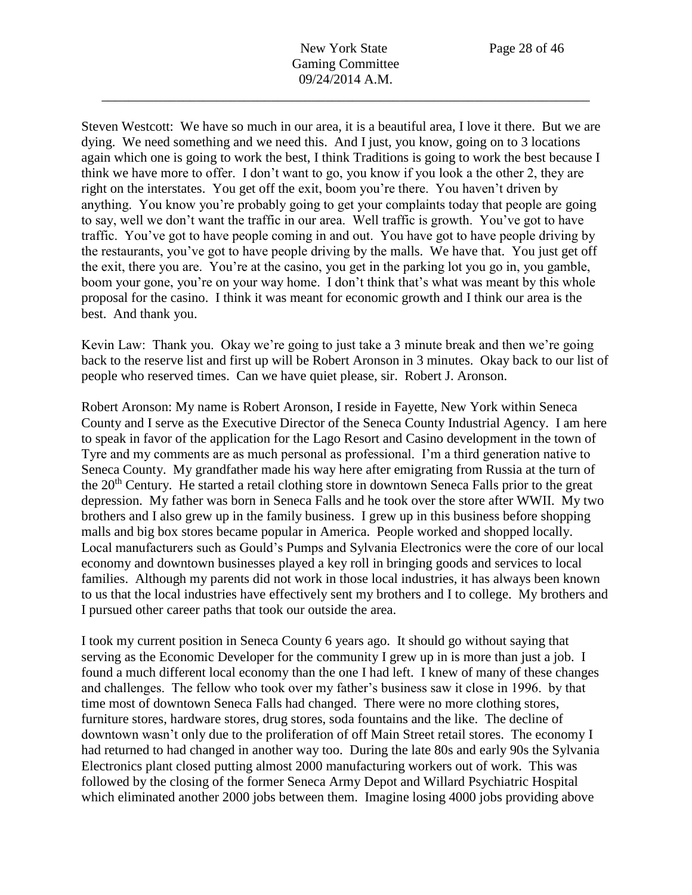Steven Westcott: We have so much in our area, it is a beautiful area, I love it there. But we are dying. We need something and we need this. And I just, you know, going on to 3 locations again which one is going to work the best, I think Traditions is going to work the best because I think we have more to offer. I don't want to go, you know if you look a the other 2, they are right on the interstates. You get off the exit, boom you're there. You haven't driven by anything. You know you're probably going to get your complaints today that people are going to say, well we don't want the traffic in our area. Well traffic is growth. You've got to have traffic. You've got to have people coming in and out. You have got to have people driving by the restaurants, you've got to have people driving by the malls. We have that. You just get off the exit, there you are. You're at the casino, you get in the parking lot you go in, you gamble, boom your gone, you're on your way home. I don't think that's what was meant by this whole proposal for the casino. I think it was meant for economic growth and I think our area is the best. And thank you.

Kevin Law: Thank you. Okay we're going to just take a 3 minute break and then we're going back to the reserve list and first up will be Robert Aronson in 3 minutes. Okay back to our list of people who reserved times. Can we have quiet please, sir. Robert J. Aronson.

Robert Aronson: My name is Robert Aronson, I reside in Fayette, New York within Seneca County and I serve as the Executive Director of the Seneca County Industrial Agency. I am here to speak in favor of the application for the Lago Resort and Casino development in the town of Tyre and my comments are as much personal as professional. I'm a third generation native to Seneca County. My grandfather made his way here after emigrating from Russia at the turn of the 20th Century. He started a retail clothing store in downtown Seneca Falls prior to the great depression. My father was born in Seneca Falls and he took over the store after WWII. My two brothers and I also grew up in the family business. I grew up in this business before shopping malls and big box stores became popular in America. People worked and shopped locally. Local manufacturers such as Gould's Pumps and Sylvania Electronics were the core of our local economy and downtown businesses played a key roll in bringing goods and services to local families. Although my parents did not work in those local industries, it has always been known to us that the local industries have effectively sent my brothers and I to college. My brothers and I pursued other career paths that took our outside the area.

I took my current position in Seneca County 6 years ago. It should go without saying that serving as the Economic Developer for the community I grew up in is more than just a job. I found a much different local economy than the one I had left. I knew of many of these changes and challenges. The fellow who took over my father's business saw it close in 1996. by that time most of downtown Seneca Falls had changed. There were no more clothing stores, furniture stores, hardware stores, drug stores, soda fountains and the like. The decline of downtown wasn't only due to the proliferation of off Main Street retail stores. The economy I had returned to had changed in another way too. During the late 80s and early 90s the Sylvania Electronics plant closed putting almost 2000 manufacturing workers out of work. This was followed by the closing of the former Seneca Army Depot and Willard Psychiatric Hospital which eliminated another 2000 jobs between them. Imagine losing 4000 jobs providing above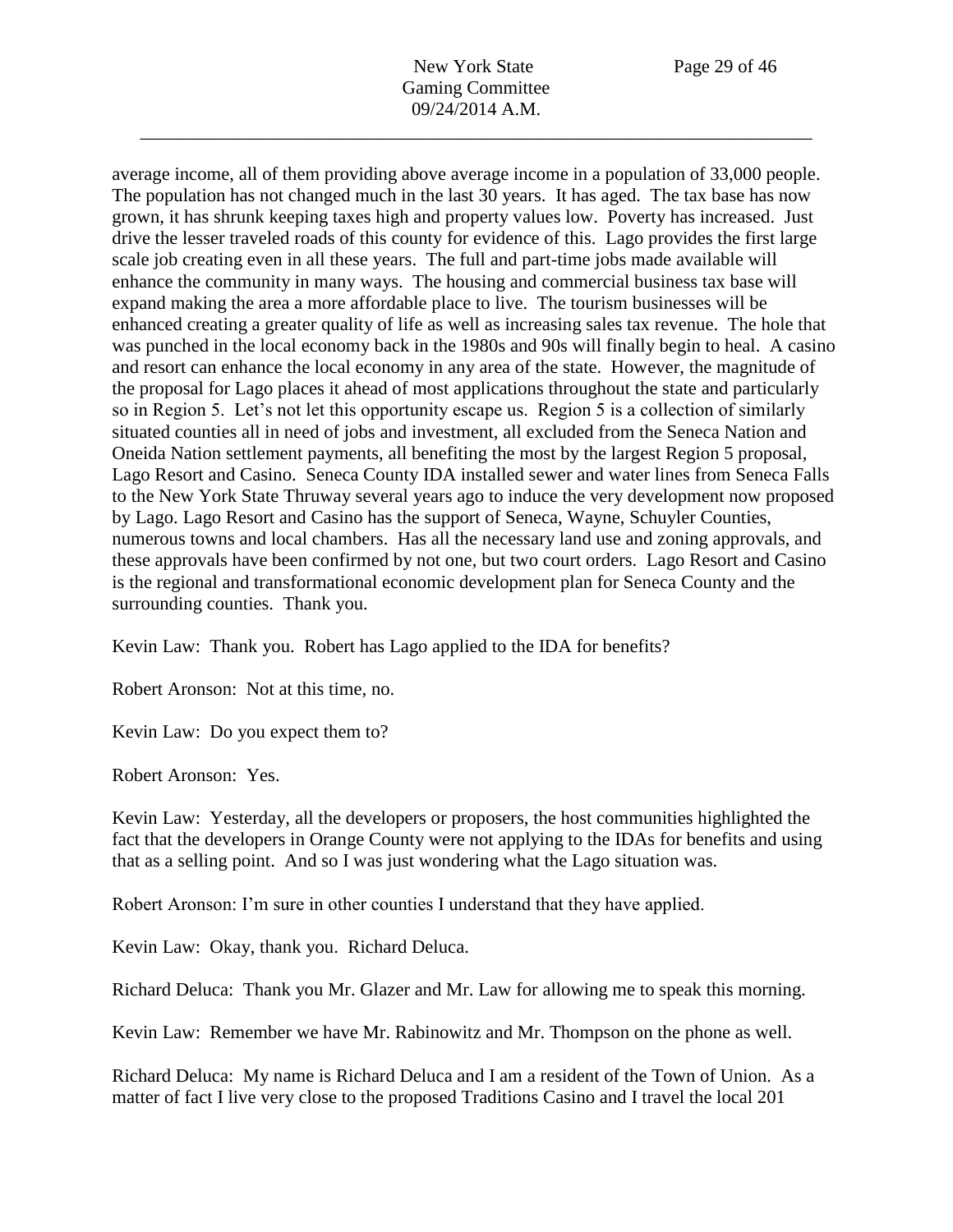average income, all of them providing above average income in a population of 33,000 people. The population has not changed much in the last 30 years. It has aged. The tax base has now grown, it has shrunk keeping taxes high and property values low. Poverty has increased. Just drive the lesser traveled roads of this county for evidence of this. Lago provides the first large scale job creating even in all these years. The full and part-time jobs made available will enhance the community in many ways. The housing and commercial business tax base will expand making the area a more affordable place to live. The tourism businesses will be enhanced creating a greater quality of life as well as increasing sales tax revenue. The hole that was punched in the local economy back in the 1980s and 90s will finally begin to heal. A casino and resort can enhance the local economy in any area of the state. However, the magnitude of the proposal for Lago places it ahead of most applications throughout the state and particularly so in Region 5. Let's not let this opportunity escape us. Region 5 is a collection of similarly situated counties all in need of jobs and investment, all excluded from the Seneca Nation and Oneida Nation settlement payments, all benefiting the most by the largest Region 5 proposal, Lago Resort and Casino. Seneca County IDA installed sewer and water lines from Seneca Falls to the New York State Thruway several years ago to induce the very development now proposed by Lago. Lago Resort and Casino has the support of Seneca, Wayne, Schuyler Counties, numerous towns and local chambers. Has all the necessary land use and zoning approvals, and these approvals have been confirmed by not one, but two court orders. Lago Resort and Casino is the regional and transformational economic development plan for Seneca County and the surrounding counties. Thank you.

Kevin Law: Thank you. Robert has Lago applied to the IDA for benefits?

Robert Aronson: Not at this time, no.

Kevin Law: Do you expect them to?

Robert Aronson: Yes.

Kevin Law: Yesterday, all the developers or proposers, the host communities highlighted the fact that the developers in Orange County were not applying to the IDAs for benefits and using that as a selling point. And so I was just wondering what the Lago situation was.

Robert Aronson: I'm sure in other counties I understand that they have applied.

Kevin Law: Okay, thank you. Richard Deluca.

Richard Deluca: Thank you Mr. Glazer and Mr. Law for allowing me to speak this morning.

Kevin Law: Remember we have Mr. Rabinowitz and Mr. Thompson on the phone as well.

Richard Deluca: My name is Richard Deluca and I am a resident of the Town of Union. As a matter of fact I live very close to the proposed Traditions Casino and I travel the local 201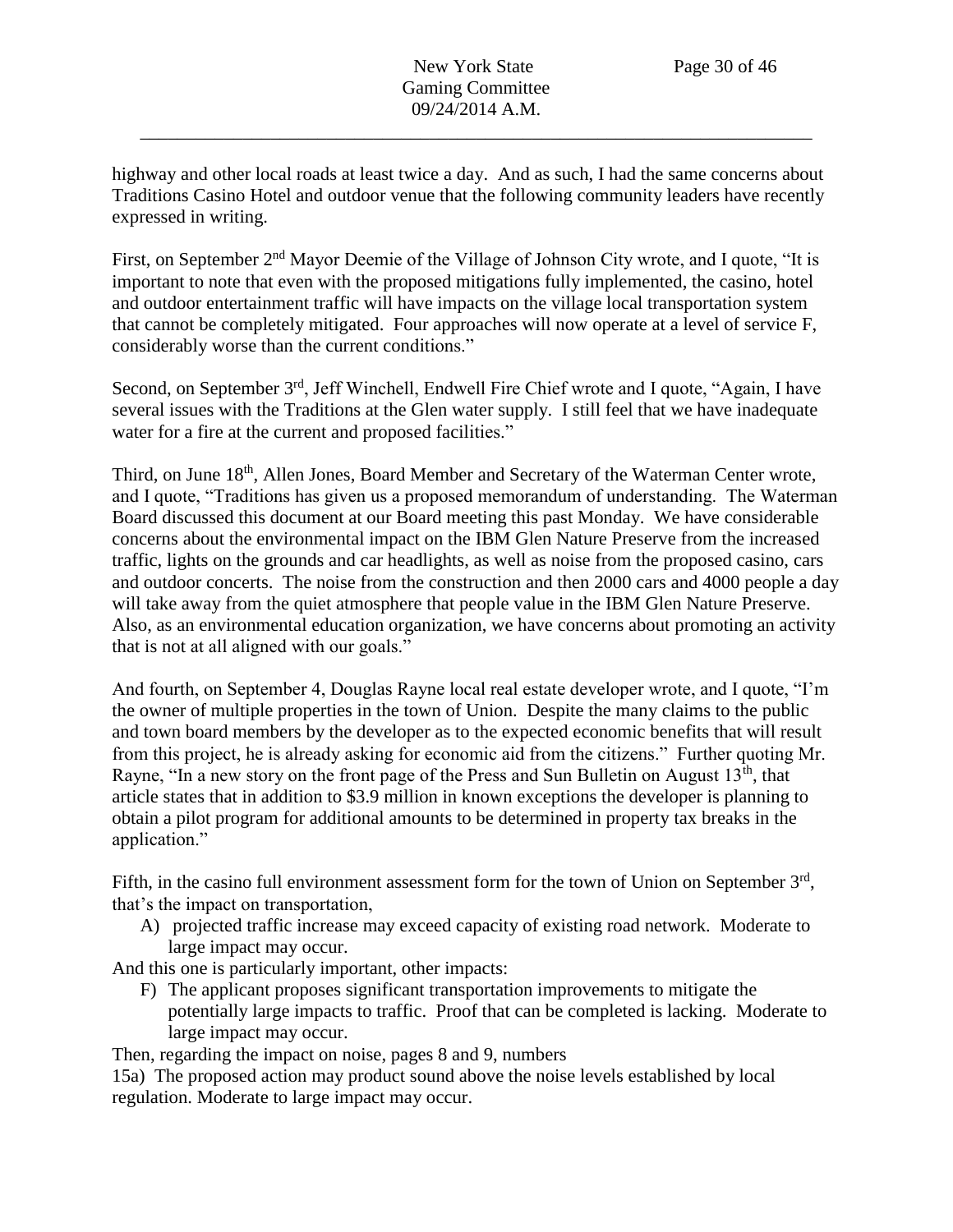highway and other local roads at least twice a day. And as such, I had the same concerns about Traditions Casino Hotel and outdoor venue that the following community leaders have recently expressed in writing.

First, on September 2nd Mayor Deemie of the Village of Johnson City wrote, and I quote, "It is important to note that even with the proposed mitigations fully implemented, the casino, hotel and outdoor entertainment traffic will have impacts on the village local transportation system that cannot be completely mitigated. Four approaches will now operate at a level of service F, considerably worse than the current conditions."

Second, on September 3rd, Jeff Winchell, Endwell Fire Chief wrote and I quote, "Again, I have several issues with the Traditions at the Glen water supply. I still feel that we have inadequate water for a fire at the current and proposed facilities."

Third, on June 18th, Allen Jones, Board Member and Secretary of the Waterman Center wrote, and I quote, "Traditions has given us a proposed memorandum of understanding. The Waterman Board discussed this document at our Board meeting this past Monday. We have considerable concerns about the environmental impact on the IBM Glen Nature Preserve from the increased traffic, lights on the grounds and car headlights, as well as noise from the proposed casino, cars and outdoor concerts. The noise from the construction and then 2000 cars and 4000 people a day will take away from the quiet atmosphere that people value in the IBM Glen Nature Preserve. Also, as an environmental education organization, we have concerns about promoting an activity that is not at all aligned with our goals."

And fourth, on September 4, Douglas Rayne local real estate developer wrote, and I quote, "I'm the owner of multiple properties in the town of Union. Despite the many claims to the public and town board members by the developer as to the expected economic benefits that will result from this project, he is already asking for economic aid from the citizens." Further quoting Mr. Rayne, "In a new story on the front page of the Press and Sun Bulletin on August 13th, that article states that in addition to $3.9 million in known exceptions the developer is planning to obtain a pilot program for additional amounts to be determined in property tax breaks in the application."

Fifth, in the casino full environment assessment form for the town of Union on September 3rd, that's the impact on transportation,

A) projected traffic increase may exceed capacity of existing road network. Moderate to large impact may occur.

And this one is particularly important, other impacts:

F) The applicant proposes significant transportation improvements to mitigate the potentially large impacts to traffic. Proof that can be completed is lacking. Moderate to large impact may occur.

Then, regarding the impact on noise, pages 8 and 9, numbers

15a) The proposed action may product sound above the noise levels established by local regulation. Moderate to large impact may occur.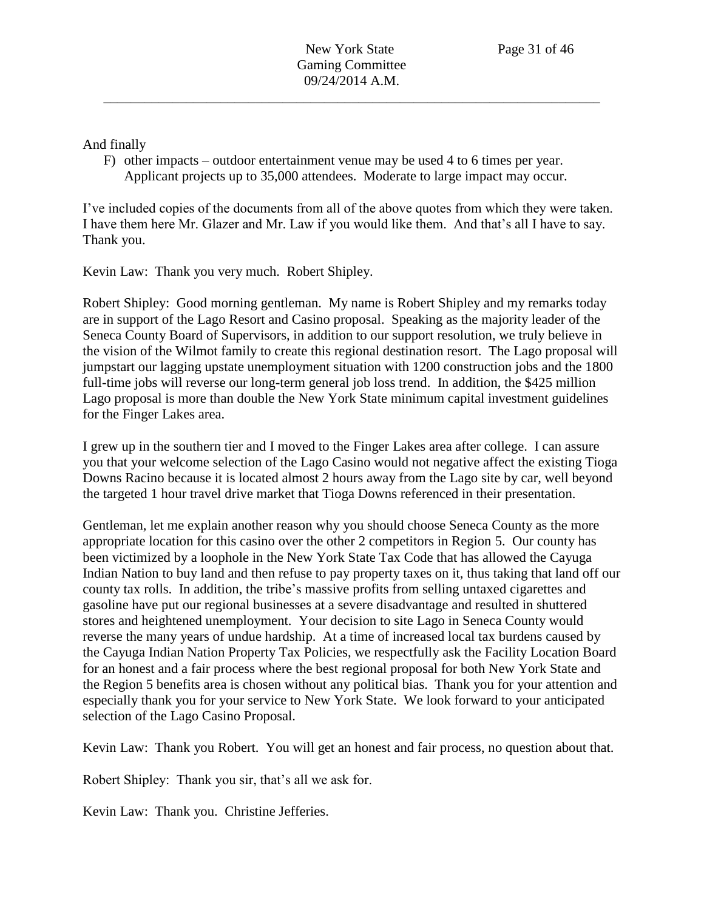And finally

F) other impacts – outdoor entertainment venue may be used 4 to 6 times per year. Applicant projects up to 35,000 attendees. Moderate to large impact may occur.

I've included copies of the documents from all of the above quotes from which they were taken. I have them here Mr. Glazer and Mr. Law if you would like them. And that's all I have to say. Thank you.

Kevin Law: Thank you very much. Robert Shipley.

Robert Shipley: Good morning gentleman. My name is Robert Shipley and my remarks today are in support of the Lago Resort and Casino proposal. Speaking as the majority leader of the Seneca County Board of Supervisors, in addition to our support resolution, we truly believe in the vision of the Wilmot family to create this regional destination resort. The Lago proposal will jumpstart our lagging upstate unemployment situation with 1200 construction jobs and the 1800 full-time jobs will reverse our long-term general job loss trend. In addition, the $425 million Lago proposal is more than double the New York State minimum capital investment guidelines for the Finger Lakes area.

I grew up in the southern tier and I moved to the Finger Lakes area after college. I can assure you that your welcome selection of the Lago Casino would not negative affect the existing Tioga Downs Racino because it is located almost 2 hours away from the Lago site by car, well beyond the targeted 1 hour travel drive market that Tioga Downs referenced in their presentation.

Gentleman, let me explain another reason why you should choose Seneca County as the more appropriate location for this casino over the other 2 competitors in Region 5. Our county has been victimized by a loophole in the New York State Tax Code that has allowed the Cayuga Indian Nation to buy land and then refuse to pay property taxes on it, thus taking that land off our county tax rolls. In addition, the tribe's massive profits from selling untaxed cigarettes and gasoline have put our regional businesses at a severe disadvantage and resulted in shuttered stores and heightened unemployment. Your decision to site Lago in Seneca County would reverse the many years of undue hardship. At a time of increased local tax burdens caused by the Cayuga Indian Nation Property Tax Policies, we respectfully ask the Facility Location Board for an honest and a fair process where the best regional proposal for both New York State and the Region 5 benefits area is chosen without any political bias. Thank you for your attention and especially thank you for your service to New York State. We look forward to your anticipated selection of the Lago Casino Proposal.

Kevin Law: Thank you Robert. You will get an honest and fair process, no question about that.

Robert Shipley: Thank you sir, that's all we ask for.

Kevin Law: Thank you. Christine Jefferies.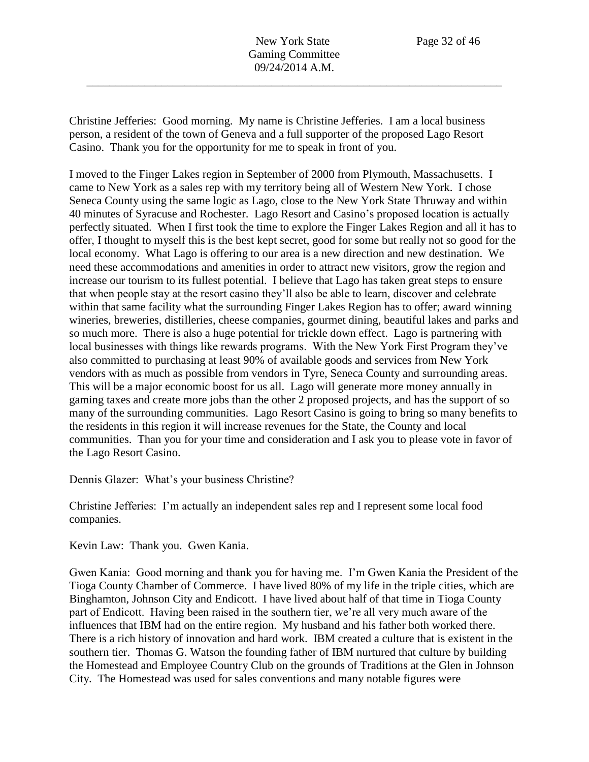Christine Jefferies: Good morning. My name is Christine Jefferies. I am a local business person, a resident of the town of Geneva and a full supporter of the proposed Lago Resort Casino. Thank you for the opportunity for me to speak in front of you.

I moved to the Finger Lakes region in September of 2000 from Plymouth, Massachusetts. I came to New York as a sales rep with my territory being all of Western New York. I chose Seneca County using the same logic as Lago, close to the New York State Thruway and within 40 minutes of Syracuse and Rochester. Lago Resort and Casino's proposed location is actually perfectly situated. When I first took the time to explore the Finger Lakes Region and all it has to offer, I thought to myself this is the best kept secret, good for some but really not so good for the local economy. What Lago is offering to our area is a new direction and new destination. We need these accommodations and amenities in order to attract new visitors, grow the region and increase our tourism to its fullest potential. I believe that Lago has taken great steps to ensure that when people stay at the resort casino they'll also be able to learn, discover and celebrate within that same facility what the surrounding Finger Lakes Region has to offer; award winning wineries, breweries, distilleries, cheese companies, gourmet dining, beautiful lakes and parks and so much more. There is also a huge potential for trickle down effect. Lago is partnering with local businesses with things like rewards programs. With the New York First Program they've also committed to purchasing at least 80% of available goods and services from New York vendors with as much as possible from vendors in Tyre, Seneca County and surrounding areas. This will be a major economic boost for us all. Lago will generate more money annually in gaming taxes and create more jobs than the other 2 proposed projects, and has the support of so many of the surrounding communities. Lago Resort Casino is going to bring so many benefits to the residents in this region it will increase revenues for the State, the County and local communities. Than you for your time and consideration and I ask you to please vote in favor of the Lago Resort Casino.

Dennis Glazer: What's your business Christine?

Christine Jefferies: I'm actually an independent sales rep and I represent some local food companies.

Kevin Law: Thank you. Gwen Kania.

Gwen Kania: Good morning and thank you for having me. I'm Gwen Kania the President of the Tioga County Chamber of Commerce. I have lived 80% of my life in the triple cities, which are Binghamton, Johnson City and Endicott. I have lived about half of that time in Tioga County part of Endicott. Having been raised in the southern tier, we're all very much aware of the influences that IBM had on the entire region. My husband and his father both worked there. There is a rich history of innovation and hard work. IBM created a culture that is existent in the southern tier. Thomas G. Watson the founding father of IBM nurtured that culture by building the Homestead and Employee Country Club on the grounds of Traditions at the Glen in Johnson City. The Homestead was used for sales conventions and many notable figures were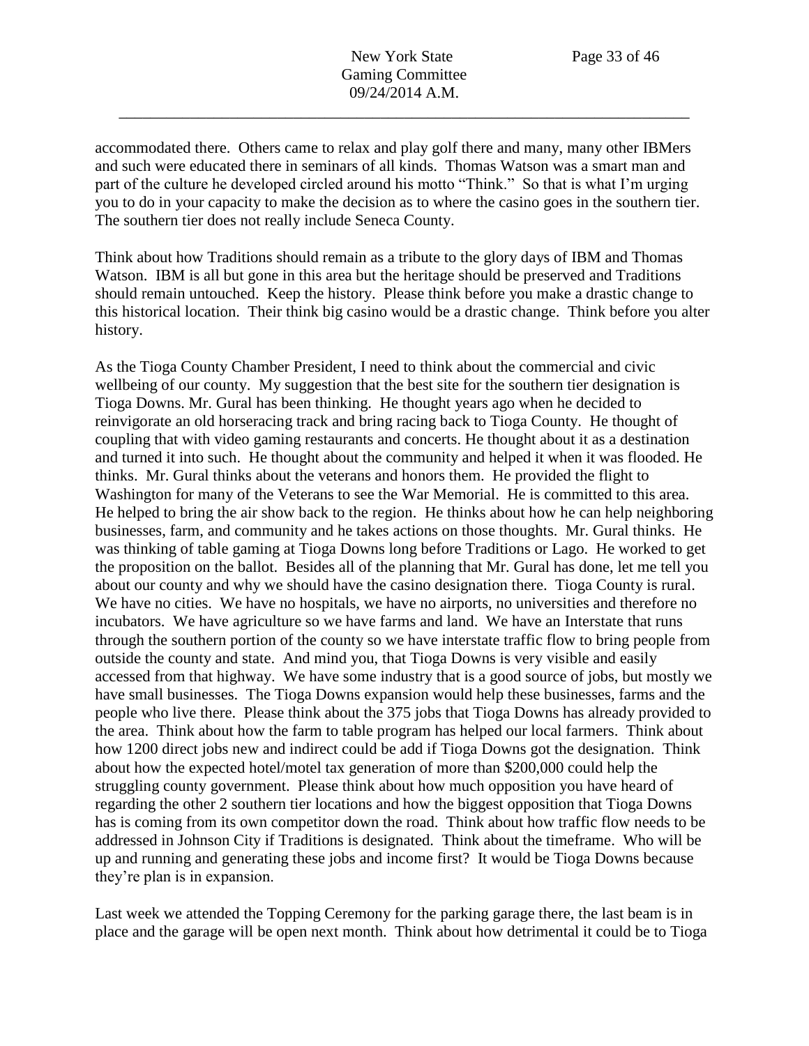accommodated there. Others came to relax and play golf there and many, many other IBMers and such were educated there in seminars of all kinds. Thomas Watson was a smart man and part of the culture he developed circled around his motto "Think." So that is what I'm urging you to do in your capacity to make the decision as to where the casino goes in the southern tier. The southern tier does not really include Seneca County.

Think about how Traditions should remain as a tribute to the glory days of IBM and Thomas Watson. IBM is all but gone in this area but the heritage should be preserved and Traditions should remain untouched. Keep the history. Please think before you make a drastic change to this historical location. Their think big casino would be a drastic change. Think before you alter history.

As the Tioga County Chamber President, I need to think about the commercial and civic wellbeing of our county. My suggestion that the best site for the southern tier designation is Tioga Downs. Mr. Gural has been thinking. He thought years ago when he decided to reinvigorate an old horseracing track and bring racing back to Tioga County. He thought of coupling that with video gaming restaurants and concerts. He thought about it as a destination and turned it into such. He thought about the community and helped it when it was flooded. He thinks. Mr. Gural thinks about the veterans and honors them. He provided the flight to Washington for many of the Veterans to see the War Memorial. He is committed to this area. He helped to bring the air show back to the region. He thinks about how he can help neighboring businesses, farm, and community and he takes actions on those thoughts. Mr. Gural thinks. He was thinking of table gaming at Tioga Downs long before Traditions or Lago. He worked to get the proposition on the ballot. Besides all of the planning that Mr. Gural has done, let me tell you about our county and why we should have the casino designation there. Tioga County is rural. We have no cities. We have no hospitals, we have no airports, no universities and therefore no incubators. We have agriculture so we have farms and land. We have an Interstate that runs through the southern portion of the county so we have interstate traffic flow to bring people from outside the county and state. And mind you, that Tioga Downs is very visible and easily accessed from that highway. We have some industry that is a good source of jobs, but mostly we have small businesses. The Tioga Downs expansion would help these businesses, farms and the people who live there. Please think about the 375 jobs that Tioga Downs has already provided to the area. Think about how the farm to table program has helped our local farmers. Think about how 1200 direct jobs new and indirect could be add if Tioga Downs got the designation. Think about how the expected hotel/motel tax generation of more than $200,000 could help the struggling county government. Please think about how much opposition you have heard of regarding the other 2 southern tier locations and how the biggest opposition that Tioga Downs has is coming from its own competitor down the road. Think about how traffic flow needs to be addressed in Johnson City if Traditions is designated. Think about the timeframe. Who will be up and running and generating these jobs and income first? It would be Tioga Downs because they're plan is in expansion.

Last week we attended the Topping Ceremony for the parking garage there, the last beam is in place and the garage will be open next month. Think about how detrimental it could be to Tioga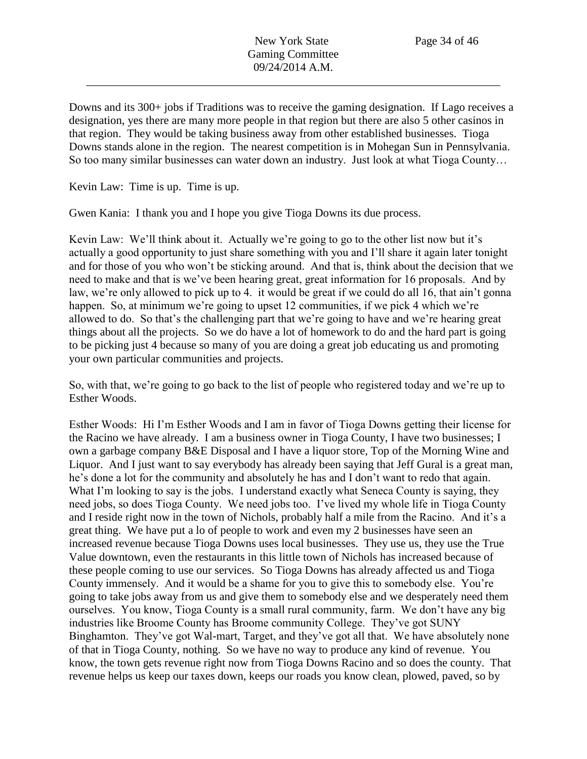Downs and its 300+ jobs if Traditions was to receive the gaming designation. If Lago receives a designation, yes there are many more people in that region but there are also 5 other casinos in that region. They would be taking business away from other established businesses. Tioga Downs stands alone in the region. The nearest competition is in Mohegan Sun in Pennsylvania. So too many similar businesses can water down an industry. Just look at what Tioga County…

Kevin Law: Time is up. Time is up.

Gwen Kania: I thank you and I hope you give Tioga Downs its due process.

Kevin Law: We'll think about it. Actually we're going to go to the other list now but it's actually a good opportunity to just share something with you and I'll share it again later tonight and for those of you who won't be sticking around. And that is, think about the decision that we need to make and that is we've been hearing great, great information for 16 proposals. And by law, we're only allowed to pick up to 4. it would be great if we could do all 16, that ain't gonna happen. So, at minimum we're going to upset 12 communities, if we pick 4 which we're allowed to do. So that's the challenging part that we're going to have and we're hearing great things about all the projects. So we do have a lot of homework to do and the hard part is going to be picking just 4 because so many of you are doing a great job educating us and promoting your own particular communities and projects.

So, with that, we're going to go back to the list of people who registered today and we're up to Esther Woods.

Esther Woods: Hi I'm Esther Woods and I am in favor of Tioga Downs getting their license for the Racino we have already. I am a business owner in Tioga County, I have two businesses; I own a garbage company B&E Disposal and I have a liquor store, Top of the Morning Wine and Liquor. And I just want to say everybody has already been saying that Jeff Gural is a great man, he's done a lot for the community and absolutely he has and I don't want to redo that again. What I'm looking to say is the jobs. I understand exactly what Seneca County is saying, they need jobs, so does Tioga County. We need jobs too. I've lived my whole life in Tioga County and I reside right now in the town of Nichols, probably half a mile from the Racino. And it's a great thing. We have put a lo of people to work and even my 2 businesses have seen an increased revenue because Tioga Downs uses local businesses. They use us, they use the True Value downtown, even the restaurants in this little town of Nichols has increased because of these people coming to use our services. So Tioga Downs has already affected us and Tioga County immensely. And it would be a shame for you to give this to somebody else. You're going to take jobs away from us and give them to somebody else and we desperately need them ourselves. You know, Tioga County is a small rural community, farm. We don't have any big industries like Broome County has Broome community College. They've got SUNY Binghamton. They've got Wal-mart, Target, and they've got all that. We have absolutely none of that in Tioga County, nothing. So we have no way to produce any kind of revenue. You know, the town gets revenue right now from Tioga Downs Racino and so does the county. That revenue helps us keep our taxes down, keeps our roads you know clean, plowed, paved, so by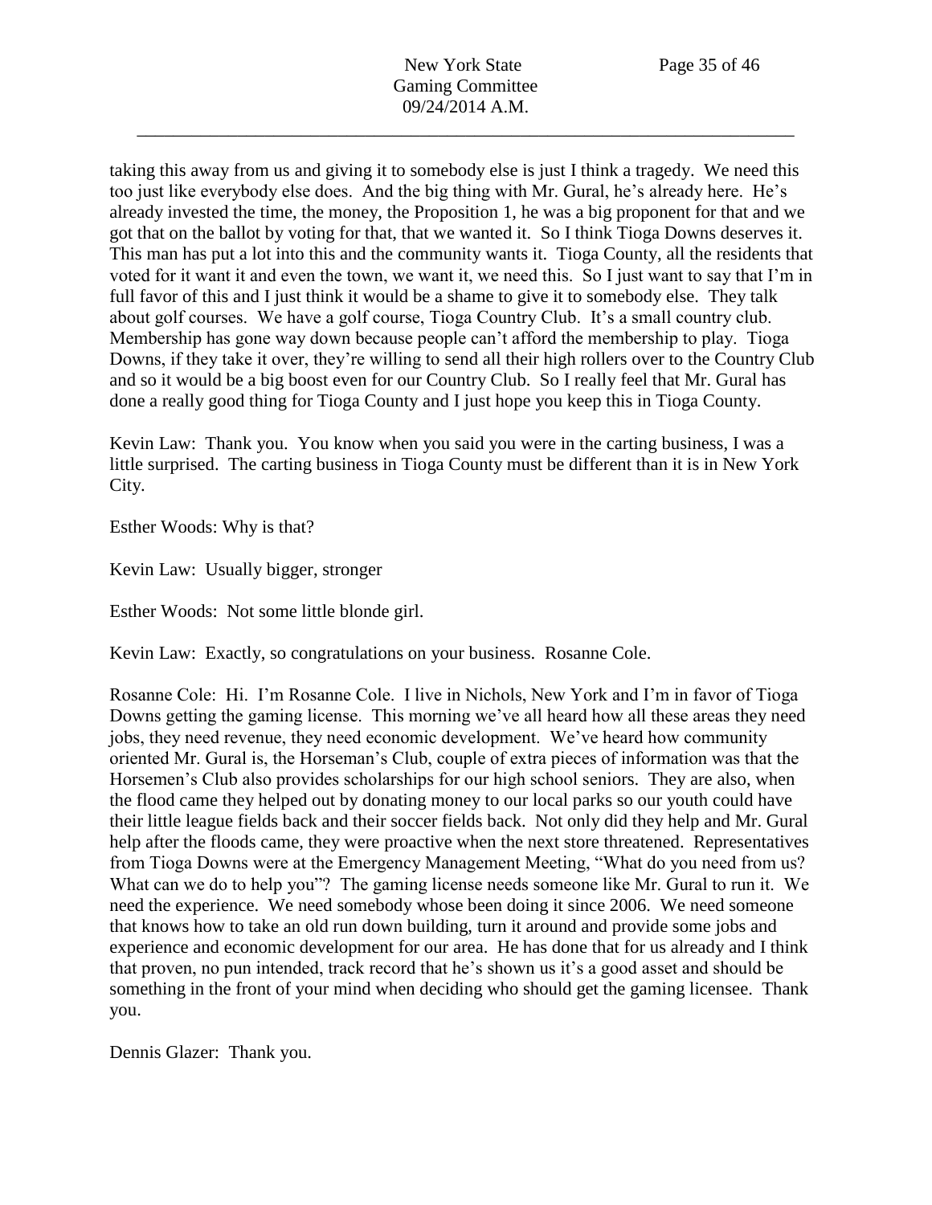taking this away from us and giving it to somebody else is just I think a tragedy. We need this too just like everybody else does. And the big thing with Mr. Gural, he's already here. He's already invested the time, the money, the Proposition 1, he was a big proponent for that and we got that on the ballot by voting for that, that we wanted it. So I think Tioga Downs deserves it. This man has put a lot into this and the community wants it. Tioga County, all the residents that voted for it want it and even the town, we want it, we need this. So I just want to say that I'm in full favor of this and I just think it would be a shame to give it to somebody else. They talk about golf courses. We have a golf course, Tioga Country Club. It's a small country club. Membership has gone way down because people can't afford the membership to play. Tioga Downs, if they take it over, they're willing to send all their high rollers over to the Country Club and so it would be a big boost even for our Country Club. So I really feel that Mr. Gural has done a really good thing for Tioga County and I just hope you keep this in Tioga County.

Kevin Law: Thank you. You know when you said you were in the carting business, I was a little surprised. The carting business in Tioga County must be different than it is in New York City.

Esther Woods: Why is that?

Kevin Law: Usually bigger, stronger

Esther Woods: Not some little blonde girl.

Kevin Law: Exactly, so congratulations on your business. Rosanne Cole.

Rosanne Cole: Hi. I'm Rosanne Cole. I live in Nichols, New York and I'm in favor of Tioga Downs getting the gaming license. This morning we've all heard how all these areas they need jobs, they need revenue, they need economic development. We've heard how community oriented Mr. Gural is, the Horseman's Club, couple of extra pieces of information was that the Horsemen's Club also provides scholarships for our high school seniors. They are also, when the flood came they helped out by donating money to our local parks so our youth could have their little league fields back and their soccer fields back. Not only did they help and Mr. Gural help after the floods came, they were proactive when the next store threatened. Representatives from Tioga Downs were at the Emergency Management Meeting, "What do you need from us? What can we do to help you"? The gaming license needs someone like Mr. Gural to run it. We need the experience. We need somebody whose been doing it since 2006. We need someone that knows how to take an old run down building, turn it around and provide some jobs and experience and economic development for our area. He has done that for us already and I think that proven, no pun intended, track record that he's shown us it's a good asset and should be something in the front of your mind when deciding who should get the gaming licensee. Thank you.

Dennis Glazer: Thank you.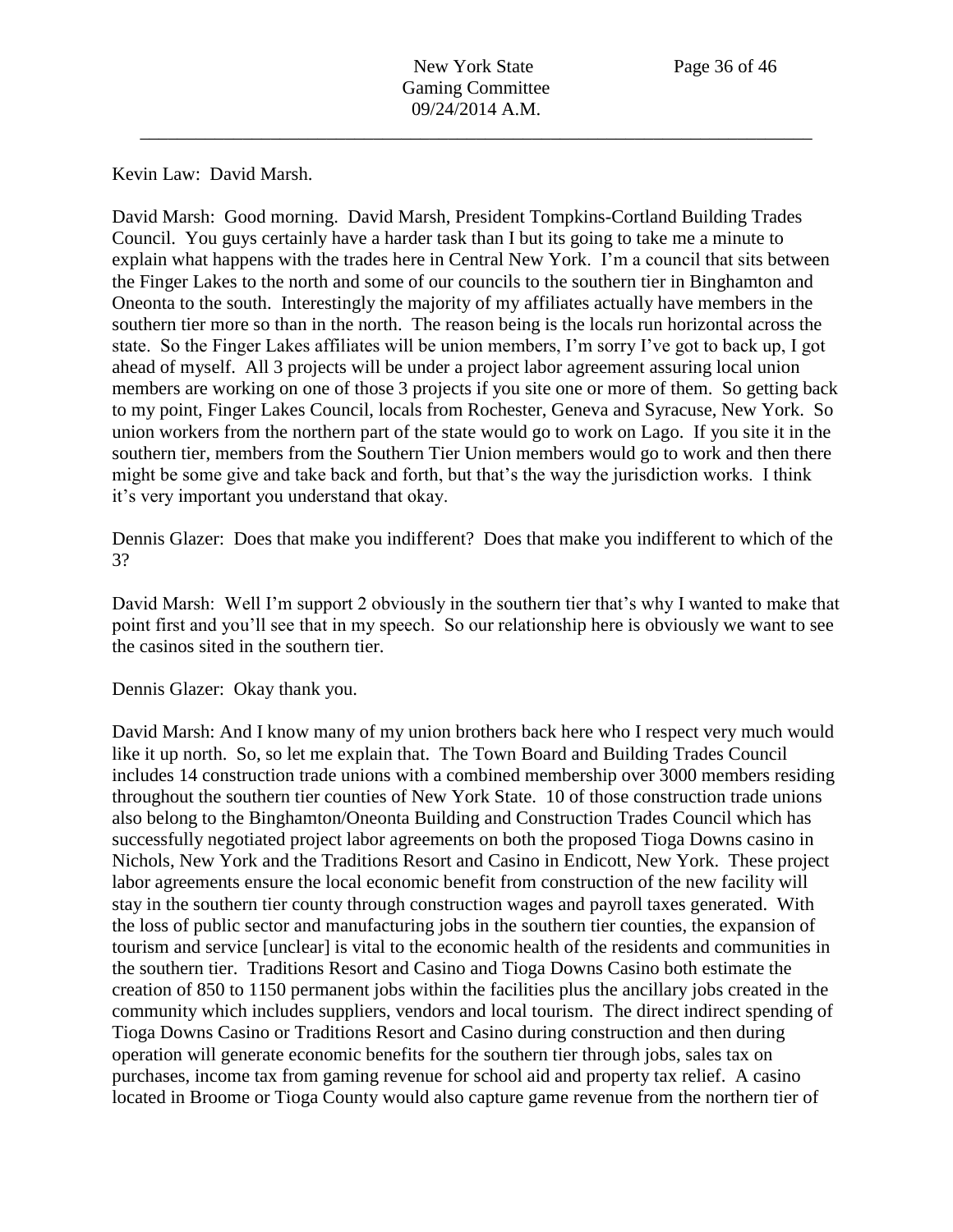Kevin Law: David Marsh.

David Marsh: Good morning. David Marsh, President Tompkins-Cortland Building Trades Council. You guys certainly have a harder task than I but its going to take me a minute to explain what happens with the trades here in Central New York. I'm a council that sits between the Finger Lakes to the north and some of our councils to the southern tier in Binghamton and Oneonta to the south. Interestingly the majority of my affiliates actually have members in the southern tier more so than in the north. The reason being is the locals run horizontal across the state. So the Finger Lakes affiliates will be union members, I'm sorry I've got to back up, I got ahead of myself. All 3 projects will be under a project labor agreement assuring local union members are working on one of those 3 projects if you site one or more of them. So getting back to my point, Finger Lakes Council, locals from Rochester, Geneva and Syracuse, New York. So union workers from the northern part of the state would go to work on Lago. If you site it in the southern tier, members from the Southern Tier Union members would go to work and then there might be some give and take back and forth, but that's the way the jurisdiction works. I think it's very important you understand that okay.

Dennis Glazer: Does that make you indifferent? Does that make you indifferent to which of the 3?

David Marsh: Well I'm support 2 obviously in the southern tier that's why I wanted to make that point first and you'll see that in my speech. So our relationship here is obviously we want to see the casinos sited in the southern tier.

Dennis Glazer: Okay thank you.

David Marsh: And I know many of my union brothers back here who I respect very much would like it up north. So, so let me explain that. The Town Board and Building Trades Council includes 14 construction trade unions with a combined membership over 3000 members residing throughout the southern tier counties of New York State. 10 of those construction trade unions also belong to the Binghamton/Oneonta Building and Construction Trades Council which has successfully negotiated project labor agreements on both the proposed Tioga Downs casino in Nichols, New York and the Traditions Resort and Casino in Endicott, New York. These project labor agreements ensure the local economic benefit from construction of the new facility will stay in the southern tier county through construction wages and payroll taxes generated. With the loss of public sector and manufacturing jobs in the southern tier counties, the expansion of tourism and service [unclear] is vital to the economic health of the residents and communities in the southern tier. Traditions Resort and Casino and Tioga Downs Casino both estimate the creation of 850 to 1150 permanent jobs within the facilities plus the ancillary jobs created in the community which includes suppliers, vendors and local tourism. The direct indirect spending of Tioga Downs Casino or Traditions Resort and Casino during construction and then during operation will generate economic benefits for the southern tier through jobs, sales tax on purchases, income tax from gaming revenue for school aid and property tax relief. A casino located in Broome or Tioga County would also capture game revenue from the northern tier of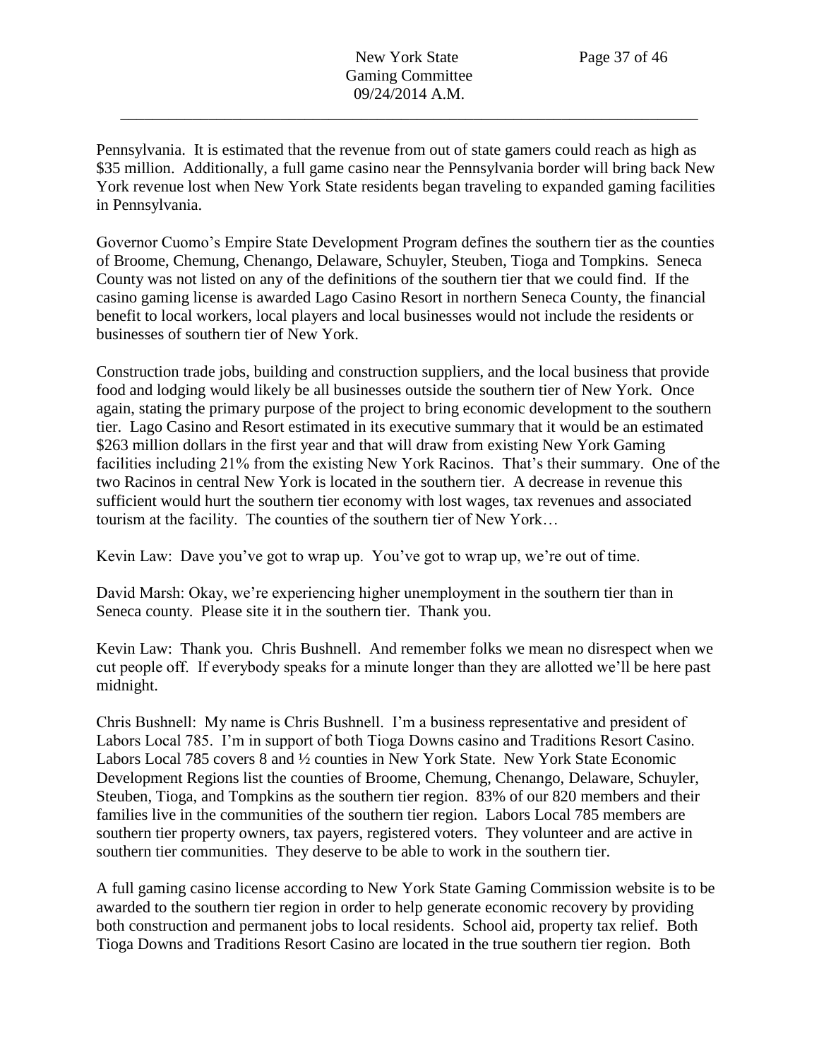Pennsylvania. It is estimated that the revenue from out of state gamers could reach as high as $35 million. Additionally, a full game casino near the Pennsylvania border will bring back New York revenue lost when New York State residents began traveling to expanded gaming facilities in Pennsylvania.

Governor Cuomo's Empire State Development Program defines the southern tier as the counties of Broome, Chemung, Chenango, Delaware, Schuyler, Steuben, Tioga and Tompkins. Seneca County was not listed on any of the definitions of the southern tier that we could find. If the casino gaming license is awarded Lago Casino Resort in northern Seneca County, the financial benefit to local workers, local players and local businesses would not include the residents or businesses of southern tier of New York.

Construction trade jobs, building and construction suppliers, and the local business that provide food and lodging would likely be all businesses outside the southern tier of New York. Once again, stating the primary purpose of the project to bring economic development to the southern tier. Lago Casino and Resort estimated in its executive summary that it would be an estimated $263 million dollars in the first year and that will draw from existing New York Gaming facilities including 21% from the existing New York Racinos. That's their summary. One of the two Racinos in central New York is located in the southern tier. A decrease in revenue this sufficient would hurt the southern tier economy with lost wages, tax revenues and associated tourism at the facility. The counties of the southern tier of New York…

Kevin Law: Dave you've got to wrap up. You've got to wrap up, we're out of time.

David Marsh: Okay, we're experiencing higher unemployment in the southern tier than in Seneca county. Please site it in the southern tier. Thank you.

Kevin Law: Thank you. Chris Bushnell. And remember folks we mean no disrespect when we cut people off. If everybody speaks for a minute longer than they are allotted we'll be here past midnight.

Chris Bushnell: My name is Chris Bushnell. I'm a business representative and president of Labors Local 785. I'm in support of both Tioga Downs casino and Traditions Resort Casino. Labors Local 785 covers 8 and ½ counties in New York State. New York State Economic Development Regions list the counties of Broome, Chemung, Chenango, Delaware, Schuyler, Steuben, Tioga, and Tompkins as the southern tier region. 83% of our 820 members and their families live in the communities of the southern tier region. Labors Local 785 members are southern tier property owners, tax payers, registered voters. They volunteer and are active in southern tier communities. They deserve to be able to work in the southern tier.

A full gaming casino license according to New York State Gaming Commission website is to be awarded to the southern tier region in order to help generate economic recovery by providing both construction and permanent jobs to local residents. School aid, property tax relief. Both Tioga Downs and Traditions Resort Casino are located in the true southern tier region. Both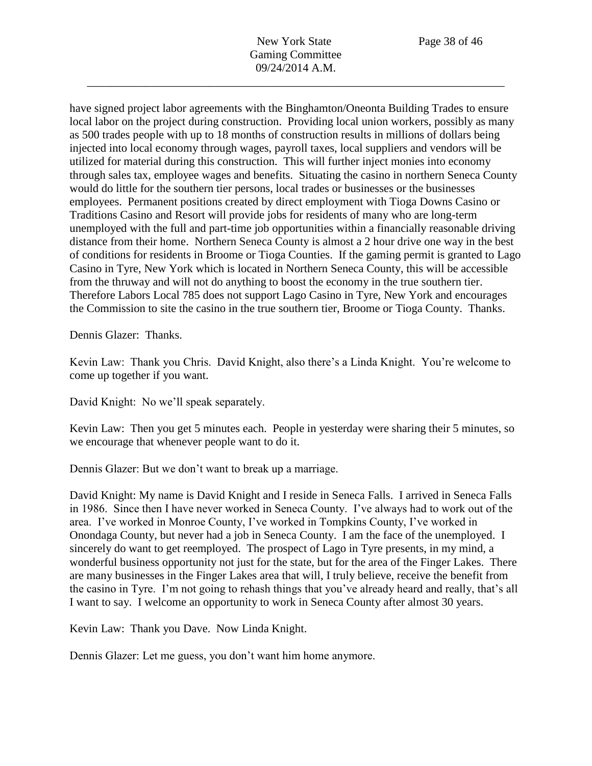have signed project labor agreements with the Binghamton/Oneonta Building Trades to ensure local labor on the project during construction. Providing local union workers, possibly as many as 500 trades people with up to 18 months of construction results in millions of dollars being injected into local economy through wages, payroll taxes, local suppliers and vendors will be utilized for material during this construction. This will further inject monies into economy through sales tax, employee wages and benefits. Situating the casino in northern Seneca County would do little for the southern tier persons, local trades or businesses or the businesses employees. Permanent positions created by direct employment with Tioga Downs Casino or Traditions Casino and Resort will provide jobs for residents of many who are long-term unemployed with the full and part-time job opportunities within a financially reasonable driving distance from their home. Northern Seneca County is almost a 2 hour drive one way in the best of conditions for residents in Broome or Tioga Counties. If the gaming permit is granted to Lago Casino in Tyre, New York which is located in Northern Seneca County, this will be accessible from the thruway and will not do anything to boost the economy in the true southern tier. Therefore Labors Local 785 does not support Lago Casino in Tyre, New York and encourages the Commission to site the casino in the true southern tier, Broome or Tioga County. Thanks.

Dennis Glazer: Thanks.

Kevin Law: Thank you Chris. David Knight, also there's a Linda Knight. You're welcome to come up together if you want.

David Knight: No we'll speak separately.

Kevin Law: Then you get 5 minutes each. People in yesterday were sharing their 5 minutes, so we encourage that whenever people want to do it.

Dennis Glazer: But we don't want to break up a marriage.

David Knight: My name is David Knight and I reside in Seneca Falls. I arrived in Seneca Falls in 1986. Since then I have never worked in Seneca County. I've always had to work out of the area. I've worked in Monroe County, I've worked in Tompkins County, I've worked in Onondaga County, but never had a job in Seneca County. I am the face of the unemployed. I sincerely do want to get reemployed. The prospect of Lago in Tyre presents, in my mind, a wonderful business opportunity not just for the state, but for the area of the Finger Lakes. There are many businesses in the Finger Lakes area that will, I truly believe, receive the benefit from the casino in Tyre. I'm not going to rehash things that you've already heard and really, that's all I want to say. I welcome an opportunity to work in Seneca County after almost 30 years.

Kevin Law: Thank you Dave. Now Linda Knight.

Dennis Glazer: Let me guess, you don't want him home anymore.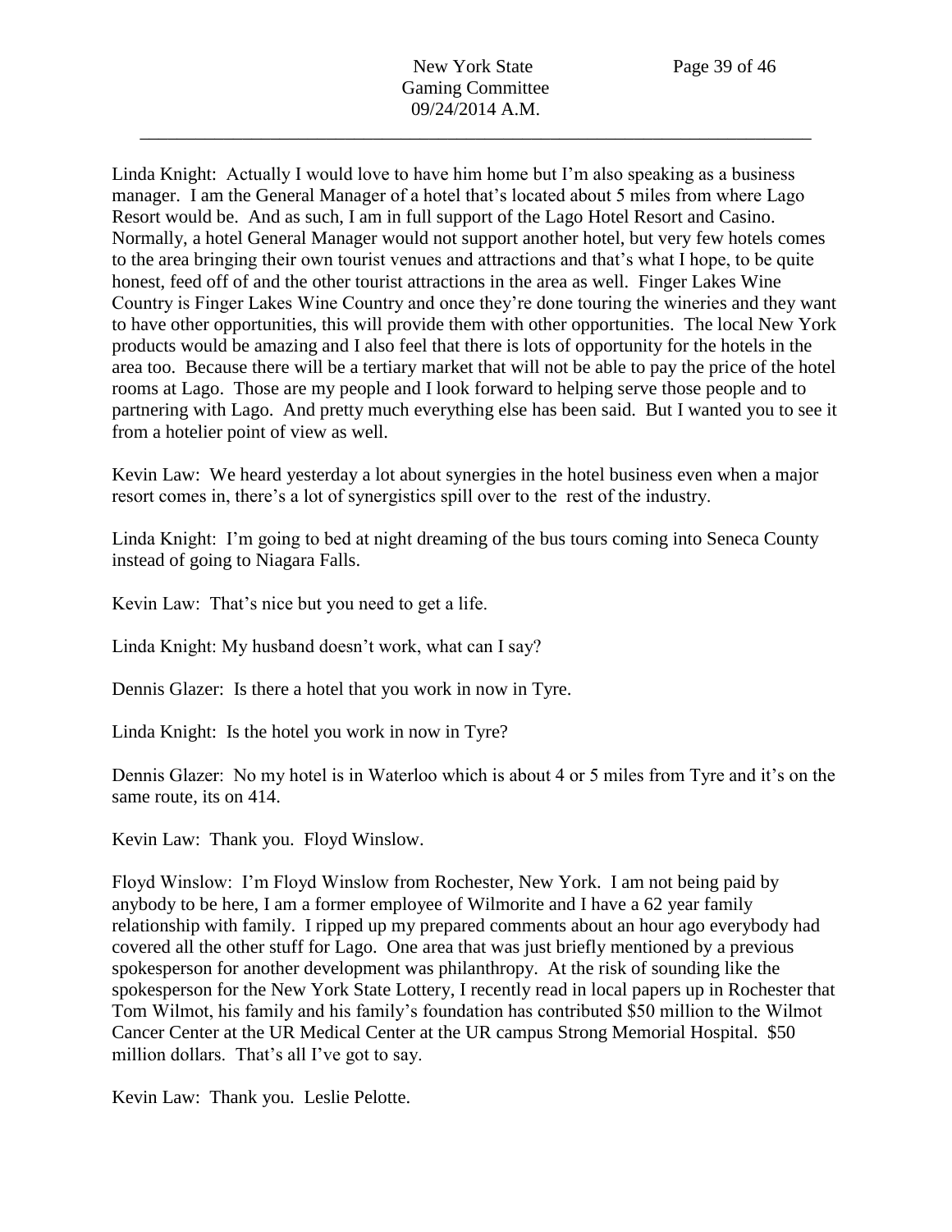Linda Knight: Actually I would love to have him home but I'm also speaking as a business manager. I am the General Manager of a hotel that's located about 5 miles from where Lago Resort would be. And as such, I am in full support of the Lago Hotel Resort and Casino. Normally, a hotel General Manager would not support another hotel, but very few hotels comes to the area bringing their own tourist venues and attractions and that's what I hope, to be quite honest, feed off of and the other tourist attractions in the area as well. Finger Lakes Wine Country is Finger Lakes Wine Country and once they're done touring the wineries and they want to have other opportunities, this will provide them with other opportunities. The local New York products would be amazing and I also feel that there is lots of opportunity for the hotels in the area too. Because there will be a tertiary market that will not be able to pay the price of the hotel rooms at Lago. Those are my people and I look forward to helping serve those people and to partnering with Lago. And pretty much everything else has been said. But I wanted you to see it from a hotelier point of view as well.

Kevin Law: We heard yesterday a lot about synergies in the hotel business even when a major resort comes in, there's a lot of synergistics spill over to the rest of the industry.

Linda Knight: I'm going to bed at night dreaming of the bus tours coming into Seneca County instead of going to Niagara Falls.

Kevin Law: That's nice but you need to get a life.

Linda Knight: My husband doesn't work, what can I say?

Dennis Glazer: Is there a hotel that you work in now in Tyre.

Linda Knight: Is the hotel you work in now in Tyre?

Dennis Glazer: No my hotel is in Waterloo which is about 4 or 5 miles from Tyre and it's on the same route, its on 414.

Kevin Law: Thank you. Floyd Winslow.

Floyd Winslow: I'm Floyd Winslow from Rochester, New York. I am not being paid by anybody to be here, I am a former employee of Wilmorite and I have a 62 year family relationship with family. I ripped up my prepared comments about an hour ago everybody had covered all the other stuff for Lago. One area that was just briefly mentioned by a previous spokesperson for another development was philanthropy. At the risk of sounding like the spokesperson for the New York State Lottery, I recently read in local papers up in Rochester that Tom Wilmot, his family and his family's foundation has contributed $50 million to the Wilmot Cancer Center at the UR Medical Center at the UR campus Strong Memorial Hospital. $50 million dollars. That's all I've got to say.

Kevin Law: Thank you. Leslie Pelotte.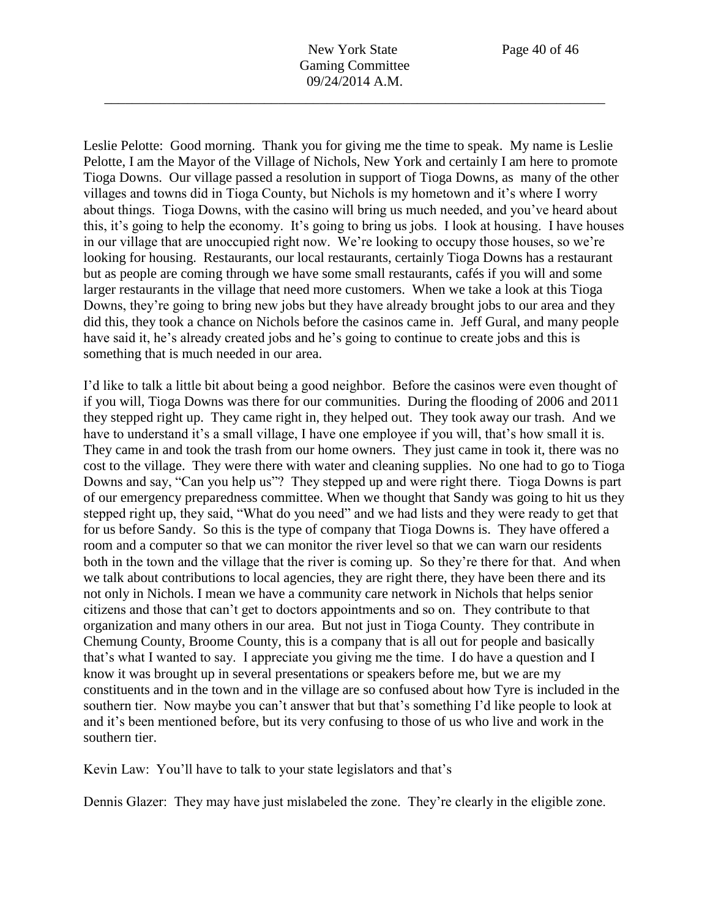Leslie Pelotte: Good morning. Thank you for giving me the time to speak. My name is Leslie Pelotte, I am the Mayor of the Village of Nichols, New York and certainly I am here to promote Tioga Downs. Our village passed a resolution in support of Tioga Downs, as many of the other villages and towns did in Tioga County, but Nichols is my hometown and it's where I worry about things. Tioga Downs, with the casino will bring us much needed, and you've heard about this, it's going to help the economy. It's going to bring us jobs. I look at housing. I have houses in our village that are unoccupied right now. We're looking to occupy those houses, so we're looking for housing. Restaurants, our local restaurants, certainly Tioga Downs has a restaurant but as people are coming through we have some small restaurants, cafés if you will and some larger restaurants in the village that need more customers. When we take a look at this Tioga Downs, they're going to bring new jobs but they have already brought jobs to our area and they did this, they took a chance on Nichols before the casinos came in. Jeff Gural, and many people have said it, he's already created jobs and he's going to continue to create jobs and this is something that is much needed in our area.

I'd like to talk a little bit about being a good neighbor. Before the casinos were even thought of if you will, Tioga Downs was there for our communities. During the flooding of 2006 and 2011 they stepped right up. They came right in, they helped out. They took away our trash. And we have to understand it's a small village, I have one employee if you will, that's how small it is. They came in and took the trash from our home owners. They just came in took it, there was no cost to the village. They were there with water and cleaning supplies. No one had to go to Tioga Downs and say, "Can you help us"? They stepped up and were right there. Tioga Downs is part of our emergency preparedness committee. When we thought that Sandy was going to hit us they stepped right up, they said, "What do you need" and we had lists and they were ready to get that for us before Sandy. So this is the type of company that Tioga Downs is. They have offered a room and a computer so that we can monitor the river level so that we can warn our residents both in the town and the village that the river is coming up. So they're there for that. And when we talk about contributions to local agencies, they are right there, they have been there and its not only in Nichols. I mean we have a community care network in Nichols that helps senior citizens and those that can't get to doctors appointments and so on. They contribute to that organization and many others in our area. But not just in Tioga County. They contribute in Chemung County, Broome County, this is a company that is all out for people and basically that's what I wanted to say. I appreciate you giving me the time. I do have a question and I know it was brought up in several presentations or speakers before me, but we are my constituents and in the town and in the village are so confused about how Tyre is included in the southern tier. Now maybe you can't answer that but that's something I'd like people to look at and it's been mentioned before, but its very confusing to those of us who live and work in the southern tier.

Kevin Law: You'll have to talk to your state legislators and that's

Dennis Glazer: They may have just mislabeled the zone. They're clearly in the eligible zone.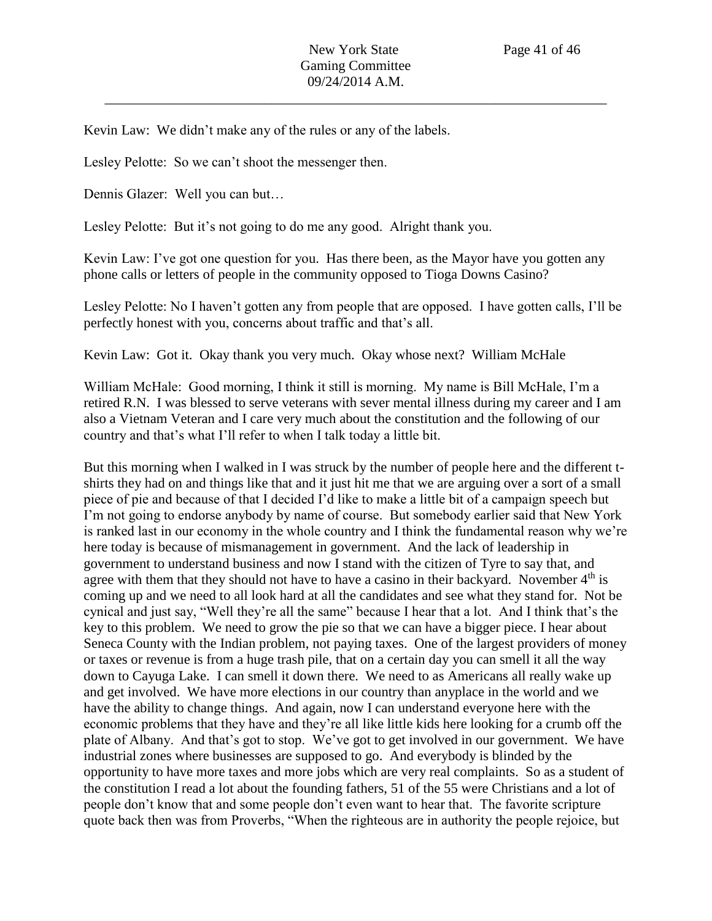Kevin Law: We didn't make any of the rules or any of the labels.

Lesley Pelotte: So we can't shoot the messenger then.

Dennis Glazer: Well you can but…

Lesley Pelotte: But it's not going to do me any good. Alright thank you.

Kevin Law: I've got one question for you. Has there been, as the Mayor have you gotten any phone calls or letters of people in the community opposed to Tioga Downs Casino?

Lesley Pelotte: No I haven't gotten any from people that are opposed. I have gotten calls, I'll be perfectly honest with you, concerns about traffic and that's all.

Kevin Law: Got it. Okay thank you very much. Okay whose next? William McHale

William McHale: Good morning, I think it still is morning. My name is Bill McHale, I'm a retired R.N. I was blessed to serve veterans with sever mental illness during my career and I am also a Vietnam Veteran and I care very much about the constitution and the following of our country and that's what I'll refer to when I talk today a little bit.

But this morning when I walked in I was struck by the number of people here and the different t-shirts they had on and things like that and it just hit me that we are arguing over a sort of a small piece of pie and because of that I decided I'd like to make a little bit of a campaign speech but I'm not going to endorse anybody by name of course. But somebody earlier said that New York is ranked last in our economy in the whole country and I think the fundamental reason why we're here today is because of mismanagement in government. And the lack of leadership in government to understand business and now I stand with the citizen of Tyre to say that, and agree with them that they should not have to have a casino in their backyard. November 4th is coming up and we need to all look hard at all the candidates and see what they stand for. Not be cynical and just say, "Well they're all the same" because I hear that a lot. And I think that's the key to this problem. We need to grow the pie so that we can have a bigger piece. I hear about Seneca County with the Indian problem, not paying taxes. One of the largest providers of money or taxes or revenue is from a huge trash pile, that on a certain day you can smell it all the way down to Cayuga Lake. I can smell it down there. We need to as Americans all really wake up and get involved. We have more elections in our country than anyplace in the world and we have the ability to change things. And again, now I can understand everyone here with the economic problems that they have and they're all like little kids here looking for a crumb off the plate of Albany. And that's got to stop. We've got to get involved in our government. We have industrial zones where businesses are supposed to go. And everybody is blinded by the opportunity to have more taxes and more jobs which are very real complaints. So as a student of the constitution I read a lot about the founding fathers, 51 of the 55 were Christians and a lot of people don't know that and some people don't even want to hear that. The favorite scripture quote back then was from Proverbs, "When the righteous are in authority the people rejoice, but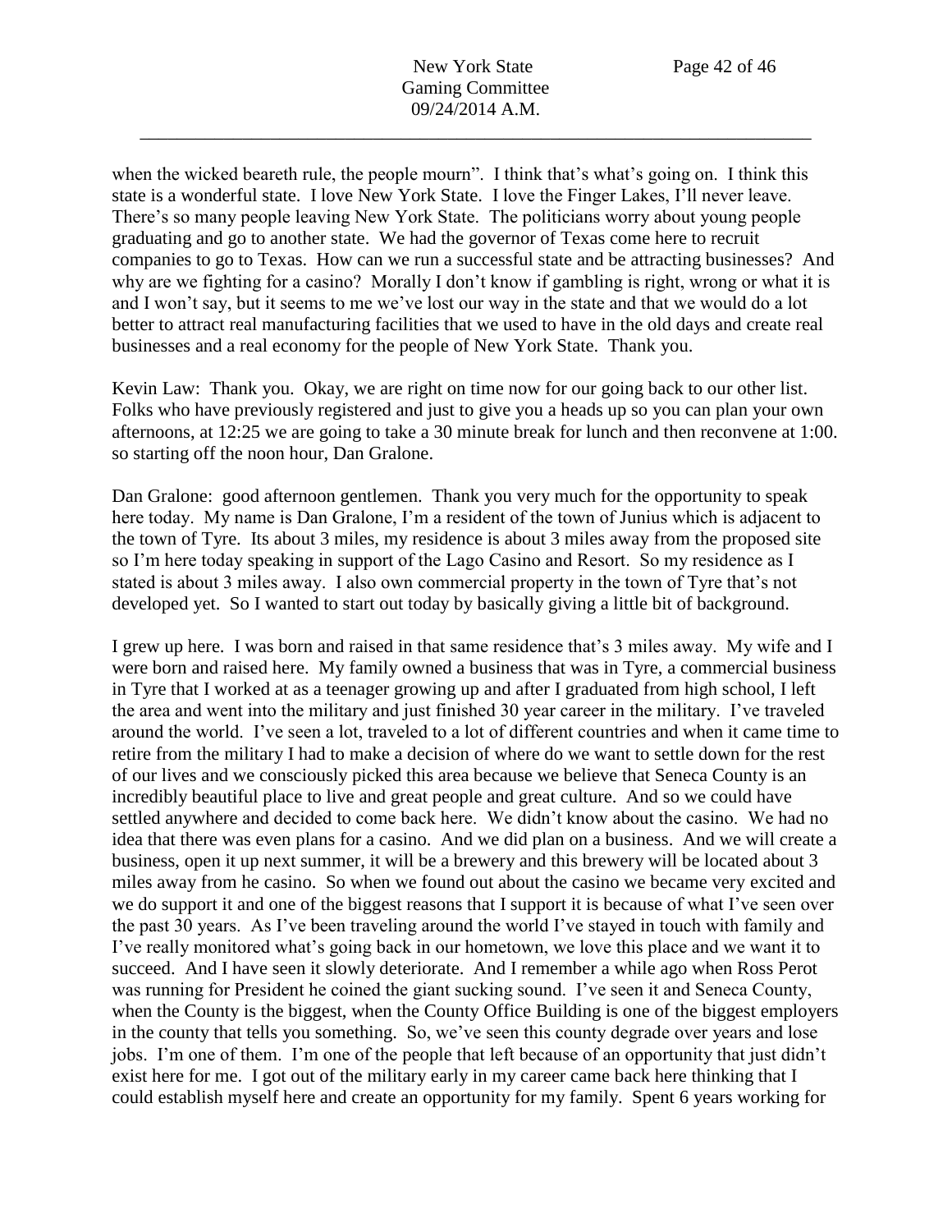when the wicked beareth rule, the people mourn". I think that's what's going on. I think this state is a wonderful state. I love New York State. I love the Finger Lakes, I'll never leave. There's so many people leaving New York State. The politicians worry about young people graduating and go to another state. We had the governor of Texas come here to recruit companies to go to Texas. How can we run a successful state and be attracting businesses? And why are we fighting for a casino? Morally I don't know if gambling is right, wrong or what it is and I won't say, but it seems to me we've lost our way in the state and that we would do a lot better to attract real manufacturing facilities that we used to have in the old days and create real businesses and a real economy for the people of New York State. Thank you.

Kevin Law: Thank you. Okay, we are right on time now for our going back to our other list. Folks who have previously registered and just to give you a heads up so you can plan your own afternoons, at 12:25 we are going to take a 30 minute break for lunch and then reconvene at 1:00. so starting off the noon hour, Dan Gralone.

Dan Gralone: good afternoon gentlemen. Thank you very much for the opportunity to speak here today. My name is Dan Gralone, I'm a resident of the town of Junius which is adjacent to the town of Tyre. Its about 3 miles, my residence is about 3 miles away from the proposed site so I'm here today speaking in support of the Lago Casino and Resort. So my residence as I stated is about 3 miles away. I also own commercial property in the town of Tyre that's not developed yet. So I wanted to start out today by basically giving a little bit of background.

I grew up here. I was born and raised in that same residence that's 3 miles away. My wife and I were born and raised here. My family owned a business that was in Tyre, a commercial business in Tyre that I worked at as a teenager growing up and after I graduated from high school, I left the area and went into the military and just finished 30 year career in the military. I've traveled around the world. I've seen a lot, traveled to a lot of different countries and when it came time to retire from the military I had to make a decision of where do we want to settle down for the rest of our lives and we consciously picked this area because we believe that Seneca County is an incredibly beautiful place to live and great people and great culture. And so we could have settled anywhere and decided to come back here. We didn't know about the casino. We had no idea that there was even plans for a casino. And we did plan on a business. And we will create a business, open it up next summer, it will be a brewery and this brewery will be located about 3 miles away from he casino. So when we found out about the casino we became very excited and we do support it and one of the biggest reasons that I support it is because of what I've seen over the past 30 years. As I've been traveling around the world I've stayed in touch with family and I've really monitored what's going back in our hometown, we love this place and we want it to succeed. And I have seen it slowly deteriorate. And I remember a while ago when Ross Perot was running for President he coined the giant sucking sound. I've seen it and Seneca County, when the County is the biggest, when the County Office Building is one of the biggest employers in the county that tells you something. So, we've seen this county degrade over years and lose jobs. I'm one of them. I'm one of the people that left because of an opportunity that just didn't exist here for me. I got out of the military early in my career came back here thinking that I could establish myself here and create an opportunity for my family. Spent 6 years working for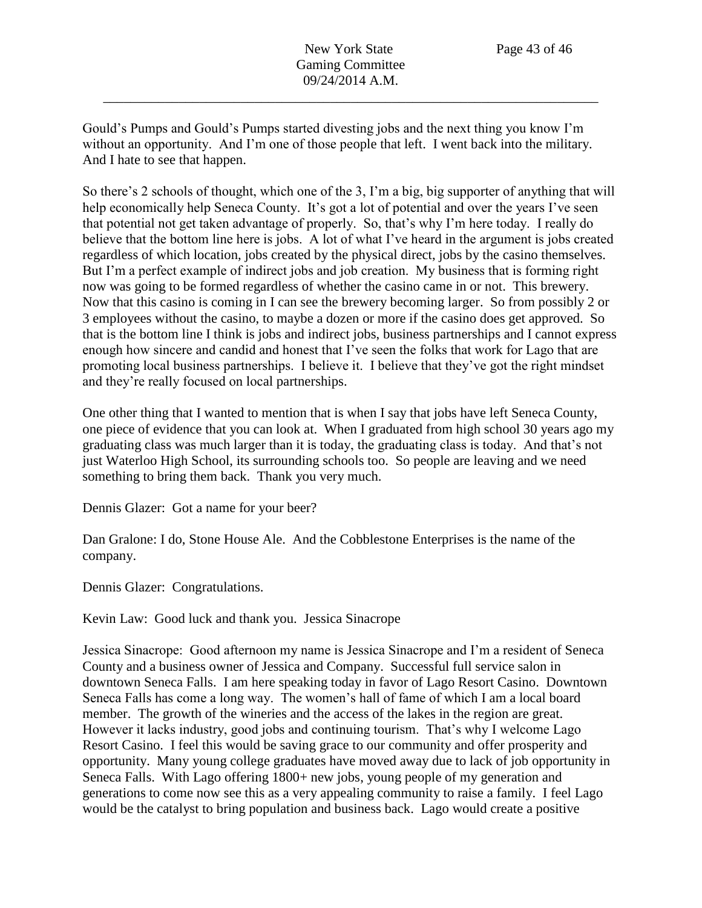Gould's Pumps and Gould's Pumps started divesting jobs and the next thing you know I'm without an opportunity. And I'm one of those people that left. I went back into the military. And I hate to see that happen.

So there's 2 schools of thought, which one of the 3, I'm a big, big supporter of anything that will help economically help Seneca County. It's got a lot of potential and over the years I've seen that potential not get taken advantage of properly. So, that's why I'm here today. I really do believe that the bottom line here is jobs. A lot of what I've heard in the argument is jobs created regardless of which location, jobs created by the physical direct, jobs by the casino themselves. But I'm a perfect example of indirect jobs and job creation. My business that is forming right now was going to be formed regardless of whether the casino came in or not. This brewery. Now that this casino is coming in I can see the brewery becoming larger. So from possibly 2 or 3 employees without the casino, to maybe a dozen or more if the casino does get approved. So that is the bottom line I think is jobs and indirect jobs, business partnerships and I cannot express enough how sincere and candid and honest that I've seen the folks that work for Lago that are promoting local business partnerships. I believe it. I believe that they've got the right mindset and they're really focused on local partnerships.

One other thing that I wanted to mention that is when I say that jobs have left Seneca County, one piece of evidence that you can look at. When I graduated from high school 30 years ago my graduating class was much larger than it is today, the graduating class is today. And that's not just Waterloo High School, its surrounding schools too. So people are leaving and we need something to bring them back. Thank you very much.

Dennis Glazer: Got a name for your beer?

Dan Gralone: I do, Stone House Ale. And the Cobblestone Enterprises is the name of the company.

Dennis Glazer: Congratulations.

Kevin Law: Good luck and thank you. Jessica Sinacrope

Jessica Sinacrope: Good afternoon my name is Jessica Sinacrope and I'm a resident of Seneca County and a business owner of Jessica and Company. Successful full service salon in downtown Seneca Falls. I am here speaking today in favor of Lago Resort Casino. Downtown Seneca Falls has come a long way. The women's hall of fame of which I am a local board member. The growth of the wineries and the access of the lakes in the region are great. However it lacks industry, good jobs and continuing tourism. That's why I welcome Lago Resort Casino. I feel this would be saving grace to our community and offer prosperity and opportunity. Many young college graduates have moved away due to lack of job opportunity in Seneca Falls. With Lago offering 1800+ new jobs, young people of my generation and generations to come now see this as a very appealing community to raise a family. I feel Lago would be the catalyst to bring population and business back. Lago would create a positive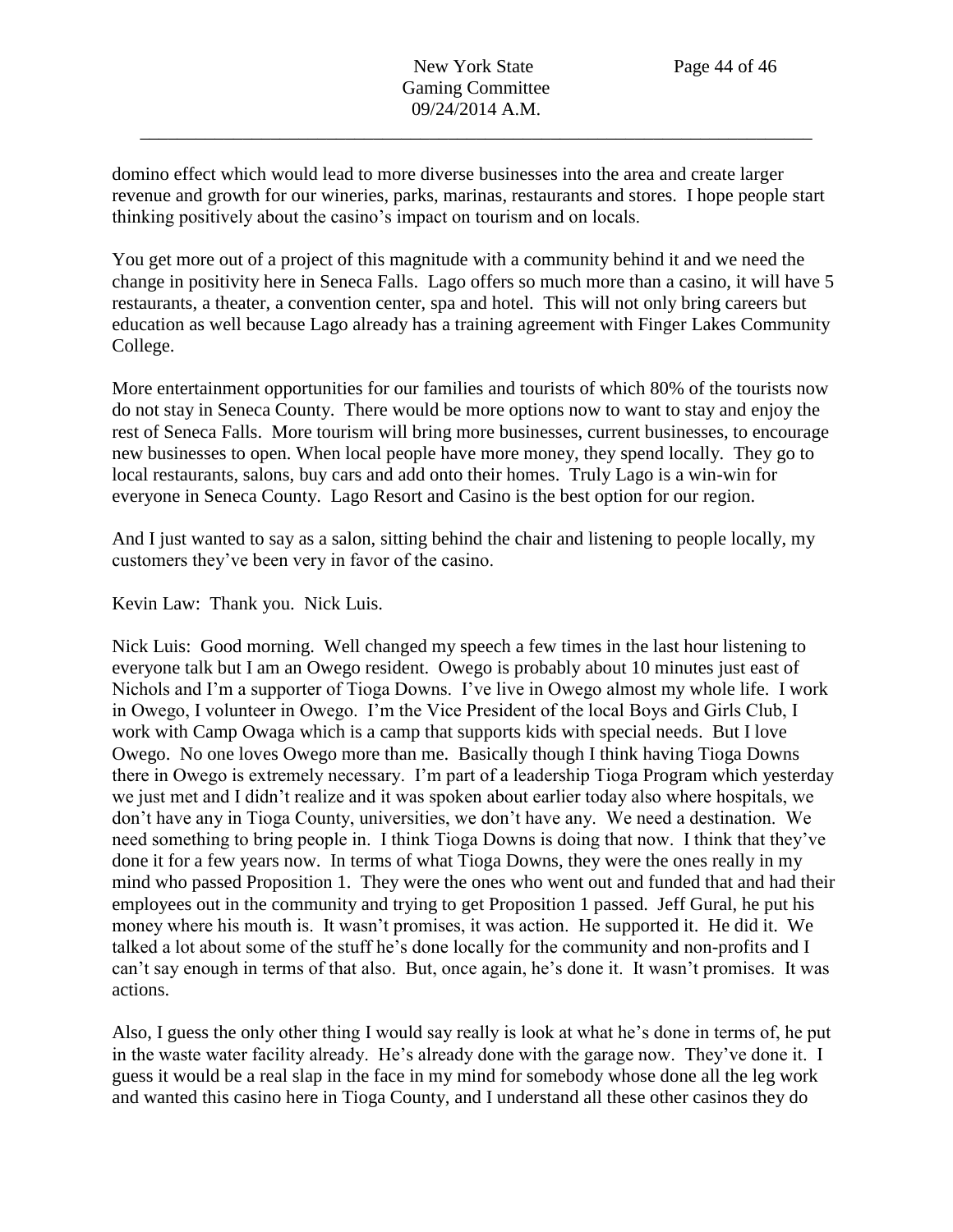domino effect which would lead to more diverse businesses into the area and create larger revenue and growth for our wineries, parks, marinas, restaurants and stores. I hope people start thinking positively about the casino's impact on tourism and on locals.

You get more out of a project of this magnitude with a community behind it and we need the change in positivity here in Seneca Falls. Lago offers so much more than a casino, it will have 5 restaurants, a theater, a convention center, spa and hotel. This will not only bring careers but education as well because Lago already has a training agreement with Finger Lakes Community College.

More entertainment opportunities for our families and tourists of which 80% of the tourists now do not stay in Seneca County. There would be more options now to want to stay and enjoy the rest of Seneca Falls. More tourism will bring more businesses, current businesses, to encourage new businesses to open. When local people have more money, they spend locally. They go to local restaurants, salons, buy cars and add onto their homes. Truly Lago is a win-win for everyone in Seneca County. Lago Resort and Casino is the best option for our region.

And I just wanted to say as a salon, sitting behind the chair and listening to people locally, my customers they've been very in favor of the casino.

Kevin Law: Thank you. Nick Luis.

Nick Luis: Good morning. Well changed my speech a few times in the last hour listening to everyone talk but I am an Owego resident. Owego is probably about 10 minutes just east of Nichols and I'm a supporter of Tioga Downs. I've live in Owego almost my whole life. I work in Owego, I volunteer in Owego. I'm the Vice President of the local Boys and Girls Club, I work with Camp Owaga which is a camp that supports kids with special needs. But I love Owego. No one loves Owego more than me. Basically though I think having Tioga Downs there in Owego is extremely necessary. I'm part of a leadership Tioga Program which yesterday we just met and I didn't realize and it was spoken about earlier today also where hospitals, we don't have any in Tioga County, universities, we don't have any. We need a destination. We need something to bring people in. I think Tioga Downs is doing that now. I think that they've done it for a few years now. In terms of what Tioga Downs, they were the ones really in my mind who passed Proposition 1. They were the ones who went out and funded that and had their employees out in the community and trying to get Proposition 1 passed. Jeff Gural, he put his money where his mouth is. It wasn't promises, it was action. He supported it. He did it. We talked a lot about some of the stuff he's done locally for the community and non-profits and I can't say enough in terms of that also. But, once again, he's done it. It wasn't promises. It was actions.

Also, I guess the only other thing I would say really is look at what he's done in terms of, he put in the waste water facility already. He's already done with the garage now. They've done it. I guess it would be a real slap in the face in my mind for somebody whose done all the leg work and wanted this casino here in Tioga County, and I understand all these other casinos they do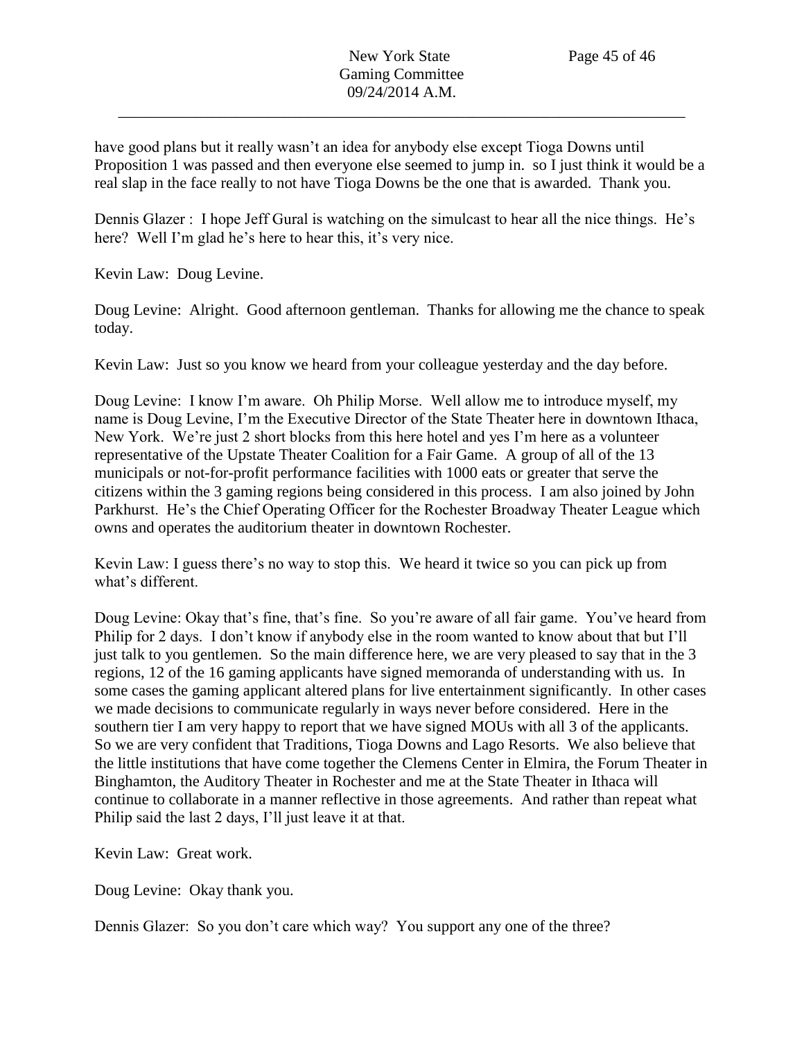have good plans but it really wasn't an idea for anybody else except Tioga Downs until Proposition 1 was passed and then everyone else seemed to jump in. so I just think it would be a real slap in the face really to not have Tioga Downs be the one that is awarded. Thank you.

Dennis Glazer : I hope Jeff Gural is watching on the simulcast to hear all the nice things. He's here? Well I'm glad he's here to hear this, it's very nice.

Kevin Law: Doug Levine.

Doug Levine: Alright. Good afternoon gentleman. Thanks for allowing me the chance to speak today.

Kevin Law: Just so you know we heard from your colleague yesterday and the day before.

Doug Levine: I know I'm aware. Oh Philip Morse. Well allow me to introduce myself, my name is Doug Levine, I'm the Executive Director of the State Theater here in downtown Ithaca, New York. We're just 2 short blocks from this here hotel and yes I'm here as a volunteer representative of the Upstate Theater Coalition for a Fair Game. A group of all of the 13 municipals or not-for-profit performance facilities with 1000 eats or greater that serve the citizens within the 3 gaming regions being considered in this process. I am also joined by John Parkhurst. He's the Chief Operating Officer for the Rochester Broadway Theater League which owns and operates the auditorium theater in downtown Rochester.

Kevin Law: I guess there's no way to stop this. We heard it twice so you can pick up from what's different.

Doug Levine: Okay that's fine, that's fine. So you're aware of all fair game. You've heard from Philip for 2 days. I don't know if anybody else in the room wanted to know about that but I'll just talk to you gentlemen. So the main difference here, we are very pleased to say that in the 3 regions, 12 of the 16 gaming applicants have signed memoranda of understanding with us. In some cases the gaming applicant altered plans for live entertainment significantly. In other cases we made decisions to communicate regularly in ways never before considered. Here in the southern tier I am very happy to report that we have signed MOUs with all 3 of the applicants. So we are very confident that Traditions, Tioga Downs and Lago Resorts. We also believe that the little institutions that have come together the Clemens Center in Elmira, the Forum Theater in Binghamton, the Auditory Theater in Rochester and me at the State Theater in Ithaca will continue to collaborate in a manner reflective in those agreements. And rather than repeat what Philip said the last 2 days, I'll just leave it at that.

Kevin Law: Great work.

Doug Levine: Okay thank you.

Dennis Glazer: So you don't care which way? You support any one of the three?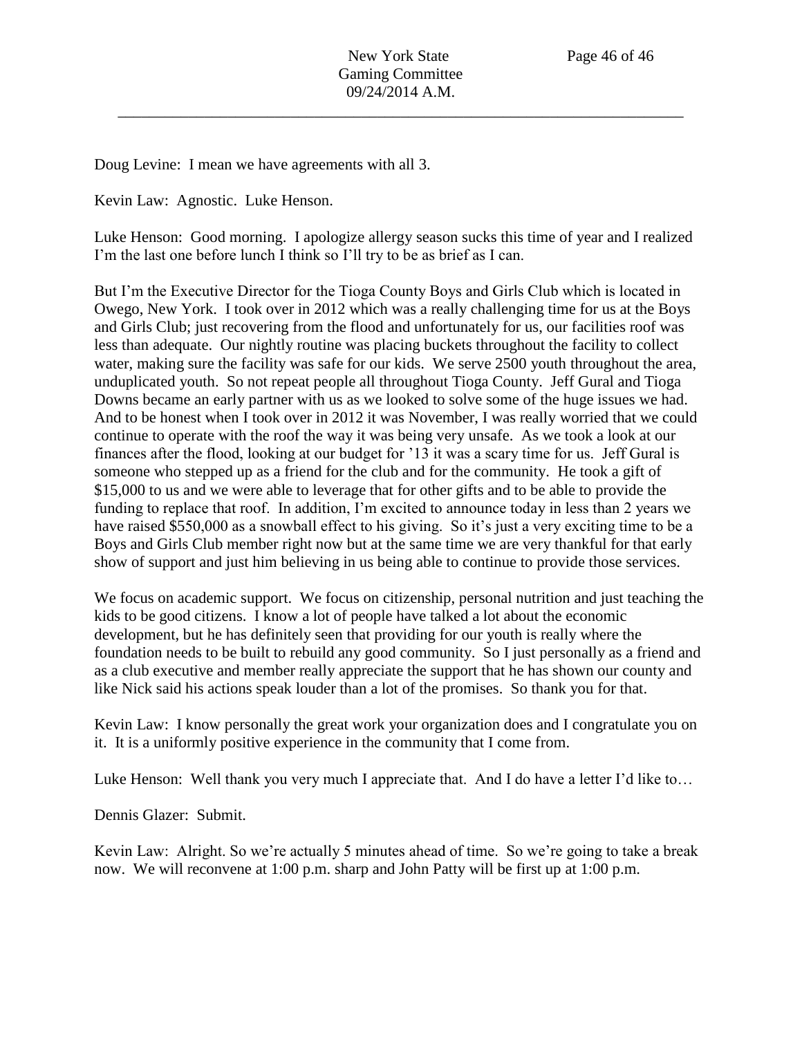Doug Levine: I mean we have agreements with all 3.

Kevin Law: Agnostic. Luke Henson.

Luke Henson: Good morning. I apologize allergy season sucks this time of year and I realized I'm the last one before lunch I think so I'll try to be as brief as I can.

But I'm the Executive Director for the Tioga County Boys and Girls Club which is located in Owego, New York. I took over in 2012 which was a really challenging time for us at the Boys and Girls Club; just recovering from the flood and unfortunately for us, our facilities roof was less than adequate. Our nightly routine was placing buckets throughout the facility to collect water, making sure the facility was safe for our kids. We serve 2500 youth throughout the area, unduplicated youth. So not repeat people all throughout Tioga County. Jeff Gural and Tioga Downs became an early partner with us as we looked to solve some of the huge issues we had. And to be honest when I took over in 2012 it was November, I was really worried that we could continue to operate with the roof the way it was being very unsafe. As we took a look at our finances after the flood, looking at our budget for '13 it was a scary time for us. Jeff Gural is someone who stepped up as a friend for the club and for the community. He took a gift of $15,000 to us and we were able to leverage that for other gifts and to be able to provide the funding to replace that roof. In addition, I'm excited to announce today in less than 2 years we have raised $550,000 as a snowball effect to his giving. So it's just a very exciting time to be a Boys and Girls Club member right now but at the same time we are very thankful for that early show of support and just him believing in us being able to continue to provide those services.

We focus on academic support. We focus on citizenship, personal nutrition and just teaching the kids to be good citizens. I know a lot of people have talked a lot about the economic development, but he has definitely seen that providing for our youth is really where the foundation needs to be built to rebuild any good community. So I just personally as a friend and as a club executive and member really appreciate the support that he has shown our county and like Nick said his actions speak louder than a lot of the promises. So thank you for that.

Kevin Law: I know personally the great work your organization does and I congratulate you on it. It is a uniformly positive experience in the community that I come from.

Luke Henson: Well thank you very much I appreciate that. And I do have a letter I'd like to…

Dennis Glazer: Submit.

Kevin Law: Alright. So we're actually 5 minutes ahead of time. So we're going to take a break now. We will reconvene at 1:00 p.m. sharp and John Patty will be first up at 1:00 p.m.